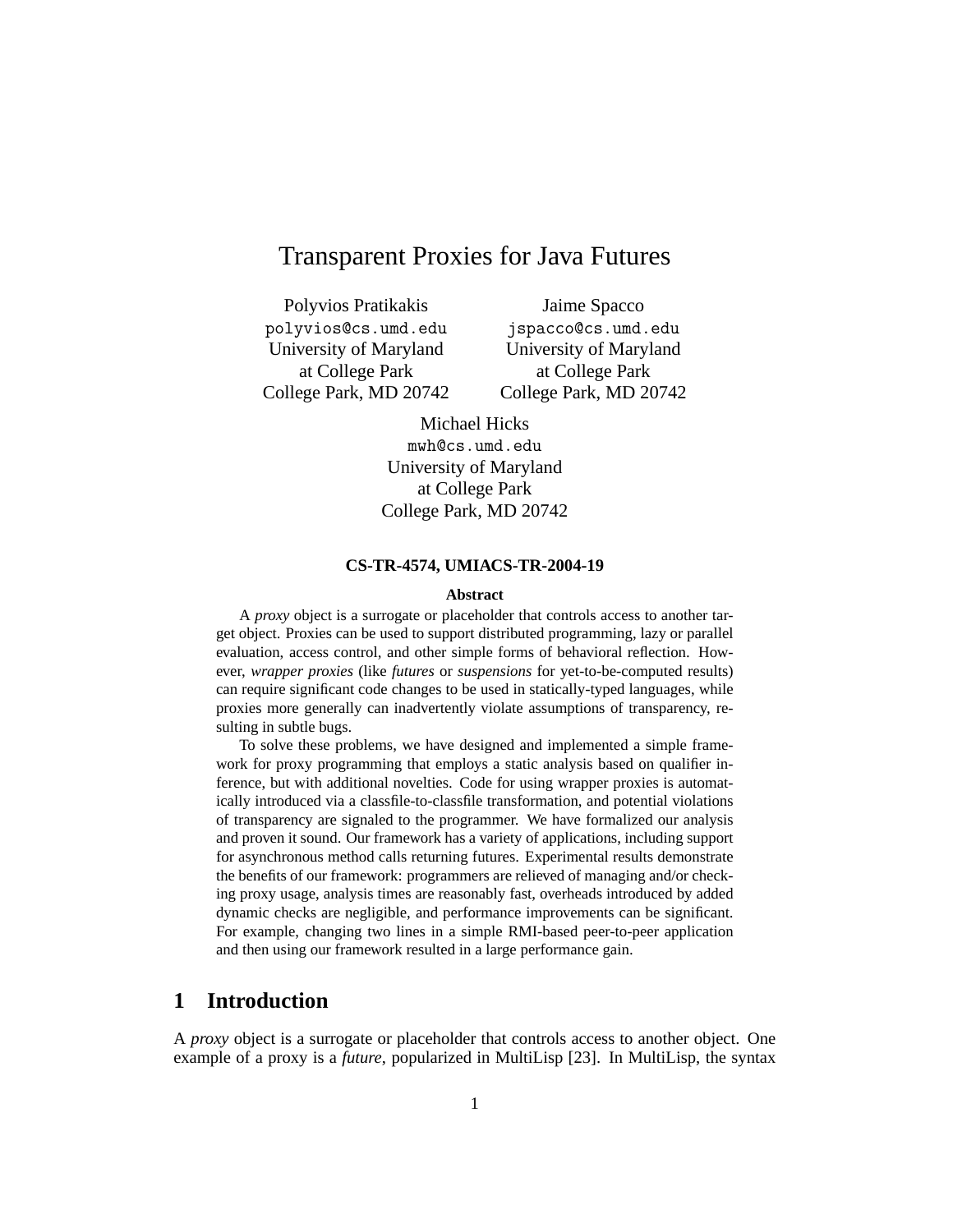# Transparent Proxies for Java Futures

Polyvios Pratikakis
polyvios@cs.umd.edu
University of Maryland
at College Park
College Park, MD 20742

Jaime Spacco
jspacco@cs.umd.edu
University of Maryland
at College Park
College Park, MD 20742

Michael Hicks
mwh@cs.umd.edu
University of Maryland
at College Park
College Park, MD 20742

**CS-TR-4574, UMIACS-TR-2004-19**

**Abstract**

A *proxy* object is a surrogate or placeholder that controls access to another target object. Proxies can be used to support distributed programming, lazy or parallel evaluation, access control, and other simple forms of behavioral reflection. However, *wrapper proxies* (like *futures* or *suspensions* for yet-to-be-computed results) can require significant code changes to be used in statically-typed languages, while proxies more generally can inadvertently violate assumptions of transparency, resulting in subtle bugs.

To solve these problems, we have designed and implemented a simple framework for proxy programming that employs a static analysis based on qualifier inference, but with additional novelties. Code for using wrapper proxies is automatically introduced via a classfile-to-classfile transformation, and potential violations of transparency are signaled to the programmer. We have formalized our analysis and proven it sound. Our framework has a variety of applications, including support for asynchronous method calls returning futures. Experimental results demonstrate the benefits of our framework: programmers are relieved of managing and/or checking proxy usage, analysis times are reasonably fast, overheads introduced by added dynamic checks are negligible, and performance improvements can be significant. For example, changing two lines in a simple RMI-based peer-to-peer application and then using our framework resulted in a large performance gain.

## 1 Introduction

A *proxy* object is a surrogate or placeholder that controls access to another object. One example of a proxy is a *future*, popularized in MultiLisp [23]. In MultiLisp, the syntax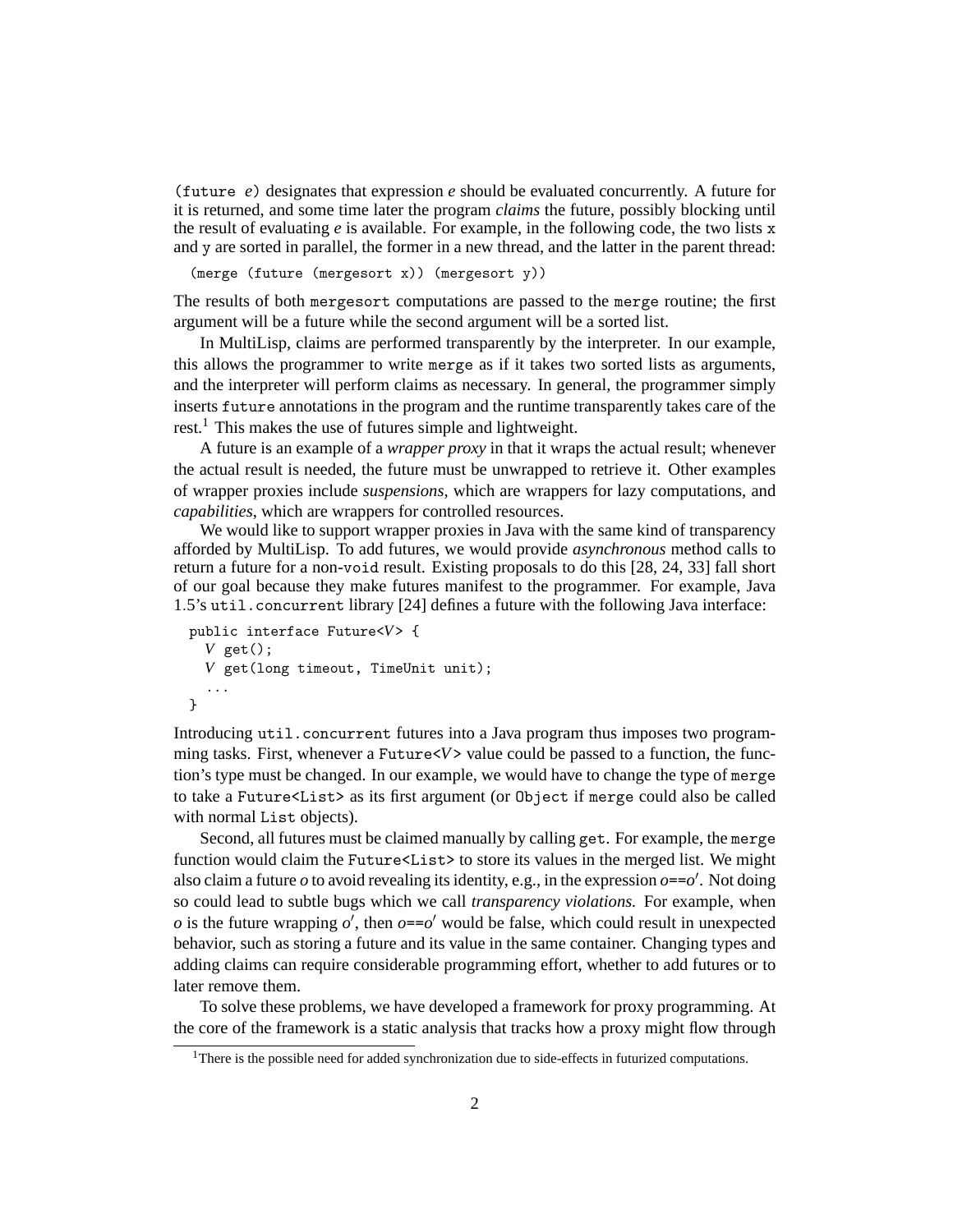`(future e)` designates that expression *e* should be evaluated concurrently. A future for it is returned, and some time later the program *claims* the future, possibly blocking until the result of evaluating *e* is available. For example, in the following code, the two lists `x` and `y` are sorted in parallel, the former in a new thread, and the latter in the parent thread:

```
(merge (future (mergesort x)) (mergesort y))
```

The results of both `mergesort` computations are passed to the `merge` routine; the first argument will be a future while the second argument will be a sorted list.

In MultiLisp, claims are performed transparently by the interpreter. In our example, this allows the programmer to write `merge` as if it takes two sorted lists as arguments, and the interpreter will perform claims as necessary. In general, the programmer simply inserts `future` annotations in the program and the runtime transparently takes care of the rest.[1] This makes the use of futures simple and lightweight.

A future is an example of a *wrapper proxy* in that it wraps the actual result; whenever the actual result is needed, the future must be unwrapped to retrieve it. Other examples of wrapper proxies include *suspensions*, which are wrappers for lazy computations, and *capabilities*, which are wrappers for controlled resources.

We would like to support wrapper proxies in Java with the same kind of transparency afforded by MultiLisp. To add futures, we would provide *asynchronous* method calls to return a future for a non-`void` result. Existing proposals to do this [28, 24, 33] fall short of our goal because they make futures manifest to the programmer. For example, Java 1.5's `util.concurrent` library [24] defines a future with the following Java interface:

```
public interface Future<V> {
  V get();
  V get(long timeout, TimeUnit unit);
  ...
}
```

Introducing `util.concurrent` futures into a Java program thus imposes two programming tasks. First, whenever a `Future<V>` value could be passed to a function, the function's type must be changed. In our example, we would have to change the type of `merge` to take a `Future<List>` as its first argument (or `Object` if `merge` could also be called with normal `List` objects).

Second, all futures must be claimed manually by calling `get`. For example, the `merge` function would claim the `Future<List>` to store its values in the merged list. We might also claim a future $o$ to avoid revealing its identity, e.g., in the expression $o$==$o'$. Not doing so could lead to subtle bugs which we call *transparency violations*. For example, when $o$ is the future wrapping $o'$, then $o$==$o'$ would be false, which could result in unexpected behavior, such as storing a future and its value in the same container. Changing types and adding claims can require considerable programming effort, whether to add futures or to later remove them.

To solve these problems, we have developed a framework for proxy programming. At the core of the framework is a static analysis that tracks how a proxy might flow through

[1] There is the possible need for added synchronization due to side-effects in futurized computations.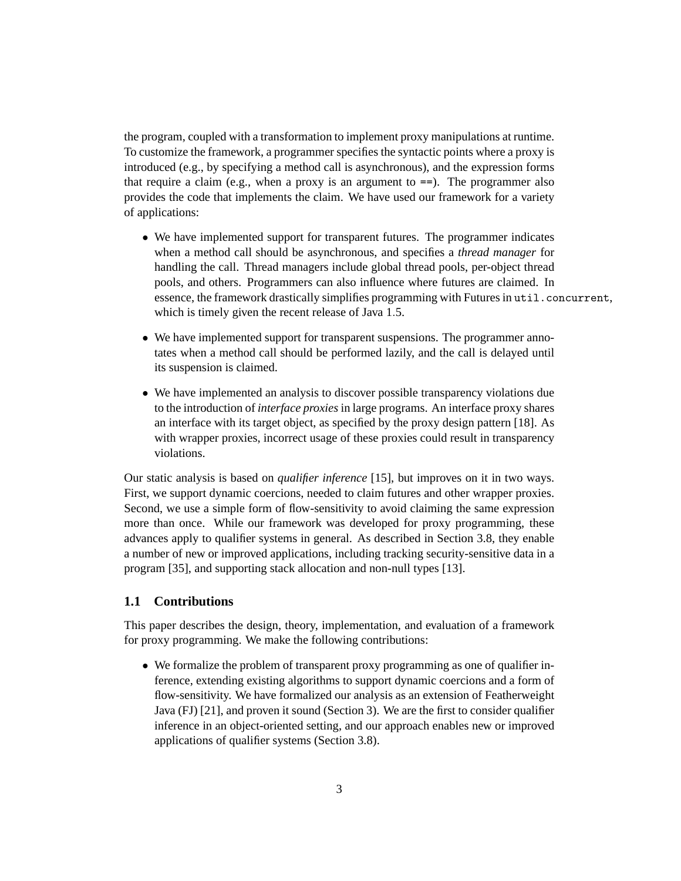the program, coupled with a transformation to implement proxy manipulations at runtime. To customize the framework, a programmer specifies the syntactic points where a proxy is introduced (e.g., by specifying a method call is asynchronous), and the expression forms that require a claim (e.g., when a proxy is an argument to `==`). The programmer also provides the code that implements the claim. We have used our framework for a variety of applications:

- We have implemented support for transparent futures. The programmer indicates when a method call should be asynchronous, and specifies a *thread manager* for handling the call. Thread managers include global thread pools, per-object thread pools, and others. Programmers can also influence where futures are claimed. In essence, the framework drastically simplifies programming with Futures in `util.concurrent`, which is timely given the recent release of Java 1.5.
- We have implemented support for transparent suspensions. The programmer annotates when a method call should be performed lazily, and the call is delayed until its suspension is claimed.
- We have implemented an analysis to discover possible transparency violations due to the introduction of *interface proxies* in large programs. An interface proxy shares an interface with its target object, as specified by the proxy design pattern [18]. As with wrapper proxies, incorrect usage of these proxies could result in transparency violations.

Our static analysis is based on *qualifier inference* [15], but improves on it in two ways. First, we support dynamic coercions, needed to claim futures and other wrapper proxies. Second, we use a simple form of flow-sensitivity to avoid claiming the same expression more than once. While our framework was developed for proxy programming, these advances apply to qualifier systems in general. As described in Section 3.8, they enable a number of new or improved applications, including tracking security-sensitive data in a program [35], and supporting stack allocation and non-null types [13].

## 1.1 Contributions

This paper describes the design, theory, implementation, and evaluation of a framework for proxy programming. We make the following contributions:

- We formalize the problem of transparent proxy programming as one of qualifier inference, extending existing algorithms to support dynamic coercions and a form of flow-sensitivity. We have formalized our analysis as an extension of Featherweight Java (FJ) [21], and proven it sound (Section 3). We are the first to consider qualifier inference in an object-oriented setting, and our approach enables new or improved applications of qualifier systems (Section 3.8).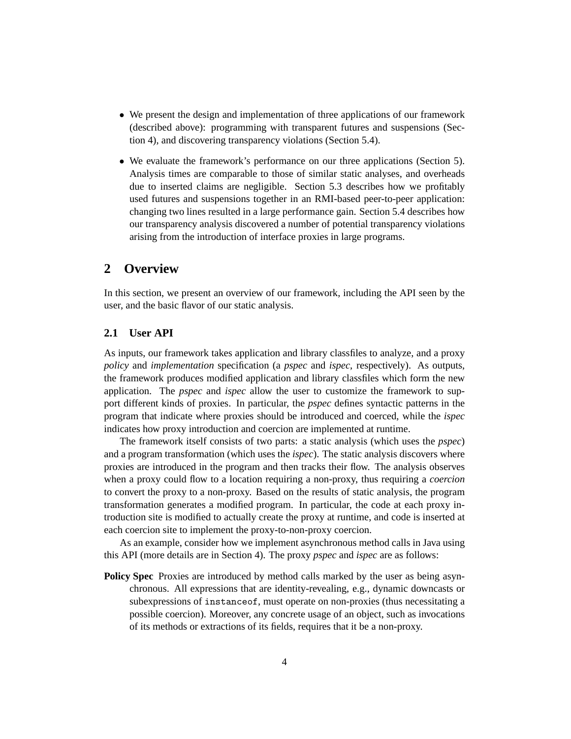- We present the design and implementation of three applications of our framework (described above): programming with transparent futures and suspensions (Section 4), and discovering transparency violations (Section 5.4).
- We evaluate the framework's performance on our three applications (Section 5). Analysis times are comparable to those of similar static analyses, and overheads due to inserted claims are negligible. Section 5.3 describes how we profitably used futures and suspensions together in an RMI-based peer-to-peer application: changing two lines resulted in a large performance gain. Section 5.4 describes how our transparency analysis discovered a number of potential transparency violations arising from the introduction of interface proxies in large programs.

## 2 Overview

In this section, we present an overview of our framework, including the API seen by the user, and the basic flavor of our static analysis.

### 2.1 User API

As inputs, our framework takes application and library classfiles to analyze, and a proxy *policy* and *implementation* specification (a *pspec* and *ispec*, respectively). As outputs, the framework produces modified application and library classfiles which form the new application. The *pspec* and *ispec* allow the user to customize the framework to support different kinds of proxies. In particular, the *pspec* defines syntactic patterns in the program that indicate where proxies should be introduced and coerced, while the *ispec* indicates how proxy introduction and coercion are implemented at runtime.

The framework itself consists of two parts: a static analysis (which uses the *pspec*) and a program transformation (which uses the *ispec*). The static analysis discovers where proxies are introduced in the program and then tracks their flow. The analysis observes when a proxy could flow to a location requiring a non-proxy, thus requiring a *coercion* to convert the proxy to a non-proxy. Based on the results of static analysis, the program transformation generates a modified program. In particular, the code at each proxy introduction site is modified to actually create the proxy at runtime, and code is inserted at each coercion site to implement the proxy-to-non-proxy coercion.

As an example, consider how we implement asynchronous method calls in Java using this API (more details are in Section 4). The proxy *pspec* and *ispec* are as follows:

**Policy Spec** Proxies are introduced by method calls marked by the user as being asynchronous. All expressions that are identity-revealing, e.g., dynamic downcasts or subexpressions of `instanceof`, must operate on non-proxies (thus necessitating a possible coercion). Moreover, any concrete usage of an object, such as invocations of its methods or extractions of its fields, requires that it be a non-proxy.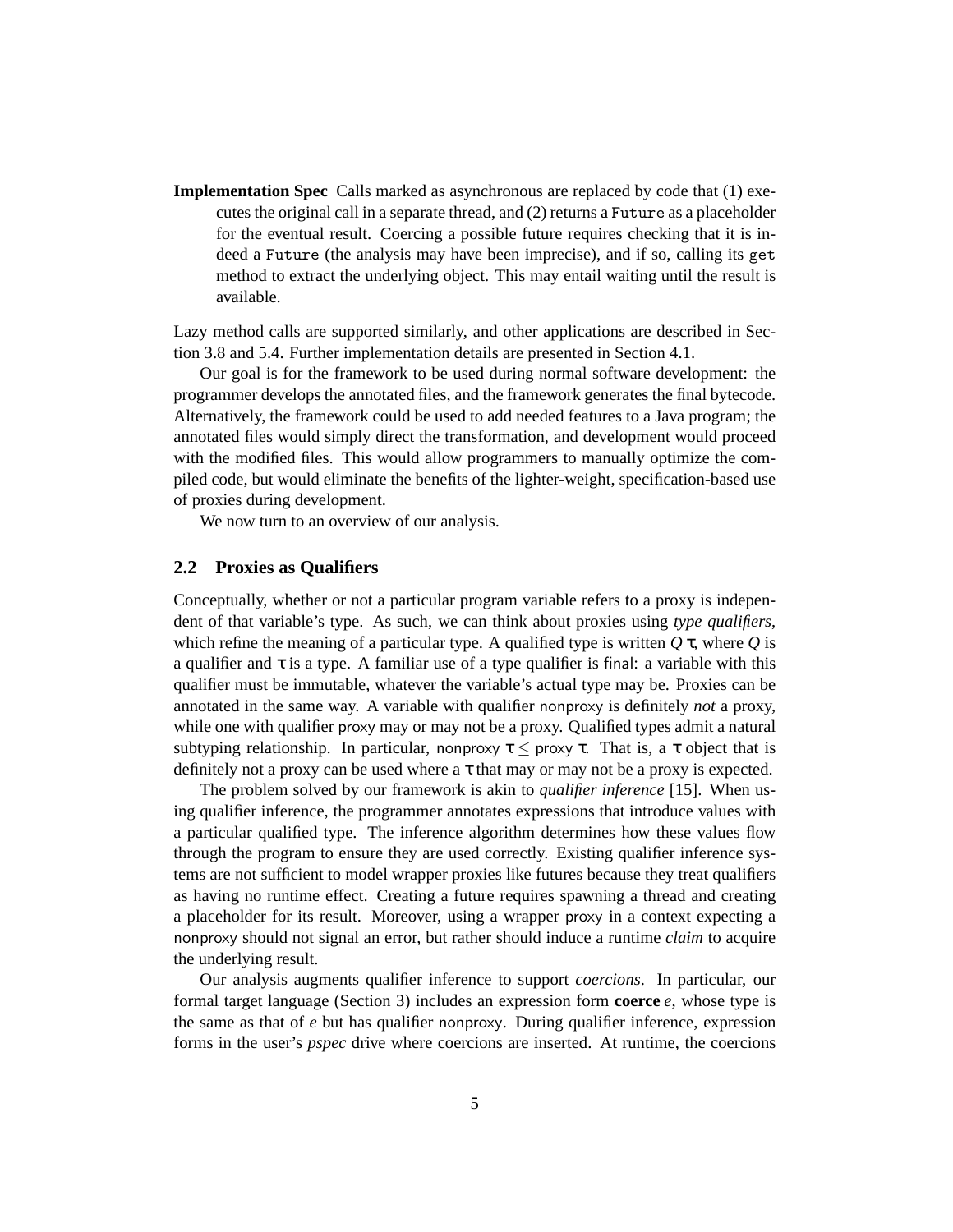**Implementation Spec** Calls marked as asynchronous are replaced by code that (1) executes the original call in a separate thread, and (2) returns a `Future` as a placeholder for the eventual result. Coercing a possible future requires checking that it is indeed a `Future` (the analysis may have been imprecise), and if so, calling its `get` method to extract the underlying object. This may entail waiting until the result is available.

Lazy method calls are supported similarly, and other applications are described in Section 3.8 and 5.4. Further implementation details are presented in Section 4.1.

Our goal is for the framework to be used during normal software development: the programmer develops the annotated files, and the framework generates the final bytecode. Alternatively, the framework could be used to add needed features to a Java program; the annotated files would simply direct the transformation, and development would proceed with the modified files. This would allow programmers to manually optimize the compiled code, but would eliminate the benefits of the lighter-weight, specification-based use of proxies during development.

We now turn to an overview of our analysis.

## 2.2 Proxies as Qualifiers

Conceptually, whether or not a particular program variable refers to a proxy is independent of that variable's type. As such, we can think about proxies using *type qualifiers*, which refine the meaning of a particular type. A qualified type is written $Q\ \tau$, where $Q$ is a qualifier and $\tau$ is a type. A familiar use of a type qualifier is final: a variable with this qualifier must be immutable, whatever the variable's actual type may be. Proxies can be annotated in the same way. A variable with qualifier nonproxy is definitely *not* a proxy, while one with qualifier proxy may or may not be a proxy. Qualified types admit a natural subtyping relationship. In particular, $\mathsf{nonproxy}\ \tau \leq \mathsf{proxy}\ \tau$. That is, a $\tau$ object that is definitely not a proxy can be used where a $\tau$ that may or may not be a proxy is expected.

The problem solved by our framework is akin to *qualifier inference* [15]. When using qualifier inference, the programmer annotates expressions that introduce values with a particular qualified type. The inference algorithm determines how these values flow through the program to ensure they are used correctly. Existing qualifier inference systems are not sufficient to model wrapper proxies like futures because they treat qualifiers as having no runtime effect. Creating a future requires spawning a thread and creating a placeholder for its result. Moreover, using a wrapper proxy in a context expecting a nonproxy should not signal an error, but rather should induce a runtime *claim* to acquire the underlying result.

Our analysis augments qualifier inference to support *coercions*. In particular, our formal target language (Section 3) includes an expression form **coerce** *e*, whose type is the same as that of *e* but has qualifier nonproxy. During qualifier inference, expression forms in the user's *pspec* drive where coercions are inserted. At runtime, the coercions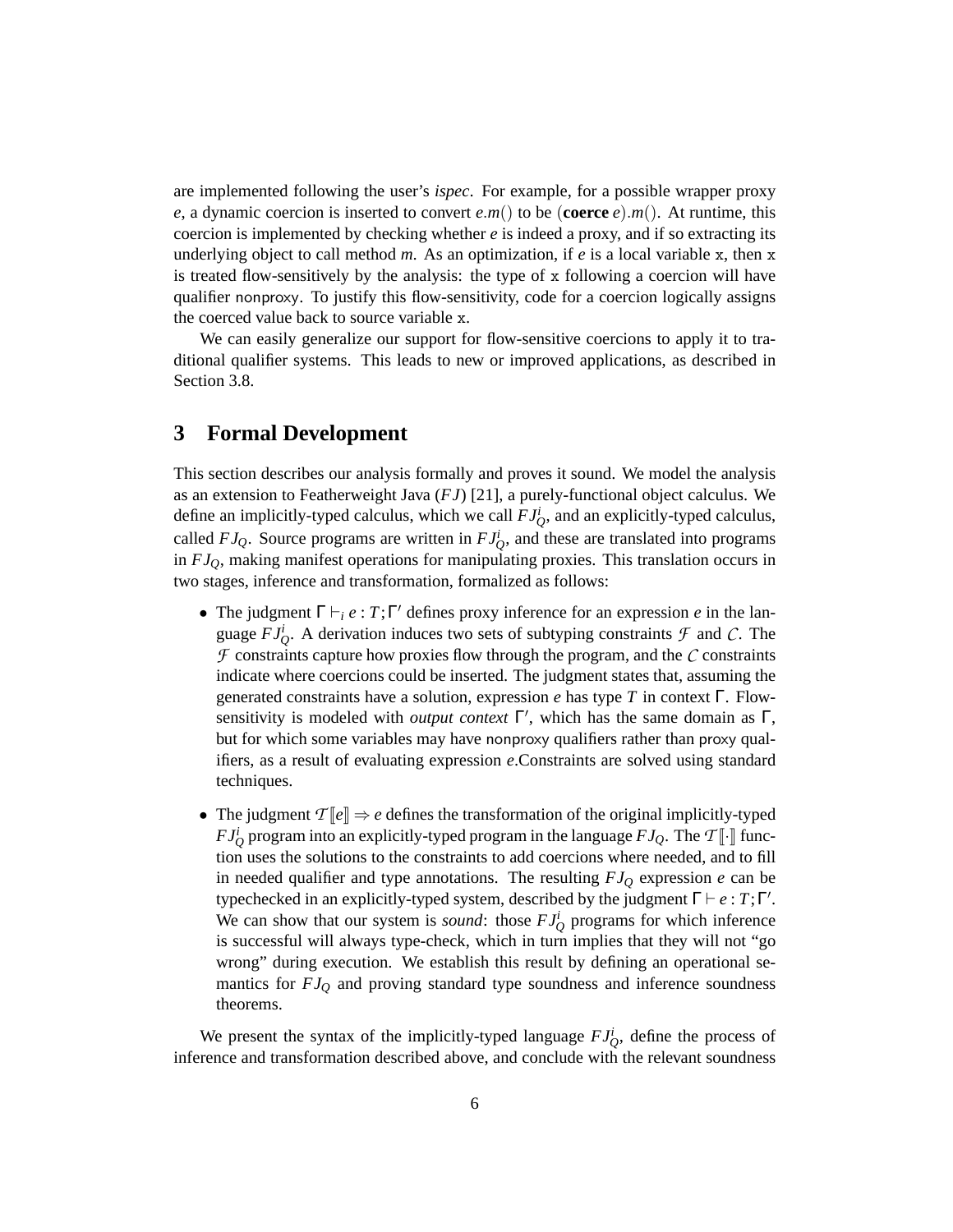are implemented following the user's *ispec*. For example, for a possible wrapper proxy $e$, a dynamic coercion is inserted to convert $e.m()$ to be $(\textbf{coerce}\ e).m()$. At runtime, this coercion is implemented by checking whether $e$ is indeed a proxy, and if so extracting its underlying object to call method $m$. As an optimization, if $e$ is a local variable `x`, then `x` is treated flow-sensitively by the analysis: the type of `x` following a coercion will have qualifier nonproxy. To justify this flow-sensitivity, code for a coercion logically assigns the coerced value back to source variable `x`.

We can easily generalize our support for flow-sensitive coercions to apply it to traditional qualifier systems. This leads to new or improved applications, as described in Section 3.8.

## 3 Formal Development

This section describes our analysis formally and proves it sound. We model the analysis as an extension to Featherweight Java ($FJ$) [21], a purely-functional object calculus. We define an implicitly-typed calculus, which we call $FJ_Q^i$, and an explicitly-typed calculus, called $FJ_Q$. Source programs are written in $FJ_Q^i$, and these are translated into programs in $FJ_Q$, making manifest operations for manipulating proxies. This translation occurs in two stages, inference and transformation, formalized as follows:

- The judgment $\Gamma \vdash_i e : T; \Gamma'$ defines proxy inference for an expression $e$ in the language $FJ_Q^i$. A derivation induces two sets of subtyping constraints $\mathcal{F}$ and $\mathcal{C}$. The $\mathcal{F}$ constraints capture how proxies flow through the program, and the $\mathcal{C}$ constraints indicate where coercions could be inserted. The judgment states that, assuming the generated constraints have a solution, expression $e$ has type $T$ in context $\Gamma$. Flow-sensitivity is modeled with *output context* $\Gamma'$, which has the same domain as $\Gamma$, but for which some variables may have nonproxy qualifiers rather than proxy qualifiers, as a result of evaluating expression $e$.Constraints are solved using standard techniques.
- The judgment $\mathcal{T}[\![e]\!] \Rightarrow e$ defines the transformation of the original implicitly-typed $FJ_Q^i$ program into an explicitly-typed program in the language $FJ_Q$. The $\mathcal{T}[\![\cdot]\!]$ function uses the solutions to the constraints to add coercions where needed, and to fill in needed qualifier and type annotations. The resulting $FJ_Q$ expression $e$ can be typechecked in an explicitly-typed system, described by the judgment $\Gamma \vdash e : T; \Gamma'$. We can show that our system is *sound*: those $FJ_Q^i$ programs for which inference is successful will always type-check, which in turn implies that they will not "go wrong" during execution. We establish this result by defining an operational semantics for $FJ_Q$ and proving standard type soundness and inference soundness theorems.

We present the syntax of the implicitly-typed language $FJ_Q^i$, define the process of inference and transformation described above, and conclude with the relevant soundness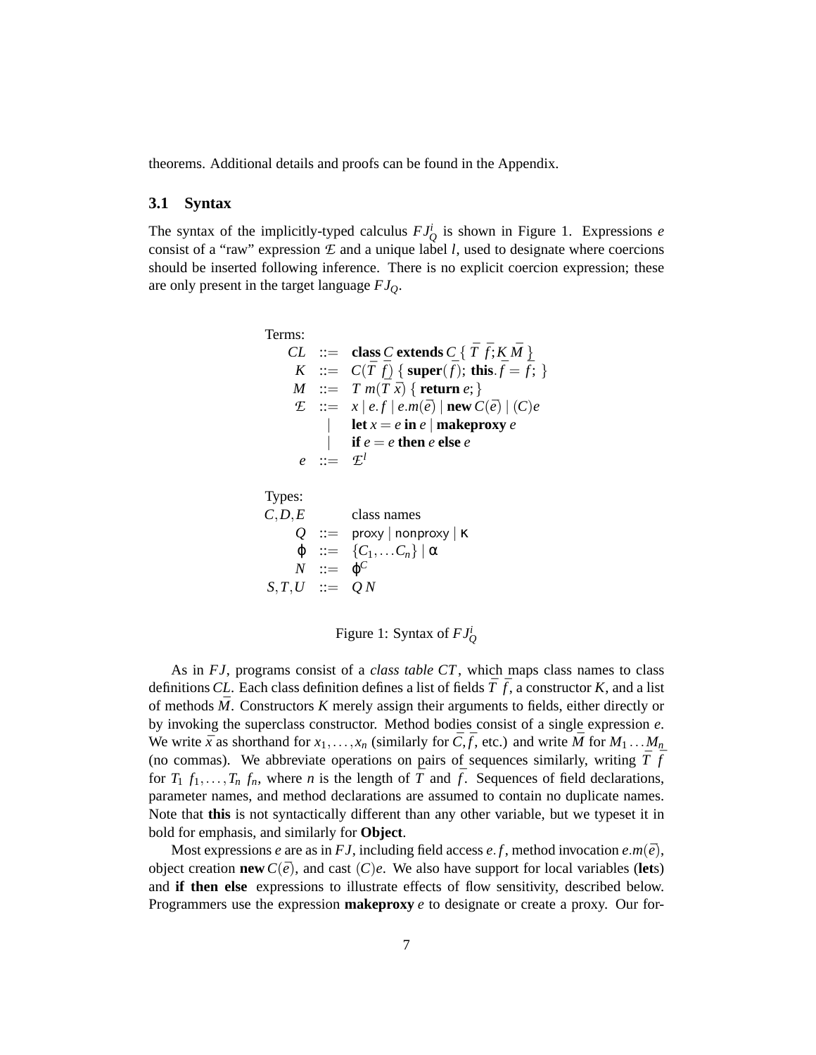theorems. Additional details and proofs can be found in the Appendix.

### 3.1 Syntax

The syntax of the implicitly-typed calculus $FJ_Q^i$ is shown in Figure 1. Expressions $e$ consist of a "raw" expression $\mathcal{E}$ and a unique label $l$, used to designate where coercions should be inserted following inference. There is no explicit coercion expression; these are only present in the target language $FJ_Q$.

$$
\begin{array}{rcl}
\text{Terms:} & & \\
CL & ::= & \textbf{class}\, C \,\textbf{extends}\, C \,\{\, \bar{T}\ \bar{f}; K\ \bar{M}\ \} \\
K & ::= & C(\bar{T}\ \bar{f})\ \{\, \textbf{super}(\bar{f});\ \textbf{this}.\bar{f} = \bar{f};\ \} \\
M & ::= & T\ m(\bar{T}\ \bar{x})\ \{\, \textbf{return}\ e; \} \\
\mathcal{E} & ::= & x \mid e.f \mid e.m(\bar{e}) \mid \textbf{new}\, C(\bar{e}) \mid (C)e \\
 & \mid & \textbf{let}\ x = e\ \textbf{in}\ e \mid \textbf{makeproxy}\ e \\
 & \mid & \textbf{if}\ e = e\ \textbf{then}\ e\ \textbf{else}\ e \\
e & ::= & \mathcal{E}^l \\
 & & \\
\text{Types:} & & \\
C, D, E & & \text{class names} \\
Q & ::= & \mathsf{proxy} \mid \mathsf{nonproxy} \mid \kappa \\
\varphi & ::= & \{C_1, \ldots C_n\} \mid \alpha \\
N & ::= & \varphi^C \\
S, T, U & ::= & Q\, N
\end{array}
$$

Figure 1: Syntax of $FJ_Q^i$

As in $FJ$, programs consist of a *class table* $CT$, which maps class names to class definitions $CL$. Each class definition defines a list of fields $\bar{T}\ \bar{f}$, a constructor $K$, and a list of methods $\bar{M}$. Constructors $K$ merely assign their arguments to fields, either directly or by invoking the superclass constructor. Method bodies consist of a single expression $e$. We write $\bar{x}$ as shorthand for $x_1, \ldots, x_n$ (similarly for $\bar{C}, \bar{f}$, etc.) and write $\bar{M}$ for $M_1 \ldots M_n$ (no commas). We abbreviate operations on pairs of sequences similarly, writing $\bar{T}\ \bar{f}$ for $T_1\ f_1, \ldots, T_n\ f_n$, where $n$ is the length of $\bar{T}$ and $\bar{f}$. Sequences of field declarations, parameter names, and method declarations are assumed to contain no duplicate names. Note that **this** is not syntactically different than any other variable, but we typeset it in bold for emphasis, and similarly for **Object**.

Most expressions $e$ are as in $FJ$, including field access $e.f$, method invocation $e.m(\bar{e})$, object creation **new** $C(\bar{e})$, and cast $(C)e$. We also have support for local variables (**let**s) and **if then else** expressions to illustrate effects of flow sensitivity, described below. Programmers use the expression **makeproxy** $e$ to designate or create a proxy. Our for-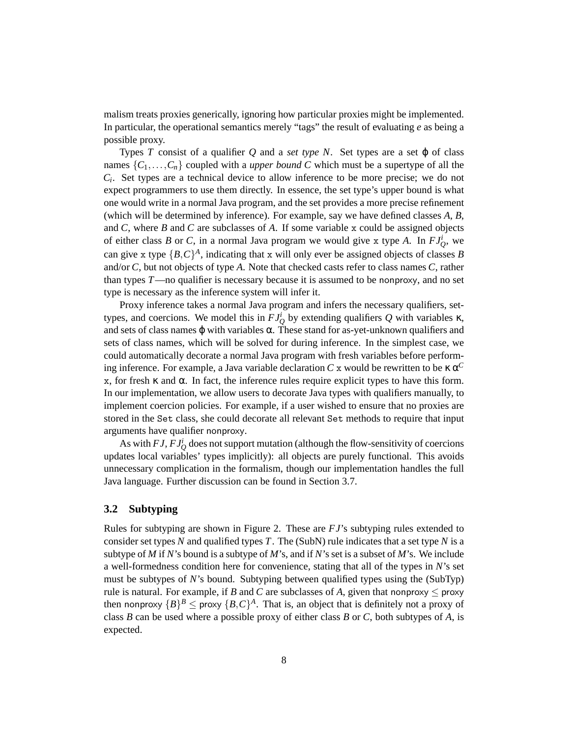malism treats proxies generically, ignoring how particular proxies might be implemented. In particular, the operational semantics merely "tags" the result of evaluating $e$ as being a possible proxy.

Types $T$ consist of a qualifier $Q$ and a *set type* $N$. Set types are a set $\varphi$ of class names $\{C_1,\ldots,C_n\}$ coupled with a *upper bound* $C$ which must be a supertype of all the $C_i$. Set types are a technical device to allow inference to be more precise; we do not expect programmers to use them directly. In essence, the set type's upper bound is what one would write in a normal Java program, and the set provides a more precise refinement (which will be determined by inference). For example, say we have defined classes $A$, $B$, and $C$, where $B$ and $C$ are subclasses of $A$. If some variable `x` could be assigned objects of either class $B$ or $C$, in a normal Java program we would give `x` type $A$. In $FJ^i_Q$, we can give `x` type $\{B,C\}^A$, indicating that `x` will only ever be assigned objects of classes $B$ and/or $C$, but not objects of type $A$. Note that checked casts refer to class names $C$, rather than types $T$—no qualifier is necessary because it is assumed to be nonproxy, and no set type is necessary as the inference system will infer it.

Proxy inference takes a normal Java program and infers the necessary qualifiers, set-types, and coercions. We model this in $FJ^i_Q$ by extending qualifiers $Q$ with variables $\kappa$, and sets of class names $\varphi$ with variables $\alpha$. These stand for as-yet-unknown qualifiers and sets of class names, which will be solved for during inference. In the simplest case, we could automatically decorate a normal Java program with fresh variables before performing inference. For example, a Java variable declaration $C$ `x` would be rewritten to be $\kappa\,\alpha^C$ `x`, for fresh $\kappa$ and $\alpha$. In fact, the inference rules require explicit types to have this form. In our implementation, we allow users to decorate Java types with qualifiers manually, to implement coercion policies. For example, if a user wished to ensure that no proxies are stored in the `Set` class, she could decorate all relevant `Set` methods to require that input arguments have qualifier nonproxy.

As with $FJ$, $FJ^i_Q$ does not support mutation (although the flow-sensitivity of coercions updates local variables' types implicitly): all objects are purely functional. This avoids unnecessary complication in the formalism, though our implementation handles the full Java language. Further discussion can be found in Section 3.7.

## 3.2 Subtyping

Rules for subtyping are shown in Figure 2. These are $FJ$'s subtyping rules extended to consider set types $N$ and qualified types $T$. The (SubN) rule indicates that a set type $N$ is a subtype of $M$ if $N$'s bound is a subtype of $M$'s, and if $N$'s set is a subset of $M$'s. We include a well-formedness condition here for convenience, stating that all of the types in $N$'s set must be subtypes of $N$'s bound. Subtyping between qualified types using the (SubTyp) rule is natural. For example, if $B$ and $C$ are subclasses of $A$, given that nonproxy $\leq$ proxy then nonproxy $\{B\}^B \leq$ proxy $\{B,C\}^A$. That is, an object that is definitely not a proxy of class $B$ can be used where a possible proxy of either class $B$ or $C$, both subtypes of $A$, is expected.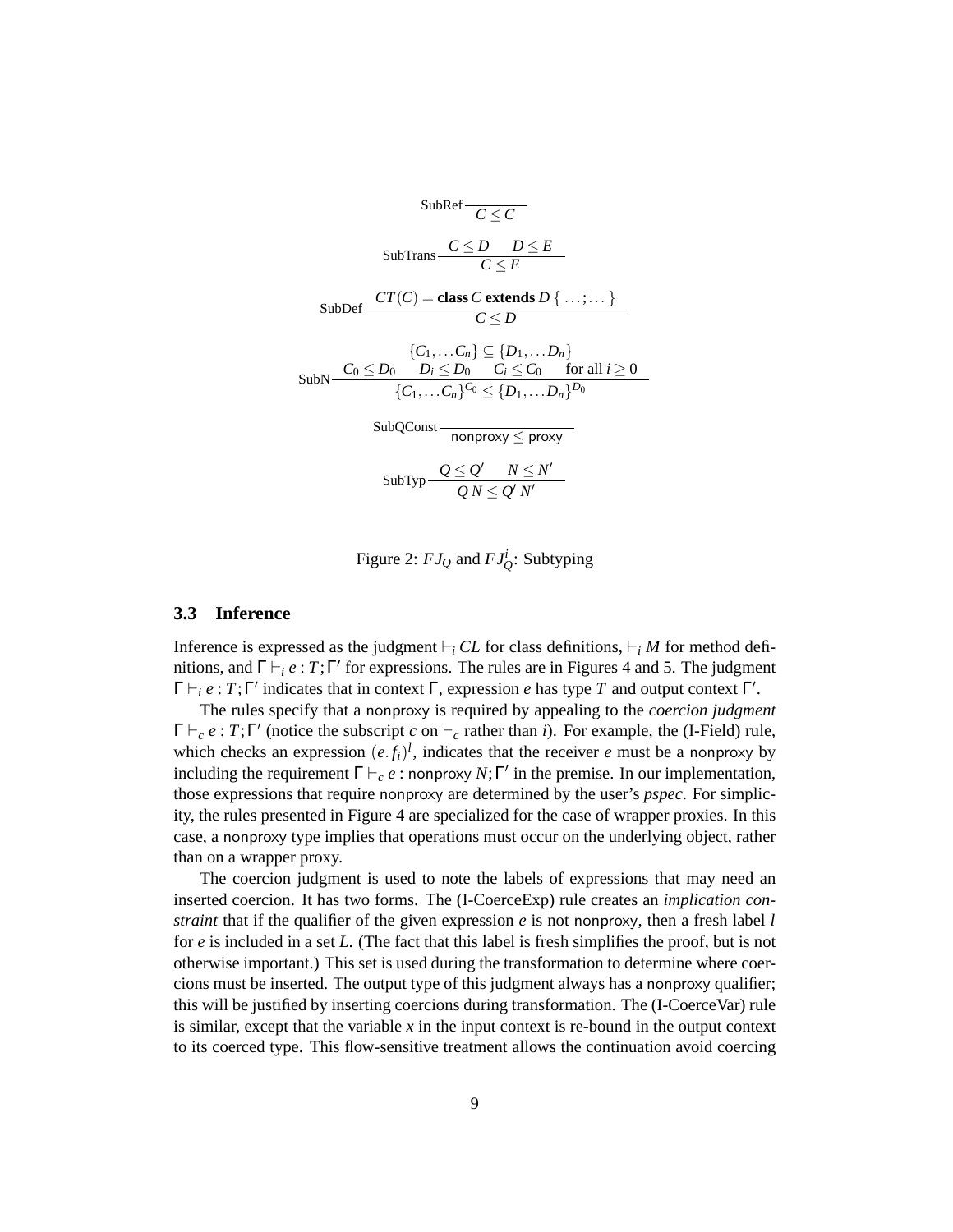$$\text{SubRef}\ \frac{}{C \leq C}$$

$$\text{SubTrans}\ \frac{C \leq D \quad D \leq E}{C \leq E}$$

$$\text{SubDef}\ \frac{CT(C) = \textbf{class}\, C\ \textbf{extends}\, D\ \{\ \ldots; \ldots\ \}}{C \leq D}$$

$$\text{SubN}\ \frac{\begin{array}{c}\{C_1, \ldots C_n\} \subseteq \{D_1, \ldots D_n\} \\ C_0 \leq D_0 \quad D_i \leq D_0 \quad C_i \leq C_0 \quad \text{for all } i \geq 0\end{array}}{\{C_1, \ldots C_n\}^{C_0} \leq \{D_1, \ldots D_n\}^{D_0}}$$

$$\text{SubQConst}\ \frac{}{\mathsf{nonproxy} \leq \mathsf{proxy}}$$

$$\text{SubTyp}\ \frac{Q \leq Q' \quad N \leq N'}{Q\, N \leq Q'\, N'}$$

Figure 2: $FJ_Q$ and $FJ_Q^i$: Subtyping

### 3.3 Inference

Inference is expressed as the judgment $\vdash_i CL$ for class definitions, $\vdash_i M$ for method definitions, and $\Gamma \vdash_i e : T; \Gamma'$ for expressions. The rules are in Figures 4 and 5. The judgment $\Gamma \vdash_i e : T; \Gamma'$ indicates that in context $\Gamma$, expression $e$ has type $T$ and output context $\Gamma'$.

The rules specify that a nonproxy is required by appealing to the *coercion judgment* $\Gamma \vdash_c e : T; \Gamma'$ (notice the subscript $c$ on $\vdash_c$ rather than $i$). For example, the (I-Field) rule, which checks an expression $(e.f_i)^l$, indicates that the receiver $e$ must be a nonproxy by including the requirement $\Gamma \vdash_c e : \mathsf{nonproxy}\ N; \Gamma'$ in the premise. In our implementation, those expressions that require nonproxy are determined by the user's *pspec*. For simplicity, the rules presented in Figure 4 are specialized for the case of wrapper proxies. In this case, a nonproxy type implies that operations must occur on the underlying object, rather than on a wrapper proxy.

The coercion judgment is used to note the labels of expressions that may need an inserted coercion. It has two forms. The (I-CoerceExp) rule creates an *implication constraint* that if the qualifier of the given expression $e$ is not nonproxy, then a fresh label $l$ for $e$ is included in a set $L$. (The fact that this label is fresh simplifies the proof, but is not otherwise important.) This set is used during the transformation to determine where coercions must be inserted. The output type of this judgment always has a nonproxy qualifier; this will be justified by inserting coercions during transformation. The (I-CoerceVar) rule is similar, except that the variable $x$ in the input context is re-bound in the output context to its coerced type. This flow-sensitive treatment allows the continuation avoid coercing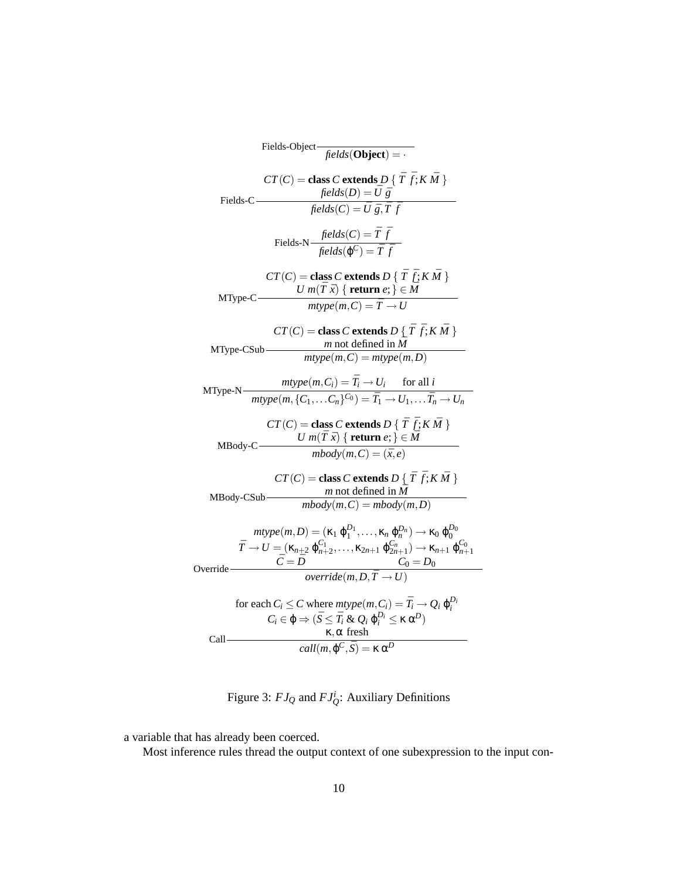$$\text{Fields-Object}\ \frac{}{\mathit{fields}(\mathbf{Object}) = \cdot}$$

$$\text{Fields-C}\ \frac{CT(C) = \mathbf{class}\ C\ \mathbf{extends}\ D\ \{\ \bar{T}\ \bar{f}; K\ \bar{M}\ \} \qquad \mathit{fields}(D) = \bar{U}\ \bar{g}}{\mathit{fields}(C) = \bar{U}\ \bar{g}, \bar{T}\ \bar{f}}$$

$$\text{Fields-N}\ \frac{\mathit{fields}(C) = \bar{T}\ \bar{f}}{\mathit{fields}(\varphi^C) = \bar{T}\ \bar{f}}$$

$$\text{MType-C}\ \frac{CT(C) = \mathbf{class}\ C\ \mathbf{extends}\ D\ \{\ \bar{T}\ \bar{f}; K\ \bar{M}\ \} \qquad U\ m(\bar{T}\ \bar{x})\ \{\ \mathbf{return}\ e; \} \in \bar{M}}{\mathit{mtype}(m, C) = \bar{T} \rightarrow U}$$

$$\text{MType-CSub}\ \frac{CT(C) = \mathbf{class}\ C\ \mathbf{extends}\ D\ \{\ \bar{T}\ \bar{f}; K\ \bar{M}\ \} \qquad m \text{ not defined in } \bar{M}}{\mathit{mtype}(m, C) = \mathit{mtype}(m, D)}$$

$$\text{MType-N}\ \frac{\mathit{mtype}(m, C_i) = \bar{T}_i \rightarrow U_i \qquad \text{for all } i}{\mathit{mtype}(m, \{C_1, \ldots C_n\}^{C_0}) = \bar{T}_1 \rightarrow U_1, \ldots \bar{T}_n \rightarrow U_n}$$

$$\text{MBody-C}\ \frac{CT(C) = \mathbf{class}\ C\ \mathbf{extends}\ D\ \{\ \bar{T}\ \bar{f}; K\ \bar{M}\ \} \qquad U\ m(\bar{T}\ \bar{x})\ \{\ \mathbf{return}\ e; \} \in \bar{M}}{\mathit{mbody}(m, C) = (\bar{x}, e)}$$

$$\text{MBody-CSub}\ \frac{CT(C) = \mathbf{class}\ C\ \mathbf{extends}\ D\ \{\ \bar{T}\ \bar{f}; K\ \bar{M}\ \} \qquad m \text{ not defined in } \bar{M}}{\mathit{mbody}(m, C) = \mathit{mbody}(m, D)}$$

$$\text{Override}\ \frac{\begin{array}{c}\mathit{mtype}(m, D) = (\kappa_1\ \varphi_1^{D_1}, \ldots, \kappa_n\ \varphi_n^{D_n}) \rightarrow \kappa_0\ \varphi_0^{D_0} \\ \bar{T} \rightarrow U = (\kappa_{n+2}\ \varphi_{n+2}^{C_1}, \ldots, \kappa_{2n+1}\ \varphi_{2n+1}^{C_n}) \rightarrow \kappa_{n+1}\ \varphi_{n+1}^{C_0} \\ \bar{C} = \bar{D} \qquad\qquad C_0 = D_0\end{array}}{\mathit{override}(m, D, \bar{T} \rightarrow U)}$$

$$\text{Call}\ \frac{\begin{array}{c}\text{for each } C_i \leq C \text{ where } \mathit{mtype}(m, C_i) = \bar{T}_i \rightarrow Q_i\ \varphi_i^{D_i} \\ C_i \in \varphi \Rightarrow (\bar{S} \leq \bar{T}_i\ \&\ Q_i\ \varphi_i^{D_i} \leq \kappa\ \alpha^D) \\ \kappa, \alpha \text{ fresh}\end{array}}{\mathit{call}(m, \varphi^C, \bar{S}) = \kappa\ \alpha^D}$$

Figure 3: $FJ_Q$ and $FJ_Q^i$: Auxiliary Definitions

a variable that has already been coerced.

Most inference rules thread the output context of one subexpression to the input con-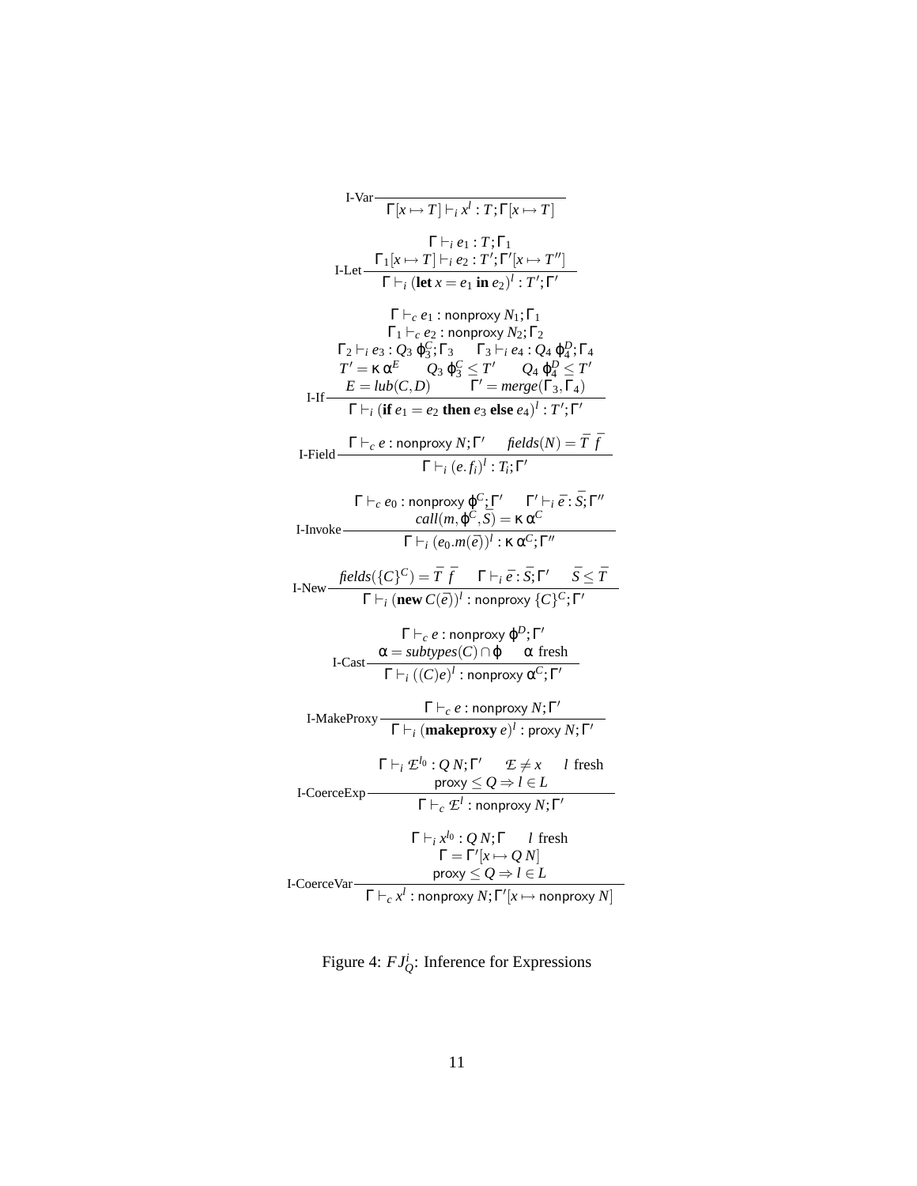$$\text{I-Var}\;\frac{}{\Gamma[x \mapsto T] \vdash_i x^l : T; \Gamma[x \mapsto T]}$$

$$\text{I-Let}\;\frac{\begin{array}{c}\Gamma \vdash_i e_1 : T; \Gamma_1 \\ \Gamma_1[x \mapsto T] \vdash_i e_2 : T'; \Gamma'[x \mapsto T'']\end{array}}{\Gamma \vdash_i (\textbf{let}\; x = e_1 \;\textbf{in}\; e_2)^l : T'; \Gamma'}$$

$$\text{I-If}\;\frac{\begin{array}{c}\Gamma \vdash_c e_1 : \mathsf{nonproxy}\; N_1; \Gamma_1 \\ \Gamma_1 \vdash_c e_2 : \mathsf{nonproxy}\; N_2; \Gamma_2 \\ \Gamma_2 \vdash_i e_3 : Q_3\; \varphi_3^C; \Gamma_3 \qquad \Gamma_3 \vdash_i e_4 : Q_4\; \varphi_4^D; \Gamma_4 \\ T' = \kappa\, \alpha^E \qquad Q_3\; \varphi_3^C \leq T' \qquad Q_4\; \varphi_4^D \leq T' \\ E = lub(C, D) \qquad \Gamma' = merge(\Gamma_3, \Gamma_4)\end{array}}{\Gamma \vdash_i (\textbf{if}\; e_1 = e_2 \;\textbf{then}\; e_3 \;\textbf{else}\; e_4)^l : T'; \Gamma'}$$

$$\text{I-Field}\;\frac{\Gamma \vdash_c e : \mathsf{nonproxy}\; N; \Gamma' \qquad \mathit{fields}(N) = \bar{T}\; \bar{f}}{\Gamma \vdash_i (e.f_i)^l : T_i; \Gamma'}$$

$$\text{I-Invoke}\;\frac{\begin{array}{c}\Gamma \vdash_c e_0 : \mathsf{nonproxy}\; \varphi^C; \Gamma' \qquad \Gamma' \vdash_i \bar{e} : \bar{S}; \Gamma'' \\ \mathit{call}(m, \varphi^C, \bar{S}) = \kappa\, \alpha^C\end{array}}{\Gamma \vdash_i (e_0.m(\bar{e}))^l : \kappa\, \alpha^C; \Gamma''}$$

$$\text{I-New}\;\frac{\mathit{fields}(\{C\}^C) = \bar{T}\; \bar{f} \qquad \Gamma \vdash_i \bar{e} : \bar{S}; \Gamma' \qquad \bar{S} \leq \bar{T}}{\Gamma \vdash_i (\textbf{new}\; C(\bar{e}))^l : \mathsf{nonproxy}\; \{C\}^C; \Gamma'}$$

$$\text{I-Cast}\;\frac{\begin{array}{c}\Gamma \vdash_c e : \mathsf{nonproxy}\; \varphi^D; \Gamma' \\ \alpha = \mathit{subtypes}(C) \cap \varphi \qquad \alpha \text{ fresh}\end{array}}{\Gamma \vdash_i ((C)e)^l : \mathsf{nonproxy}\; \alpha^C; \Gamma'}$$

$$\text{I-MakeProxy}\;\frac{\Gamma \vdash_c e : \mathsf{nonproxy}\; N; \Gamma'}{\Gamma \vdash_i (\textbf{makeproxy}\; e)^l : \mathsf{proxy}\; N; \Gamma'}$$

$$\text{I-CoerceExp}\;\frac{\begin{array}{c}\Gamma \vdash_i \mathcal{E}^{l_0} : Q\; N; \Gamma' \qquad \mathcal{E} \neq x \qquad l \text{ fresh} \\ \mathsf{proxy} \leq Q \Rightarrow l \in L\end{array}}{\Gamma \vdash_c \mathcal{E}^l : \mathsf{nonproxy}\; N; \Gamma'}$$

$$\text{I-CoerceVar}\;\frac{\begin{array}{c}\Gamma \vdash_i x^{l_0} : Q\; N; \Gamma \qquad l \text{ fresh} \\ \Gamma = \Gamma'[x \mapsto Q\; N] \\ \mathsf{proxy} \leq Q \Rightarrow l \in L\end{array}}{\Gamma \vdash_c x^l : \mathsf{nonproxy}\; N; \Gamma'[x \mapsto \mathsf{nonproxy}\; N]}$$

Figure 4: $FJ_Q^i$: Inference for Expressions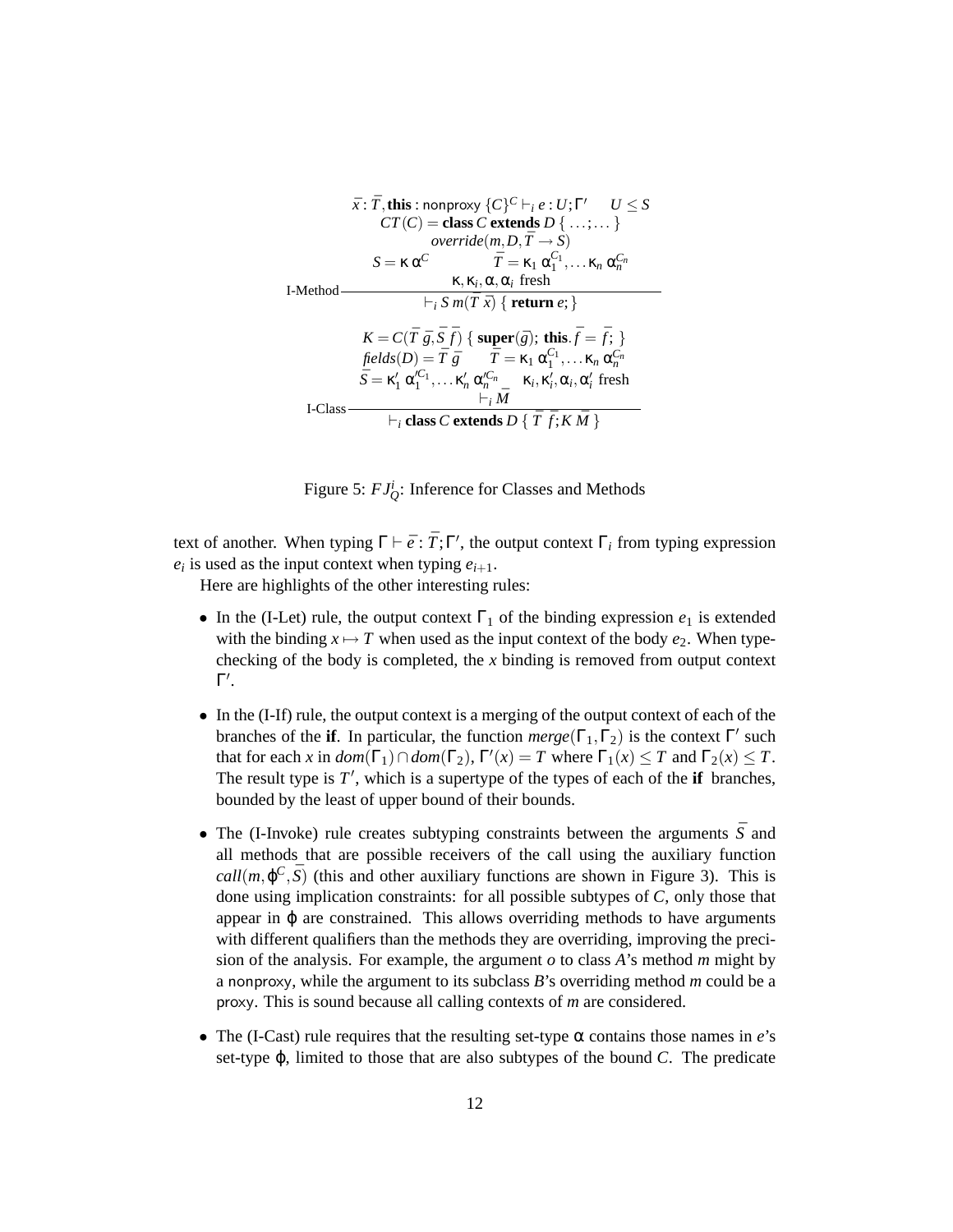$$
\text{I-Method}\;\frac{\begin{array}{c}\bar{x} : \bar{T}, \textbf{this} : \mathsf{nonproxy}\ \{C\}^C \vdash_i e : U; \Gamma' \qquad U \leq S \\ CT(C) = \textbf{class}\ C\ \textbf{extends}\ D\ \{\ \ldots; \ldots\ \} \\ \mathit{override}(m, D, \bar{T} \rightarrow S) \\ S = \kappa\ \alpha^C \qquad\qquad \bar{T} = \kappa_1\ \alpha_1^{C_1}, \ldots \kappa_n\ \alpha_n^{C_n} \\ \kappa, \kappa_i, \alpha, \alpha_i \text{ fresh}\end{array}}{\vdash_i S\ m(\bar{T}\ \bar{x})\ \{\ \textbf{return}\ e;\}}
$$

$$
\text{I-Class}\;\frac{\begin{array}{c}K = C(\bar{T}\ \bar{g}, \bar{S}\ \bar{f})\ \{\ \textbf{super}(\bar{g});\ \textbf{this}.\bar{f} = \bar{f};\ \} \\ \mathit{fields}(D) = \bar{T}\ \bar{g} \qquad \bar{T} = \kappa_1\ \alpha_1^{C_1}, \ldots \kappa_n\ \alpha_n^{C_n} \\ \bar{S} = \kappa_1'\ \alpha_1'^{C_1}, \ldots \kappa_n'\ \alpha_n'^{C_n} \quad \kappa_i, \kappa_i', \alpha_i, \alpha_i' \text{ fresh} \\ \vdash_i \bar{M}\end{array}}{\vdash_i \textbf{class}\ C\ \textbf{extends}\ D\ \{\ \bar{T}\ \bar{f}; K\ \bar{M}\ \}}
$$

Figure 5: $FJ_Q^i$: Inference for Classes and Methods

text of another. When typing $\Gamma \vdash \bar{e} : \bar{T}; \Gamma'$, the output context $\Gamma_i$ from typing expression $e_i$ is used as the input context when typing $e_{i+1}$.

Here are highlights of the other interesting rules:

- In the (I-Let) rule, the output context $\Gamma_1$ of the binding expression $e_1$ is extended with the binding $x \mapsto T$ when used as the input context of the body $e_2$. When type-checking of the body is completed, the $x$ binding is removed from output context $\Gamma'$.
- In the (I-If) rule, the output context is a merging of the output context of each of the branches of the **if**. In particular, the function $\mathit{merge}(\Gamma_1, \Gamma_2)$ is the context $\Gamma'$ such that for each $x$ in $\mathit{dom}(\Gamma_1) \cap \mathit{dom}(\Gamma_2)$, $\Gamma'(x) = T$ where $\Gamma_1(x) \leq T$ and $\Gamma_2(x) \leq T$. The result type is $T'$, which is a supertype of the types of each of the **if** branches, bounded by the least of upper bound of their bounds.
- The (I-Invoke) rule creates subtyping constraints between the arguments $\bar{S}$ and all methods that are possible receivers of the call using the auxiliary function $\mathit{call}(m, \varphi^C, \bar{S})$ (this and other auxiliary functions are shown in Figure 3). This is done using implication constraints: for all possible subtypes of $C$, only those that appear in $\varphi$ are constrained. This allows overriding methods to have arguments with different qualifiers than the methods they are overriding, improving the precision of the analysis. For example, the argument $o$ to class $A$'s method $m$ might by a nonproxy, while the argument to its subclass $B$'s overriding method $m$ could be a proxy. This is sound because all calling contexts of $m$ are considered.
- The (I-Cast) rule requires that the resulting set-type $\alpha$ contains those names in $e$'s set-type $\varphi$, limited to those that are also subtypes of the bound $C$. The predicate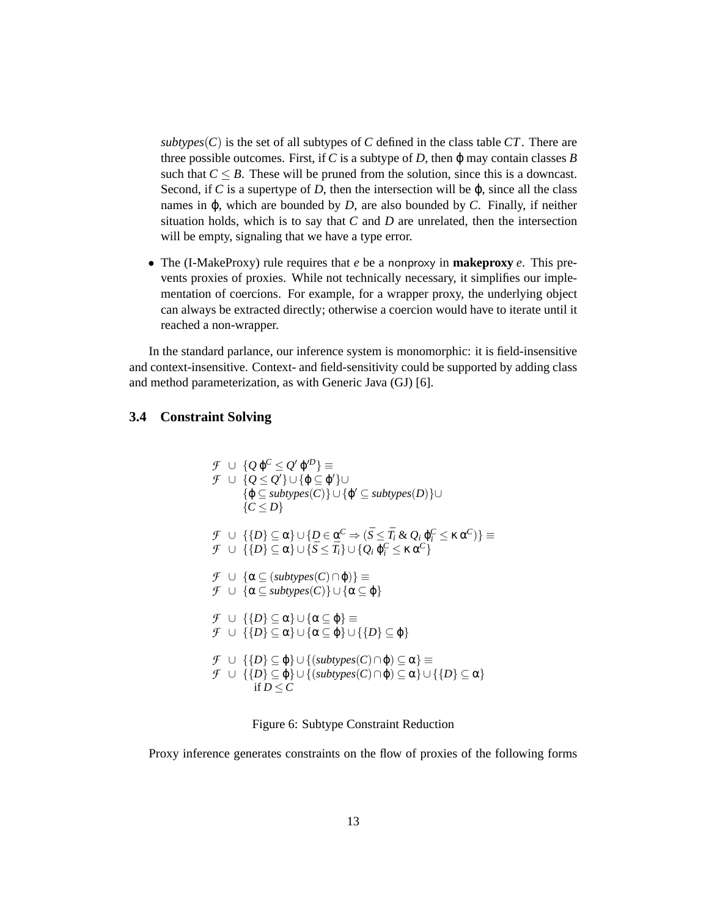$subtypes(C)$ is the set of all subtypes of $C$ defined in the class table $CT$. There are three possible outcomes. First, if $C$ is a subtype of $D$, then $\varphi$ may contain classes $B$ such that $C \leq B$. These will be pruned from the solution, since this is a downcast. Second, if $C$ is a supertype of $D$, then the intersection will be $\varphi$, since all the class names in $\varphi$, which are bounded by $D$, are also bounded by $C$. Finally, if neither situation holds, which is to say that $C$ and $D$ are unrelated, then the intersection will be empty, signaling that we have a type error.

- The (I-MakeProxy) rule requires that $e$ be a nonproxy in **makeproxy** $e$. This prevents proxies of proxies. While not technically necessary, it simplifies our implementation of coercions. For example, for a wrapper proxy, the underlying object can always be extracted directly; otherwise a coercion would have to iterate until it reached a non-wrapper.

In the standard parlance, our inference system is monomorphic: it is field-insensitive and context-insensitive. Context- and field-sensitivity could be supported by adding class and method parameterization, as with Generic Java (GJ) [6].

### 3.4 Constraint Solving

$$
\begin{array}{l}
\mathcal{F} \;\cup\; \{Q\,\varphi^C \leq Q'\,\varphi'^D\} \equiv \\
\mathcal{F} \;\cup\; \{Q \leq Q'\} \cup \{\varphi \subseteq \varphi'\} \cup \\
\qquad \{\varphi \subseteq subtypes(C)\} \cup \{\varphi' \subseteq subtypes(D)\} \cup \\
\qquad \{C \leq D\} \\[1em]
\mathcal{F} \;\cup\; \{\{D\} \subseteq \alpha\} \cup \{D \in \alpha^C \Rightarrow (\bar{S} \leq \bar{T_i} \;\&\; Q_i\,\varphi_i^C \leq \kappa\,\alpha^C)\} \equiv \\
\mathcal{F} \;\cup\; \{\{D\} \subseteq \alpha\} \cup \{\bar{S} \leq \bar{T_i}\} \cup \{Q_i\,\varphi_i^C \leq \kappa\,\alpha^C\} \\[1em]
\mathcal{F} \;\cup\; \{\alpha \subseteq (subtypes(C) \cap \varphi)\} \equiv \\
\mathcal{F} \;\cup\; \{\alpha \subseteq subtypes(C)\} \cup \{\alpha \subseteq \varphi\} \\[1em]
\mathcal{F} \;\cup\; \{\{D\} \subseteq \alpha\} \cup \{\alpha \subseteq \varphi\} \equiv \\
\mathcal{F} \;\cup\; \{\{D\} \subseteq \alpha\} \cup \{\alpha \subseteq \varphi\} \cup \{\{D\} \subseteq \varphi\} \\[1em]
\mathcal{F} \;\cup\; \{\{D\} \subseteq \varphi\} \cup \{(subtypes(C) \cap \varphi) \subseteq \alpha\} \equiv \\
\mathcal{F} \;\cup\; \{\{D\} \subseteq \varphi\} \cup \{(subtypes(C) \cap \varphi) \subseteq \alpha\} \cup \{\{D\} \subseteq \alpha\} \\
\qquad \text{if } D \leq C
\end{array}
$$

Figure 6: Subtype Constraint Reduction

Proxy inference generates constraints on the flow of proxies of the following forms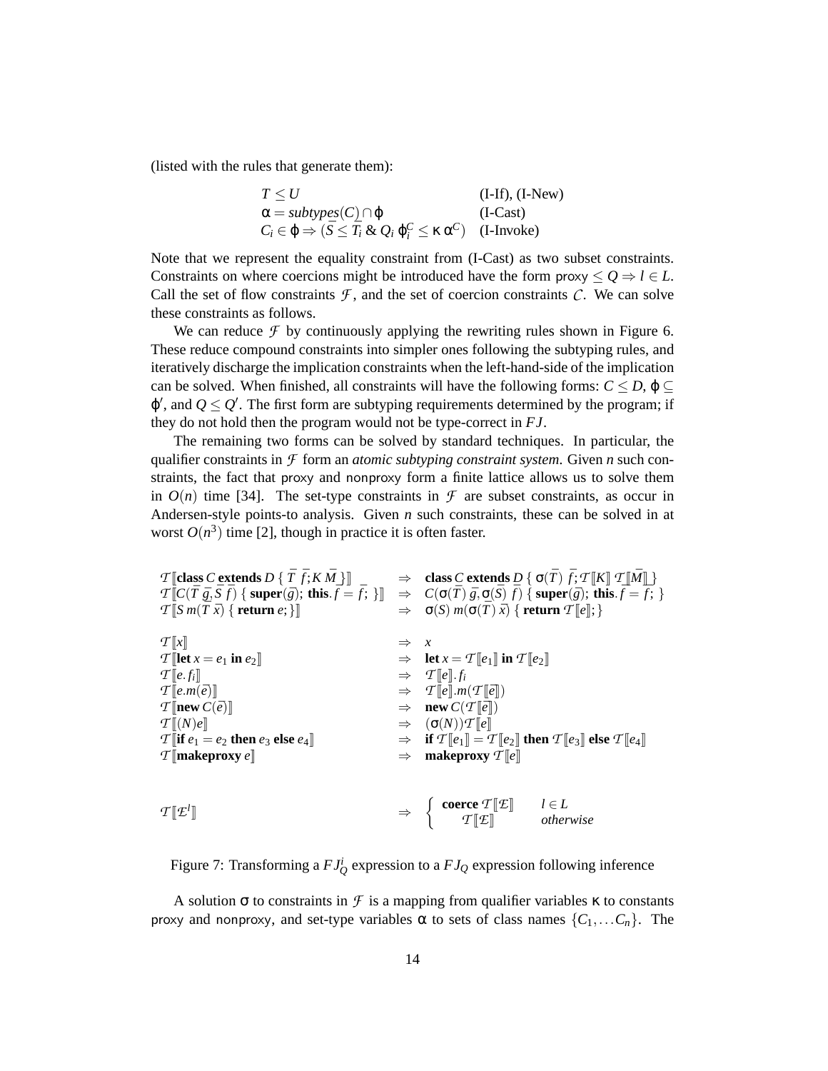(listed with the rules that generate them):

| | |
|---|---|
| $T \leq U$ | (I-If), (I-New) |
| $\alpha = subtypes(C) \cap \varphi$ | (I-Cast) |
| $C_i \in \varphi \Rightarrow (\bar{S} \leq \bar{T_i}\ \&\ Q_i\ \varphi_i^C \leq \kappa\ \alpha^C)$ | (I-Invoke) |

Note that we represent the equality constraint from (I-Cast) as two subset constraints. Constraints on where coercions might be introduced have the form $\mathsf{proxy} \leq Q \Rightarrow l \in L$. Call the set of flow constraints $\mathcal{F}$, and the set of coercion constraints $\mathcal{C}$. We can solve these constraints as follows.

We can reduce $\mathcal{F}$ by continuously applying the rewriting rules shown in Figure 6. These reduce compound constraints into simpler ones following the subtyping rules, and iteratively discharge the implication constraints when the left-hand-side of the implication can be solved. When finished, all constraints will have the following forms: $C \leq D$, $\varphi \subseteq \varphi'$, and $Q \leq Q'$. The first form are subtyping requirements determined by the program; if they do not hold then the program would not be type-correct in $FJ$.

The remaining two forms can be solved by standard techniques. In particular, the qualifier constraints in $\mathcal{F}$ form an *atomic subtyping constraint system*. Given $n$ such constraints, the fact that proxy and nonproxy form a finite lattice allows us to solve them in $O(n)$ time [34]. The set-type constraints in $\mathcal{F}$ are subset constraints, as occur in Andersen-style points-to analysis. Given $n$ such constraints, these can be solved in at worst $O(n^3)$ time [2], though in practice it is often faster.

$$
\begin{array}{lcl}
\mathcal{T}[\![\textbf{class}\ C\ \underline{\textbf{extends}}\ D\ \{\ \bar{T}\ \bar{f}; K\ \bar{M}\ \}]\!] & \Rightarrow & \textbf{class}\ C\ \underline{\textbf{extends}}\ D\ \{\ \sigma(\bar{T})\ \bar{f}; \mathcal{T}[\![K]\!]\ \mathcal{T}[\![\bar{M}]\!]\ \} \\
\mathcal{T}[\![C(\bar{T}\ \bar{g}, \bar{S}\ \bar{f})\ \{\ \textbf{super}(\bar{g});\ \textbf{this}.\bar{f} = \bar{f};\ \}]\!] & \Rightarrow & C(\sigma(\bar{T})\ \bar{g}, \sigma(\bar{S})\ \bar{f})\ \{\ \textbf{super}(\bar{g});\ \textbf{this}.\bar{f} = \bar{f};\ \} \\
\mathcal{T}[\![S\ m(\bar{T}\ \bar{x})\ \{\ \textbf{return}\ e; \}]\!] & \Rightarrow & \sigma(S)\ m(\sigma(\bar{T})\ \bar{x})\ \{\ \textbf{return}\ \mathcal{T}[\![e]\!]; \} \\
 & & \\
\mathcal{T}[\![x]\!] & \Rightarrow & x \\
\mathcal{T}[\![\textbf{let}\ x = e_1\ \textbf{in}\ e_2]\!] & \Rightarrow & \textbf{let}\ x = \mathcal{T}[\![e_1]\!]\ \textbf{in}\ \mathcal{T}[\![e_2]\!] \\
\mathcal{T}[\![e.f_i]\!] & \Rightarrow & \mathcal{T}[\![e]\!].f_i \\
\mathcal{T}[\![e.m(\bar{e})]\!] & \Rightarrow & \mathcal{T}[\![e]\!].m(\mathcal{T}[\![\bar{e}]\!]) \\
\mathcal{T}[\![\textbf{new}\ C(\bar{e})]\!] & \Rightarrow & \textbf{new}\ C(\mathcal{T}[\![\bar{e}]\!]) \\
\mathcal{T}[\![(N)e]\!] & \Rightarrow & (\sigma(N))\mathcal{T}[\![e]\!] \\
\mathcal{T}[\![\textbf{if}\ e_1 = e_2\ \textbf{then}\ e_3\ \textbf{else}\ e_4]\!] & \Rightarrow & \textbf{if}\ \mathcal{T}[\![e_1]\!] = \mathcal{T}[\![e_2]\!]\ \textbf{then}\ \mathcal{T}[\![e_3]\!]\ \textbf{else}\ \mathcal{T}[\![e_4]\!] \\
\mathcal{T}[\![\textbf{makeproxy}\ e]\!] & \Rightarrow & \textbf{makeproxy}\ \mathcal{T}[\![e]\!] \\
 & & \\
\mathcal{T}[\![\mathcal{E}^l]\!] & \Rightarrow & \left\{ \begin{array}{ll} \textbf{coerce}\ \mathcal{T}[\![\mathcal{E}]\!] & l \in L \\ \quad \mathcal{T}[\![\mathcal{E}]\!] & \textit{otherwise} \end{array} \right.
\end{array}
$$

Figure 7: Transforming a $FJ_Q^i$ expression to a $FJ_Q$ expression following inference

A solution $\sigma$ to constraints in $\mathcal{F}$ is a mapping from qualifier variables $\kappa$ to constants proxy and nonproxy, and set-type variables $\alpha$ to sets of class names $\{C_1, \ldots C_n\}$. The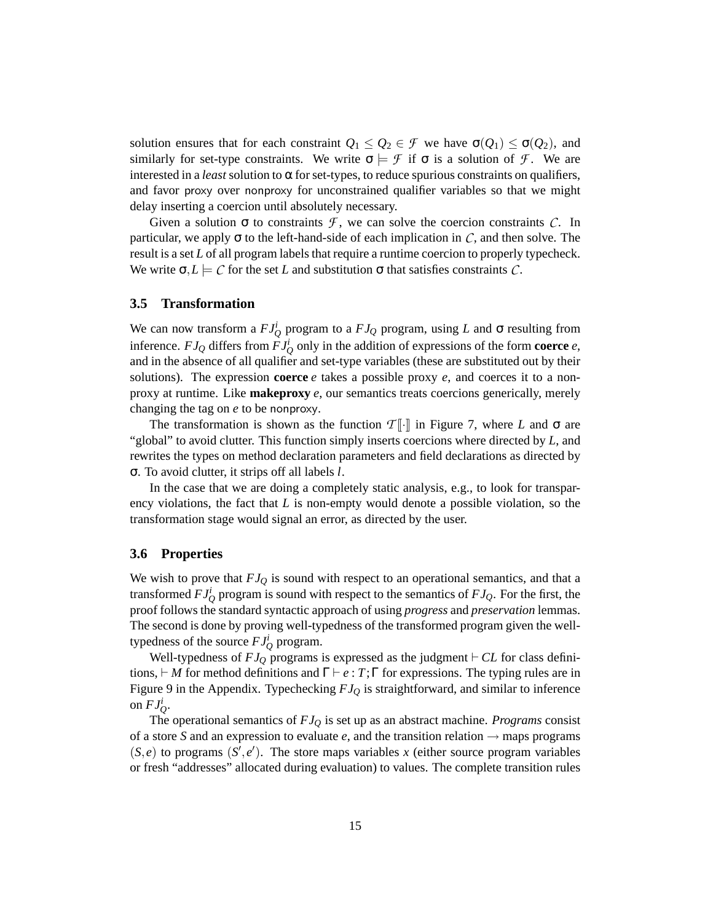solution ensures that for each constraint $Q_1 \leq Q_2 \in \mathcal{F}$ we have $\sigma(Q_1) \leq \sigma(Q_2)$, and similarly for set-type constraints. We write $\sigma \models \mathcal{F}$ if $\sigma$ is a solution of $\mathcal{F}$. We are interested in a *least* solution to $\alpha$ for set-types, to reduce spurious constraints on qualifiers, and favor proxy over nonproxy for unconstrained qualifier variables so that we might delay inserting a coercion until absolutely necessary.

Given a solution $\sigma$ to constraints $\mathcal{F}$, we can solve the coercion constraints $\mathcal{C}$. In particular, we apply $\sigma$ to the left-hand-side of each implication in $\mathcal{C}$, and then solve. The result is a set $L$ of all program labels that require a runtime coercion to properly typecheck. We write $\sigma, L \models \mathcal{C}$ for the set $L$ and substitution $\sigma$ that satisfies constraints $\mathcal{C}$.

### 3.5 Transformation

We can now transform a $FJ_Q^i$ program to a $FJ_Q$ program, using $L$ and $\sigma$ resulting from inference. $FJ_Q$ differs from $FJ_Q^i$ only in the addition of expressions of the form **coerce** $e$, and in the absence of all qualifier and set-type variables (these are substituted out by their solutions). The expression **coerce** $e$ takes a possible proxy $e$, and coerces it to a non-proxy at runtime. Like **makeproxy** $e$, our semantics treats coercions generically, merely changing the tag on $e$ to be nonproxy.

The transformation is shown as the function $\mathcal{T}[\![\cdot]\!]$ in Figure 7, where $L$ and $\sigma$ are "global" to avoid clutter. This function simply inserts coercions where directed by $L$, and rewrites the types on method declaration parameters and field declarations as directed by $\sigma$. To avoid clutter, it strips off all labels $l$.

In the case that we are doing a completely static analysis, e.g., to look for transparency violations, the fact that $L$ is non-empty would denote a possible violation, so the transformation stage would signal an error, as directed by the user.

### 3.6 Properties

We wish to prove that $FJ_Q$ is sound with respect to an operational semantics, and that a transformed $FJ_Q^i$ program is sound with respect to the semantics of $FJ_Q$. For the first, the proof follows the standard syntactic approach of using *progress* and *preservation* lemmas. The second is done by proving well-typedness of the transformed program given the well-typedness of the source $FJ_Q^i$ program.

Well-typedness of $FJ_Q$ programs is expressed as the judgment $\vdash CL$ for class definitions, $\vdash M$ for method definitions and $\Gamma \vdash e : T; \Gamma$ for expressions. The typing rules are in Figure 9 in the Appendix. Typechecking $FJ_Q$ is straightforward, and similar to inference on $FJ_Q^i$.

The operational semantics of $FJ_Q$ is set up as an abstract machine. *Programs* consist of a store $S$ and an expression to evaluate $e$, and the transition relation $\rightarrow$ maps programs $(S, e)$ to programs $(S', e')$. The store maps variables $x$ (either source program variables or fresh "addresses" allocated during evaluation) to values. The complete transition rules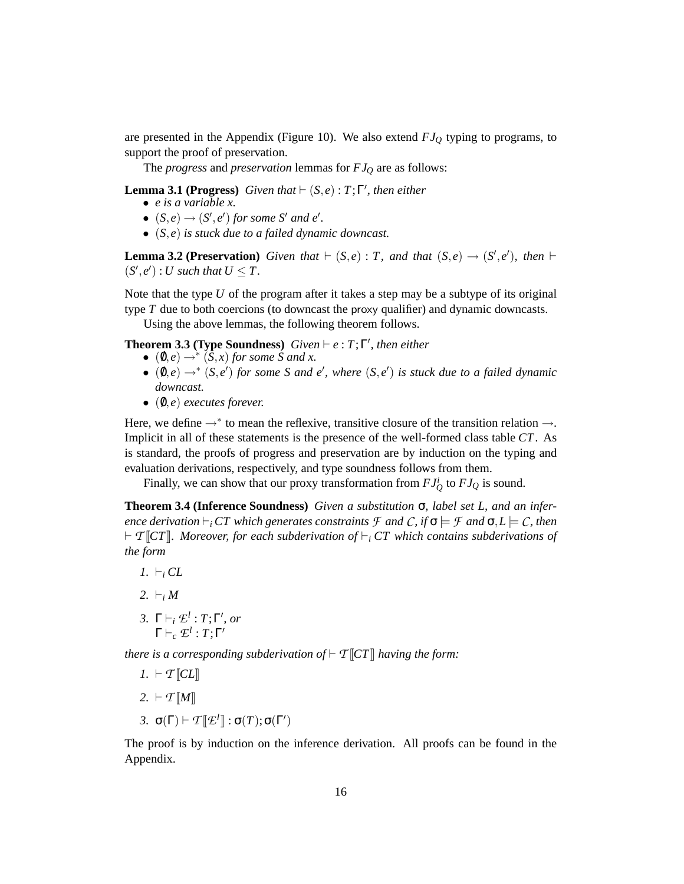are presented in the Appendix (Figure 10). We also extend $FJ_Q$ typing to programs, to support the proof of preservation.

The *progress* and *preservation* lemmas for $FJ_Q$ are as follows:

**Lemma 3.1 (Progress)** *Given that* $\vdash (S,e) : T;\Gamma'$, *then either*

- *$e$ is a variable $x$.*
- *$(S,e) \rightarrow (S',e')$ for some $S'$ and $e'$.*
- *$(S,e)$ is stuck due to a failed dynamic downcast.*

**Lemma 3.2 (Preservation)** *Given that* $\vdash (S,e) : T$, *and that* $(S,e) \rightarrow (S',e')$, *then* $\vdash (S',e') : U$ *such that* $U \leq T$.

Note that the type $U$ of the program after it takes a step may be a subtype of its original type $T$ due to both coercions (to downcast the proxy qualifier) and dynamic downcasts.

Using the above lemmas, the following theorem follows.

**Theorem 3.3 (Type Soundness)** *Given* $\vdash e : T;\Gamma'$, *then either*

- *$(\emptyset,e) \rightarrow^* (S,x)$ for some $S$ and $x$.*
- *$(\emptyset,e) \rightarrow^* (S,e')$ for some $S$ and $e'$, where $(S,e')$ is stuck due to a failed dynamic downcast.*
- *$(\emptyset,e)$ executes forever.*

Here, we define $\rightarrow^*$ to mean the reflexive, transitive closure of the transition relation $\rightarrow$. Implicit in all of these statements is the presence of the well-formed class table $CT$. As is standard, the proofs of progress and preservation are by induction on the typing and evaluation derivations, respectively, and type soundness follows from them.

Finally, we can show that our proxy transformation from $FJ_Q^i$ to $FJ_Q$ is sound.

**Theorem 3.4 (Inference Soundness)** *Given a substitution $\sigma$, label set $L$, and an inference derivation $\vdash_i CT$ which generates constraints $\mathcal{F}$ and $\mathcal{C}$, if $\sigma \models \mathcal{F}$ and $\sigma, L \models \mathcal{C}$, then $\vdash \mathcal{T}[\![CT]\!]$. Moreover, for each subderivation of $\vdash_i CT$ which contains subderivations of the form*

1. $\vdash_i CL$
2. $\vdash_i M$
3. $\Gamma \vdash_i \mathcal{E}^l : T;\Gamma'$, *or*
   $\Gamma \vdash_c \mathcal{E}^l : T;\Gamma'$

*there is a corresponding subderivation of $\vdash \mathcal{T}[\![CT]\!]$ having the form:*

1. $\vdash \mathcal{T}[\![CL]\!]$
2. $\vdash \mathcal{T}[\![M]\!]$
3. $\sigma(\Gamma) \vdash \mathcal{T}[\![\mathcal{E}^l]\!] : \sigma(T);\sigma(\Gamma')$

The proof is by induction on the inference derivation. All proofs can be found in the Appendix.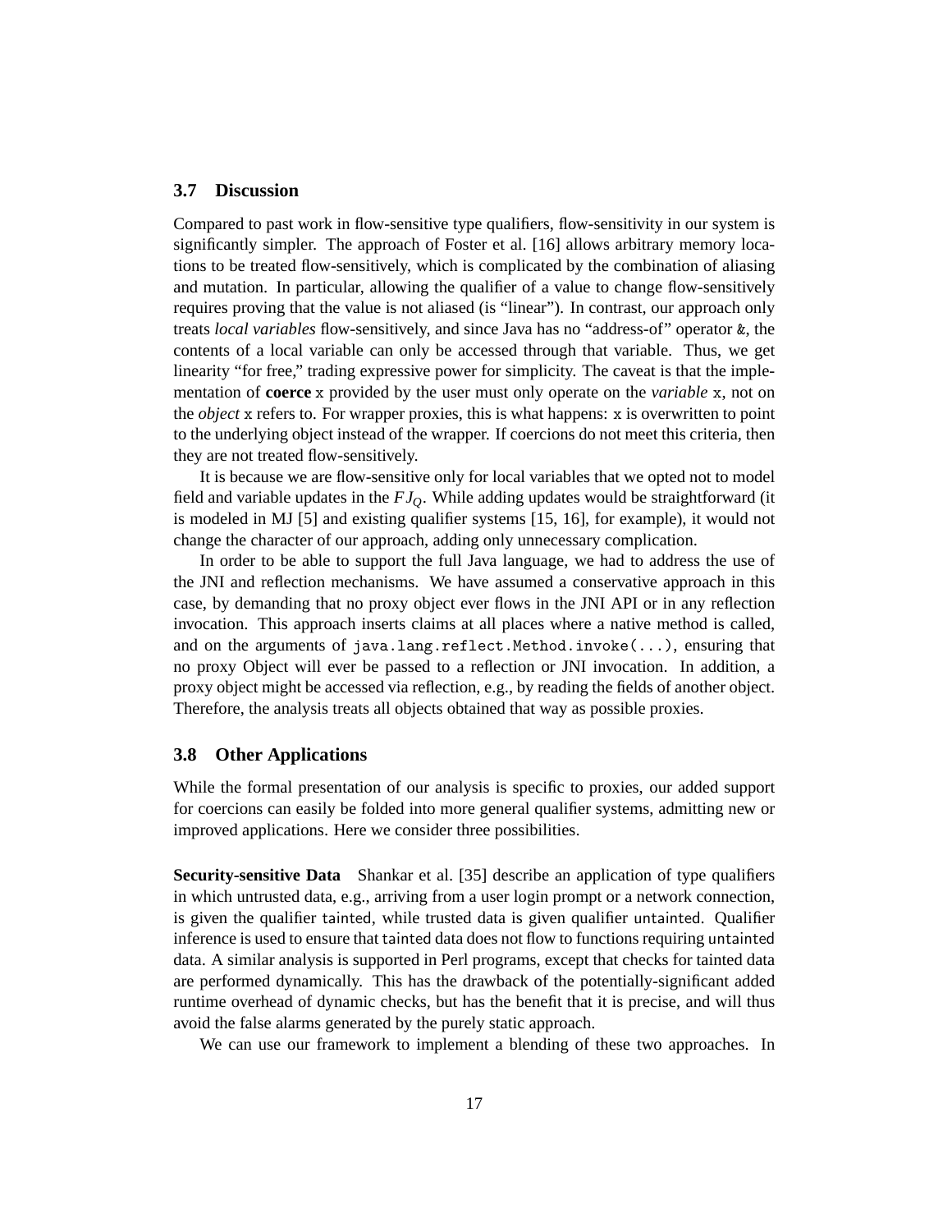### 3.7 Discussion

Compared to past work in flow-sensitive type qualifiers, flow-sensitivity in our system is significantly simpler. The approach of Foster et al. [16] allows arbitrary memory locations to be treated flow-sensitively, which is complicated by the combination of aliasing and mutation. In particular, allowing the qualifier of a value to change flow-sensitively requires proving that the value is not aliased (is "linear"). In contrast, our approach only treats *local variables* flow-sensitively, and since Java has no "address-of" operator `&`, the contents of a local variable can only be accessed through that variable. Thus, we get linearity "for free," trading expressive power for simplicity. The caveat is that the implementation of **coerce** `x` provided by the user must only operate on the *variable* `x`, not on the *object* `x` refers to. For wrapper proxies, this is what happens: `x` is overwritten to point to the underlying object instead of the wrapper. If coercions do not meet this criteria, then they are not treated flow-sensitively.

It is because we are flow-sensitive only for local variables that we opted not to model field and variable updates in the $FJ_Q$. While adding updates would be straightforward (it is modeled in MJ [5] and existing qualifier systems [15, 16], for example), it would not change the character of our approach, adding only unnecessary complication.

In order to be able to support the full Java language, we had to address the use of the JNI and reflection mechanisms. We have assumed a conservative approach in this case, by demanding that no proxy object ever flows in the JNI API or in any reflection invocation. This approach inserts claims at all places where a native method is called, and on the arguments of `java.lang.reflect.Method.invoke(...)`, ensuring that no proxy Object will ever be passed to a reflection or JNI invocation. In addition, a proxy object might be accessed via reflection, e.g., by reading the fields of another object. Therefore, the analysis treats all objects obtained that way as possible proxies.

### 3.8 Other Applications

While the formal presentation of our analysis is specific to proxies, our added support for coercions can easily be folded into more general qualifier systems, admitting new or improved applications. Here we consider three possibilities.

**Security-sensitive Data** Shankar et al. [35] describe an application of type qualifiers in which untrusted data, e.g., arriving from a user login prompt or a network connection, is given the qualifier tainted, while trusted data is given qualifier untainted. Qualifier inference is used to ensure that tainted data does not flow to functions requiring untainted data. A similar analysis is supported in Perl programs, except that checks for tainted data are performed dynamically. This has the drawback of the potentially-significant added runtime overhead of dynamic checks, but has the benefit that it is precise, and will thus avoid the false alarms generated by the purely static approach.

We can use our framework to implement a blending of these two approaches. In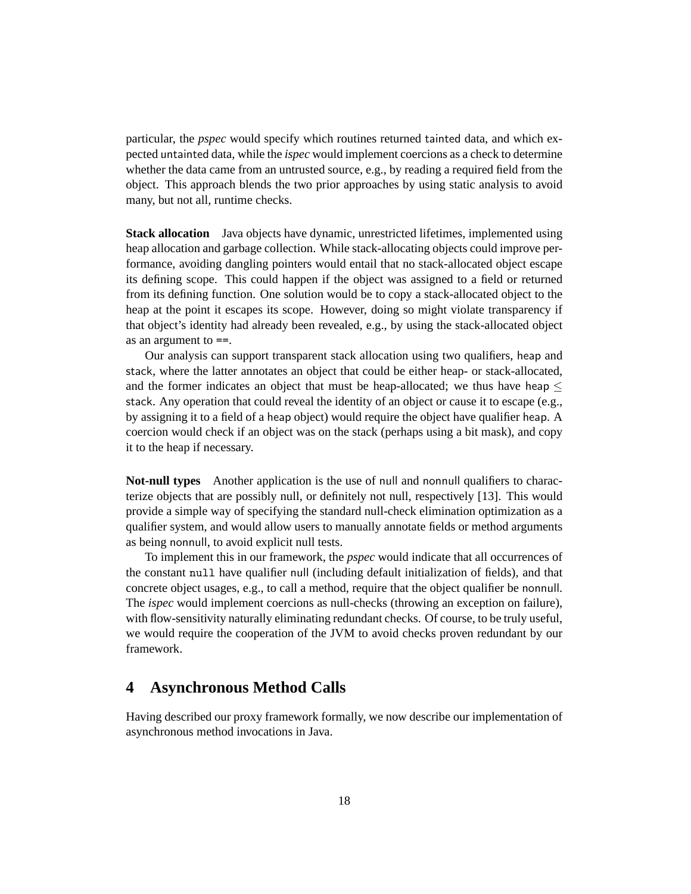particular, the *pspec* would specify which routines returned tainted data, and which expected untainted data, while the *ispec* would implement coercions as a check to determine whether the data came from an untrusted source, e.g., by reading a required field from the object. This approach blends the two prior approaches by using static analysis to avoid many, but not all, runtime checks.

**Stack allocation** Java objects have dynamic, unrestricted lifetimes, implemented using heap allocation and garbage collection. While stack-allocating objects could improve performance, avoiding dangling pointers would entail that no stack-allocated object escape its defining scope. This could happen if the object was assigned to a field or returned from its defining function. One solution would be to copy a stack-allocated object to the heap at the point it escapes its scope. However, doing so might violate transparency if that object's identity had already been revealed, e.g., by using the stack-allocated object as an argument to ==.

Our analysis can support transparent stack allocation using two qualifiers, heap and stack, where the latter annotates an object that could be either heap- or stack-allocated, and the former indicates an object that must be heap-allocated; we thus have heap $\leq$ stack. Any operation that could reveal the identity of an object or cause it to escape (e.g., by assigning it to a field of a heap object) would require the object have qualifier heap. A coercion would check if an object was on the stack (perhaps using a bit mask), and copy it to the heap if necessary.

**Not-null types** Another application is the use of null and nonnull qualifiers to characterize objects that are possibly null, or definitely not null, respectively [13]. This would provide a simple way of specifying the standard null-check elimination optimization as a qualifier system, and would allow users to manually annotate fields or method arguments as being nonnull, to avoid explicit null tests.

To implement this in our framework, the *pspec* would indicate that all occurrences of the constant `null` have qualifier null (including default initialization of fields), and that concrete object usages, e.g., to call a method, require that the object qualifier be nonnull. The *ispec* would implement coercions as null-checks (throwing an exception on failure), with flow-sensitivity naturally eliminating redundant checks. Of course, to be truly useful, we would require the cooperation of the JVM to avoid checks proven redundant by our framework.

## 4 Asynchronous Method Calls

Having described our proxy framework formally, we now describe our implementation of asynchronous method invocations in Java.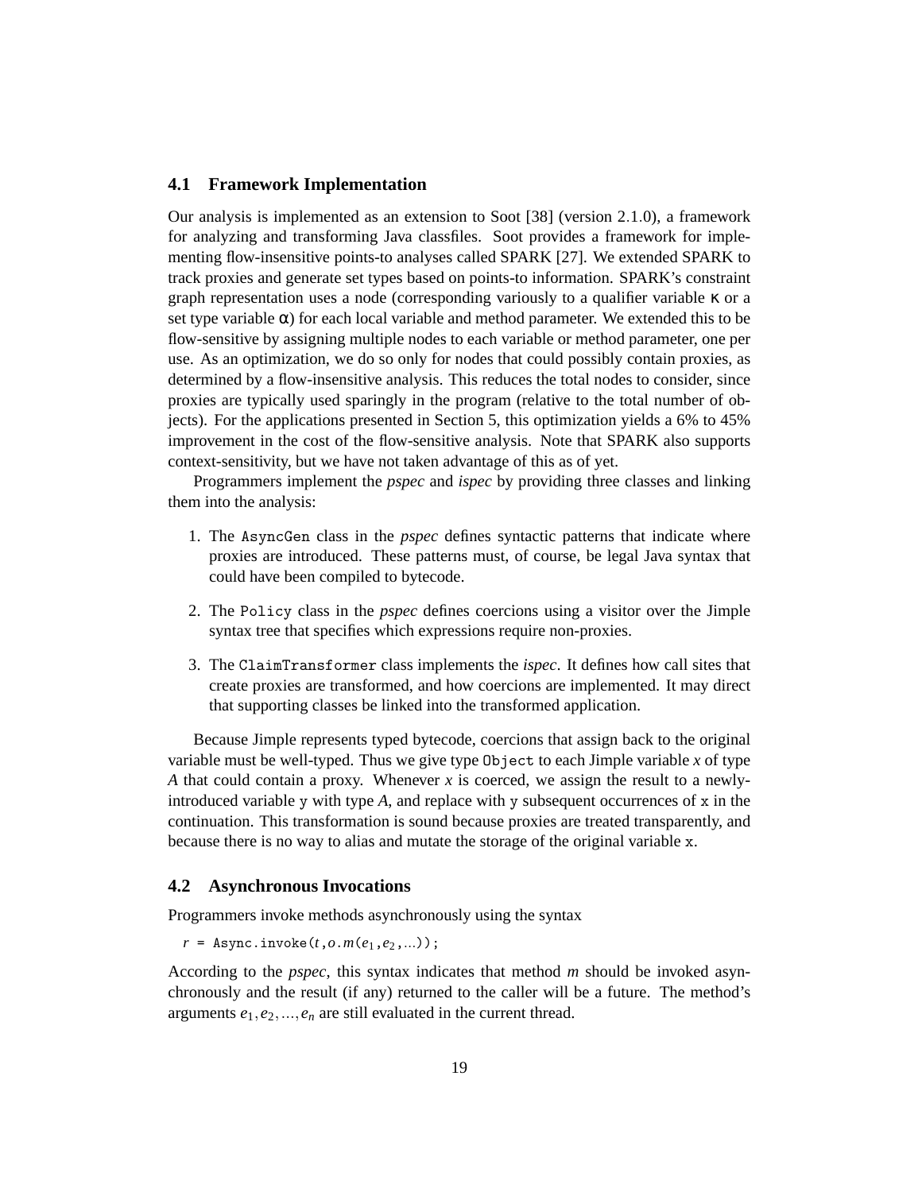### 4.1 Framework Implementation

Our analysis is implemented as an extension to Soot [38] (version 2.1.0), a framework for analyzing and transforming Java classfiles. Soot provides a framework for implementing flow-insensitive points-to analyses called SPARK [27]. We extended SPARK to track proxies and generate set types based on points-to information. SPARK's constraint graph representation uses a node (corresponding variously to a qualifier variable $\kappa$ or a set type variable $\alpha$) for each local variable and method parameter. We extended this to be flow-sensitive by assigning multiple nodes to each variable or method parameter, one per use. As an optimization, we do so only for nodes that could possibly contain proxies, as determined by a flow-insensitive analysis. This reduces the total nodes to consider, since proxies are typically used sparingly in the program (relative to the total number of objects). For the applications presented in Section 5, this optimization yields a 6% to 45% improvement in the cost of the flow-sensitive analysis. Note that SPARK also supports context-sensitivity, but we have not taken advantage of this as of yet.

Programmers implement the *pspec* and *ispec* by providing three classes and linking them into the analysis:

1. The `AsyncGen` class in the *pspec* defines syntactic patterns that indicate where proxies are introduced. These patterns must, of course, be legal Java syntax that could have been compiled to bytecode.
2. The `Policy` class in the *pspec* defines coercions using a visitor over the Jimple syntax tree that specifies which expressions require non-proxies.
3. The `ClaimTransformer` class implements the *ispec*. It defines how call sites that create proxies are transformed, and how coercions are implemented. It may direct that supporting classes be linked into the transformed application.

Because Jimple represents typed bytecode, coercions that assign back to the original variable must be well-typed. Thus we give type `Object` to each Jimple variable $x$ of type $A$ that could contain a proxy. Whenever $x$ is coerced, we assign the result to a newly-introduced variable `y` with type $A$, and replace with `y` subsequent occurrences of `x` in the continuation. This transformation is sound because proxies are treated transparently, and because there is no way to alias and mutate the storage of the original variable `x`.

### 4.2 Asynchronous Invocations

Programmers invoke methods asynchronously using the syntax

```
r = Async.invoke(t,o.m(e1,e2,...));
```

According to the *pspec*, this syntax indicates that method $m$ should be invoked asynchronously and the result (if any) returned to the caller will be a future. The method's arguments $e_1, e_2, \ldots, e_n$ are still evaluated in the current thread.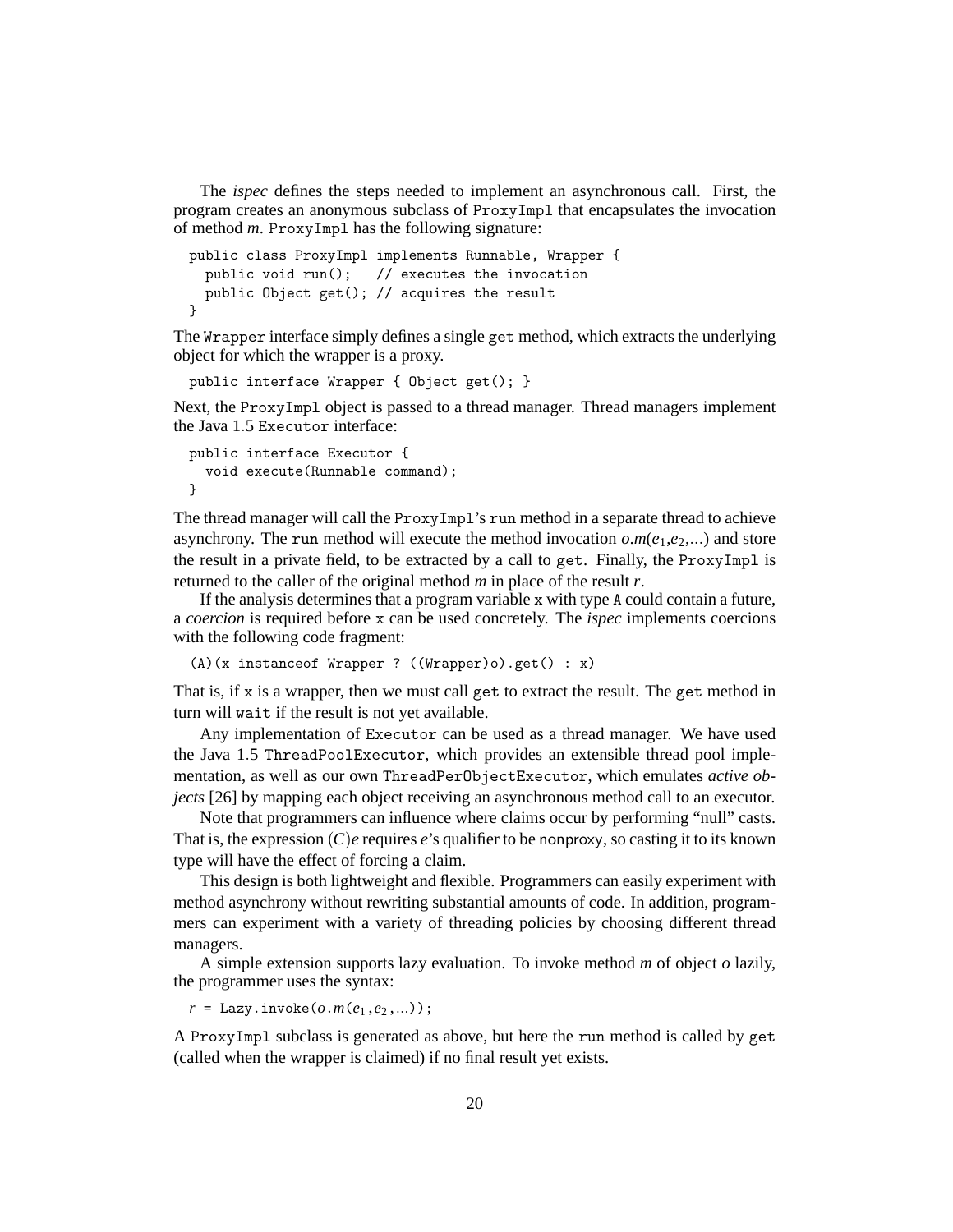The *ispec* defines the steps needed to implement an asynchronous call. First, the program creates an anonymous subclass of `ProxyImpl` that encapsulates the invocation of method *m*. `ProxyImpl` has the following signature:

```
public class ProxyImpl implements Runnable, Wrapper {
  public void run();   // executes the invocation
  public Object get(); // acquires the result
}
```

The `Wrapper` interface simply defines a single `get` method, which extracts the underlying object for which the wrapper is a proxy.

```
public interface Wrapper { Object get(); }
```

Next, the `ProxyImpl` object is passed to a thread manager. Thread managers implement the Java 1.5 `Executor` interface:

```
public interface Executor {
  void execute(Runnable command);
}
```

The thread manager will call the `ProxyImpl`'s `run` method in a separate thread to achieve asynchrony. The `run` method will execute the method invocation $o.m(e_1,e_2,...)$ and store the result in a private field, to be extracted by a call to `get`. Finally, the `ProxyImpl` is returned to the caller of the original method *m* in place of the result *r*.

If the analysis determines that a program variable `x` with type `A` could contain a future, a *coercion* is required before `x` can be used concretely. The *ispec* implements coercions with the following code fragment:

```
(A)(x instanceof Wrapper ? ((Wrapper)o).get() : x)
```

That is, if `x` is a wrapper, then we must call `get` to extract the result. The `get` method in turn will `wait` if the result is not yet available.

Any implementation of `Executor` can be used as a thread manager. We have used the Java 1.5 `ThreadPoolExecutor`, which provides an extensible thread pool implementation, as well as our own `ThreadPerObjectExecutor`, which emulates *active objects* [26] by mapping each object receiving an asynchronous method call to an executor.

Note that programmers can influence where claims occur by performing "null" casts. That is, the expression $(C)e$ requires *e*'s qualifier to be nonproxy, so casting it to its known type will have the effect of forcing a claim.

This design is both lightweight and flexible. Programmers can easily experiment with method asynchrony without rewriting substantial amounts of code. In addition, programmers can experiment with a variety of threading policies by choosing different thread managers.

A simple extension supports lazy evaluation. To invoke method *m* of object *o* lazily, the programmer uses the syntax:

```
r = Lazy.invoke(o.m(e1,e2,...));
```

A `ProxyImpl` subclass is generated as above, but here the `run` method is called by `get` (called when the wrapper is claimed) if no final result yet exists.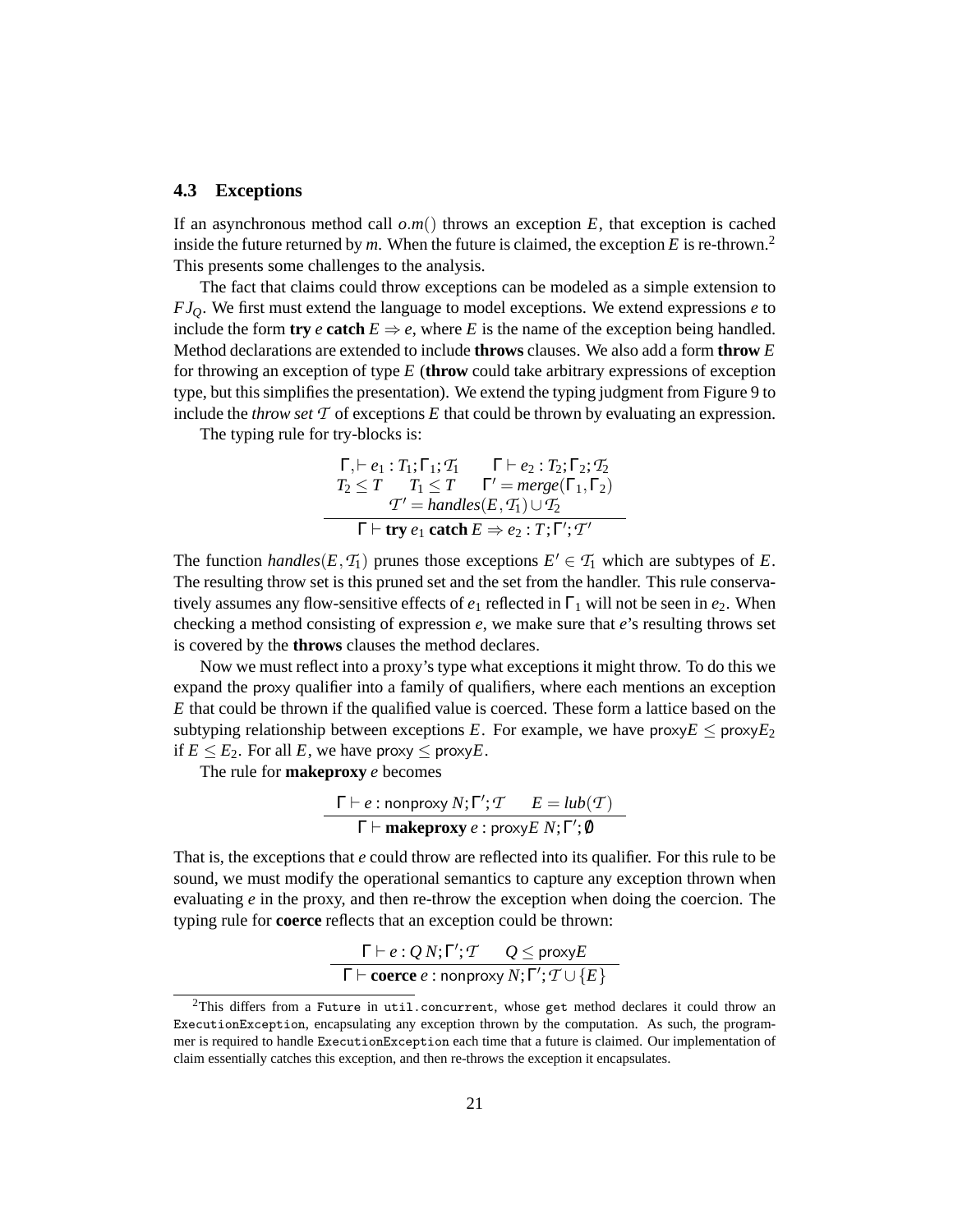### 4.3 Exceptions

If an asynchronous method call $o.m()$ throws an exception $E$, that exception is cached inside the future returned by $m$. When the future is claimed, the exception $E$ is re-thrown.[2] This presents some challenges to the analysis.

The fact that claims could throw exceptions can be modeled as a simple extension to $FJ_Q$. We first must extend the language to model exceptions. We extend expressions $e$ to include the form **try** $e$ **catch** $E \Rightarrow e$, where $E$ is the name of the exception being handled. Method declarations are extended to include **throws** clauses. We also add a form **throw** $E$ for throwing an exception of type $E$ (**throw** could take arbitrary expressions of exception type, but this simplifies the presentation). We extend the typing judgment from Figure 9 to include the *throw set* $\mathcal{T}$ of exceptions $E$ that could be thrown by evaluating an expression.

The typing rule for try-blocks is:

$$\frac{\begin{array}{c}\Gamma, \vdash e_1 : T_1; \Gamma_1; \mathcal{T}_1 \qquad \Gamma \vdash e_2 : T_2; \Gamma_2; \mathcal{T}_2 \\ T_2 \leq T \qquad T_1 \leq T \qquad \Gamma' = merge(\Gamma_1, \Gamma_2) \\ \mathcal{T}' = handles(E, \mathcal{T}_1) \cup \mathcal{T}_2\end{array}}{\Gamma \vdash \textbf{try}\ e_1\ \textbf{catch}\ E \Rightarrow e_2 : T; \Gamma'; \mathcal{T}'}$$

The function $handles(E, \mathcal{T}_1)$ prunes those exceptions $E' \in \mathcal{T}_1$ which are subtypes of $E$. The resulting throw set is this pruned set and the set from the handler. This rule conservatively assumes any flow-sensitive effects of $e_1$ reflected in $\Gamma_1$ will not be seen in $e_2$. When checking a method consisting of expression $e$, we make sure that $e$'s resulting throws set is covered by the **throws** clauses the method declares.

Now we must reflect into a proxy's type what exceptions it might throw. To do this we expand the proxy qualifier into a family of qualifiers, where each mentions an exception $E$ that could be thrown if the qualified value is coerced. These form a lattice based on the subtyping relationship between exceptions $E$. For example, we have $\mathsf{proxy}E \leq \mathsf{proxy}E_2$ if $E \leq E_2$. For all $E$, we have $\mathsf{proxy} \leq \mathsf{proxy}E$.

The rule for **makeproxy** $e$ becomes

$$\frac{\Gamma \vdash e : \mathsf{nonproxy}\ N; \Gamma'; \mathcal{T} \qquad E = lub(\mathcal{T})}{\Gamma \vdash \textbf{makeproxy}\ e : \mathsf{proxy}E\ N; \Gamma'; \emptyset}$$

That is, the exceptions that $e$ could throw are reflected into its qualifier. For this rule to be sound, we must modify the operational semantics to capture any exception thrown when evaluating $e$ in the proxy, and then re-throw the exception when doing the coercion. The typing rule for **coerce** reflects that an exception could be thrown:

$$\frac{\Gamma \vdash e : Q\ N; \Gamma'; \mathcal{T} \qquad Q \leq \mathsf{proxy}E}{\Gamma \vdash \textbf{coerce}\ e : \mathsf{nonproxy}\ N; \Gamma'; \mathcal{T} \cup \{E\}}$$

[2] This differs from a `Future` in `util.concurrent`, whose `get` method declares it could throw an `ExecutionException`, encapsulating any exception thrown by the computation. As such, the programmer is required to handle `ExecutionException` each time that a future is claimed. Our implementation of claim essentially catches this exception, and then re-throws the exception it encapsulates.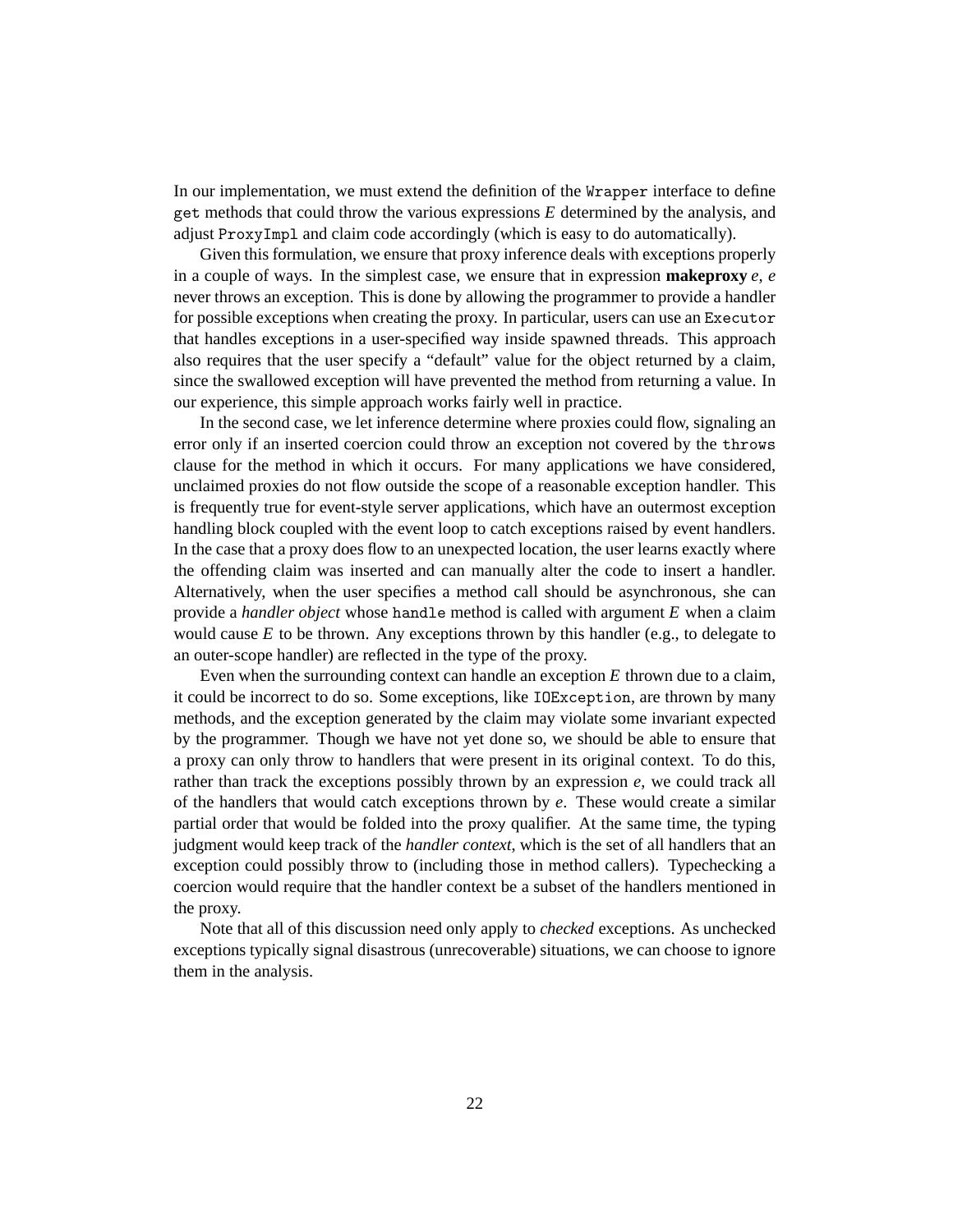In our implementation, we must extend the definition of the `Wrapper` interface to define `get` methods that could throw the various expressions $E$ determined by the analysis, and adjust `ProxyImpl` and claim code accordingly (which is easy to do automatically).

Given this formulation, we ensure that proxy inference deals with exceptions properly in a couple of ways. In the simplest case, we ensure that in expression **makeproxy** $e$, $e$ never throws an exception. This is done by allowing the programmer to provide a handler for possible exceptions when creating the proxy. In particular, users can use an `Executor` that handles exceptions in a user-specified way inside spawned threads. This approach also requires that the user specify a "default" value for the object returned by a claim, since the swallowed exception will have prevented the method from returning a value. In our experience, this simple approach works fairly well in practice.

In the second case, we let inference determine where proxies could flow, signaling an error only if an inserted coercion could throw an exception not covered by the `throws` clause for the method in which it occurs. For many applications we have considered, unclaimed proxies do not flow outside the scope of a reasonable exception handler. This is frequently true for event-style server applications, which have an outermost exception handling block coupled with the event loop to catch exceptions raised by event handlers. In the case that a proxy does flow to an unexpected location, the user learns exactly where the offending claim was inserted and can manually alter the code to insert a handler. Alternatively, when the user specifies a method call should be asynchronous, she can provide a *handler object* whose `handle` method is called with argument $E$ when a claim would cause $E$ to be thrown. Any exceptions thrown by this handler (e.g., to delegate to an outer-scope handler) are reflected in the type of the proxy.

Even when the surrounding context can handle an exception $E$ thrown due to a claim, it could be incorrect to do so. Some exceptions, like `IOException`, are thrown by many methods, and the exception generated by the claim may violate some invariant expected by the programmer. Though we have not yet done so, we should be able to ensure that a proxy can only throw to handlers that were present in its original context. To do this, rather than track the exceptions possibly thrown by an expression $e$, we could track all of the handlers that would catch exceptions thrown by $e$. These would create a similar partial order that would be folded into the proxy qualifier. At the same time, the typing judgment would keep track of the *handler context*, which is the set of all handlers that an exception could possibly throw to (including those in method callers). Typechecking a coercion would require that the handler context be a subset of the handlers mentioned in the proxy.

Note that all of this discussion need only apply to *checked* exceptions. As unchecked exceptions typically signal disastrous (unrecoverable) situations, we can choose to ignore them in the analysis.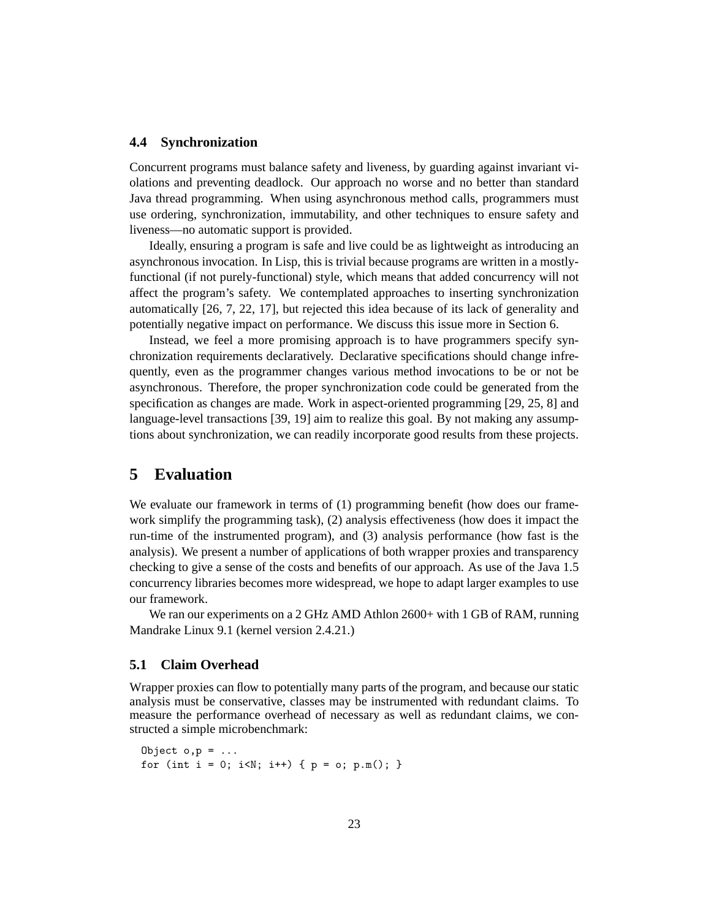### 4.4 Synchronization

Concurrent programs must balance safety and liveness, by guarding against invariant violations and preventing deadlock. Our approach no worse and no better than standard Java thread programming. When using asynchronous method calls, programmers must use ordering, synchronization, immutability, and other techniques to ensure safety and liveness—no automatic support is provided.

Ideally, ensuring a program is safe and live could be as lightweight as introducing an asynchronous invocation. In Lisp, this is trivial because programs are written in a mostly-functional (if not purely-functional) style, which means that added concurrency will not affect the program's safety. We contemplated approaches to inserting synchronization automatically [26, 7, 22, 17], but rejected this idea because of its lack of generality and potentially negative impact on performance. We discuss this issue more in Section 6.

Instead, we feel a more promising approach is to have programmers specify synchronization requirements declaratively. Declarative specifications should change infrequently, even as the programmer changes various method invocations to be or not be asynchronous. Therefore, the proper synchronization code could be generated from the specification as changes are made. Work in aspect-oriented programming [29, 25, 8] and language-level transactions [39, 19] aim to realize this goal. By not making any assumptions about synchronization, we can readily incorporate good results from these projects.

## 5 Evaluation

We evaluate our framework in terms of (1) programming benefit (how does our framework simplify the programming task), (2) analysis effectiveness (how does it impact the run-time of the instrumented program), and (3) analysis performance (how fast is the analysis). We present a number of applications of both wrapper proxies and transparency checking to give a sense of the costs and benefits of our approach. As use of the Java 1.5 concurrency libraries becomes more widespread, we hope to adapt larger examples to use our framework.

We ran our experiments on a 2 GHz AMD Athlon 2600+ with 1 GB of RAM, running Mandrake Linux 9.1 (kernel version 2.4.21.)

### 5.1 Claim Overhead

Wrapper proxies can flow to potentially many parts of the program, and because our static analysis must be conservative, classes may be instrumented with redundant claims. To measure the performance overhead of necessary as well as redundant claims, we constructed a simple microbenchmark:

```
Object o,p = ...
for (int i = 0; i<N; i++) { p = o; p.m(); }
```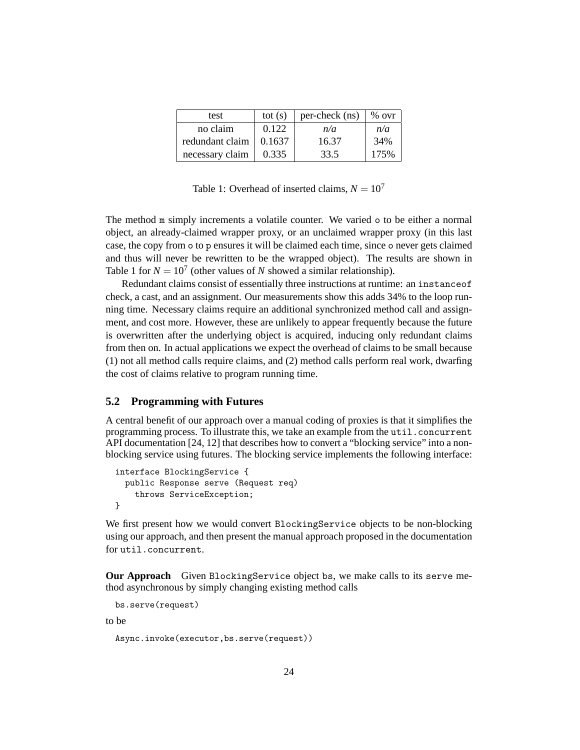| test | tot (s) | per-check (ns) | % ovr |
|---|---|---|---|
| no claim | 0.122 | *n/a* | *n/a* |
| redundant claim | 0.1637 | 16.37 | 34% |
| necessary claim | 0.335 | 33.5 | 175% |

Table 1: Overhead of inserted claims, $N = 10^7$

The method `m` simply increments a volatile counter. We varied `o` to be either a normal object, an already-claimed wrapper proxy, or an unclaimed wrapper proxy (in this last case, the copy from `o` to `p` ensures it will be claimed each time, since `o` never gets claimed and thus will never be rewritten to be the wrapped object). The results are shown in Table 1 for $N = 10^7$ (other values of $N$ showed a similar relationship).

Redundant claims consist of essentially three instructions at runtime: an `instanceof` check, a cast, and an assignment. Our measurements show this adds 34% to the loop running time. Necessary claims require an additional synchronized method call and assignment, and cost more. However, these are unlikely to appear frequently because the future is overwritten after the underlying object is acquired, inducing only redundant claims from then on. In actual applications we expect the overhead of claims to be small because (1) not all method calls require claims, and (2) method calls perform real work, dwarfing the cost of claims relative to program running time.

### 5.2 Programming with Futures

A central benefit of our approach over a manual coding of proxies is that it simplifies the programming process. To illustrate this, we take an example from the `util.concurrent` API documentation [24, 12] that describes how to convert a "blocking service" into a non-blocking service using futures. The blocking service implements the following interface:

```
interface BlockingService {
  public Response serve (Request req)
    throws ServiceException;
}
```

We first present how we would convert `BlockingService` objects to be non-blocking using our approach, and then present the manual approach proposed in the documentation for `util.concurrent`.

**Our Approach** Given `BlockingService` object `bs`, we make calls to its `serve` method asynchronous by simply changing existing method calls

```
bs.serve(request)
```

to be

```
Async.invoke(executor,bs.serve(request))
```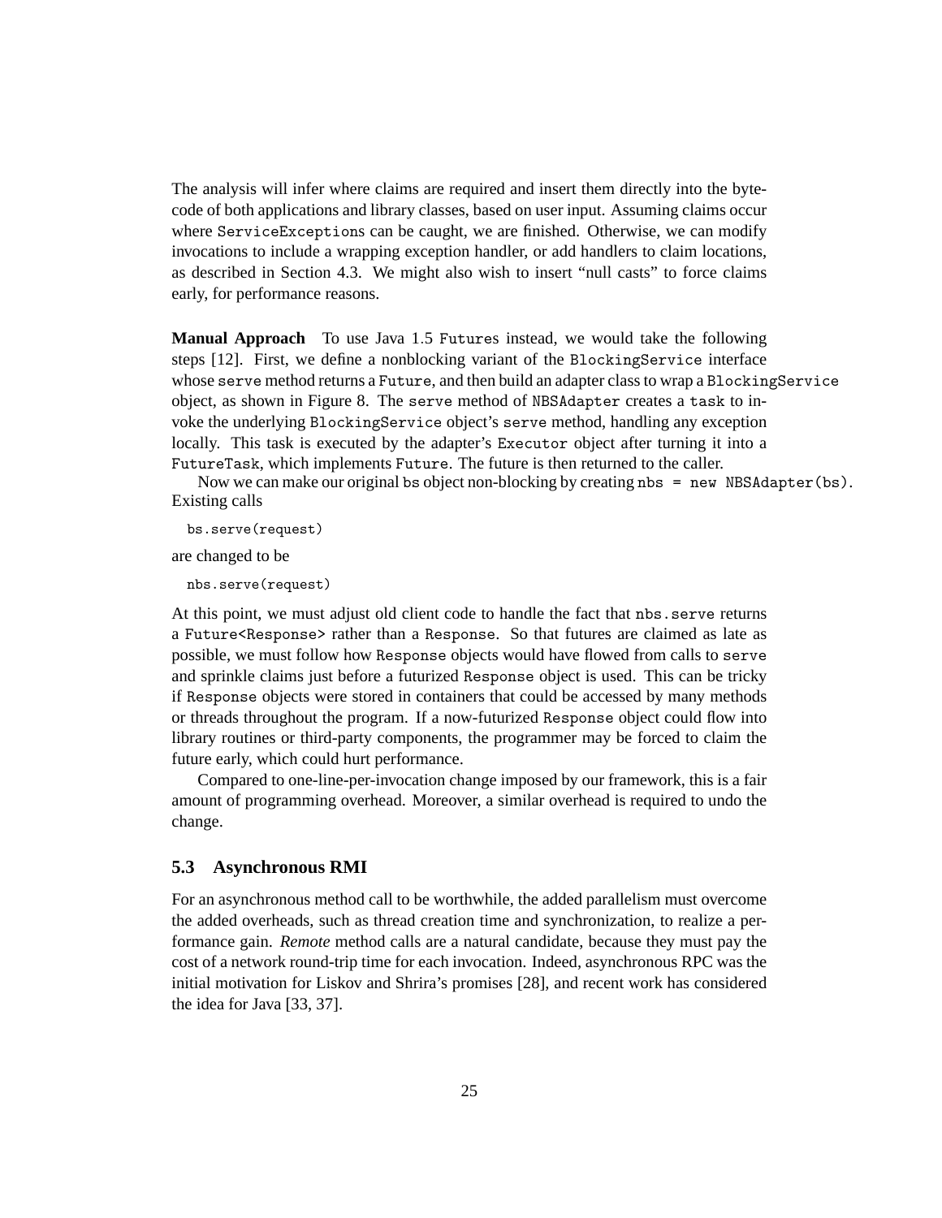The analysis will infer where claims are required and insert them directly into the bytecode of both applications and library classes, based on user input. Assuming claims occur where `ServiceExceptions` can be caught, we are finished. Otherwise, we can modify invocations to include a wrapping exception handler, or add handlers to claim locations, as described in Section 4.3. We might also wish to insert "null casts" to force claims early, for performance reasons.

**Manual Approach** To use Java 1.5 `Futures` instead, we would take the following steps [12]. First, we define a nonblocking variant of the `BlockingService` interface whose `serve` method returns a `Future`, and then build an adapter class to wrap a `BlockingService` object, as shown in Figure 8. The `serve` method of `NBSAdapter` creates a `task` to invoke the underlying `BlockingService` object's `serve` method, handling any exception locally. This task is executed by the adapter's `Executor` object after turning it into a `FutureTask`, which implements `Future`. The future is then returned to the caller.

Now we can make our original `bs` object non-blocking by creating `nbs = new NBSAdapter(bs)`. Existing calls

```
bs.serve(request)
```

are changed to be

```
nbs.serve(request)
```

At this point, we must adjust old client code to handle the fact that `nbs.serve` returns a `Future<Response>` rather than a `Response`. So that futures are claimed as late as possible, we must follow how `Response` objects would have flowed from calls to `serve` and sprinkle claims just before a futurized `Response` object is used. This can be tricky if `Response` objects were stored in containers that could be accessed by many methods or threads throughout the program. If a now-futurized `Response` object could flow into library routines or third-party components, the programmer may be forced to claim the future early, which could hurt performance.

Compared to one-line-per-invocation change imposed by our framework, this is a fair amount of programming overhead. Moreover, a similar overhead is required to undo the change.

### 5.3 Asynchronous RMI

For an asynchronous method call to be worthwhile, the added parallelism must overcome the added overheads, such as thread creation time and synchronization, to realize a performance gain. *Remote* method calls are a natural candidate, because they must pay the cost of a network round-trip time for each invocation. Indeed, asynchronous RPC was the initial motivation for Liskov and Shrira's promises [28], and recent work has considered the idea for Java [33, 37].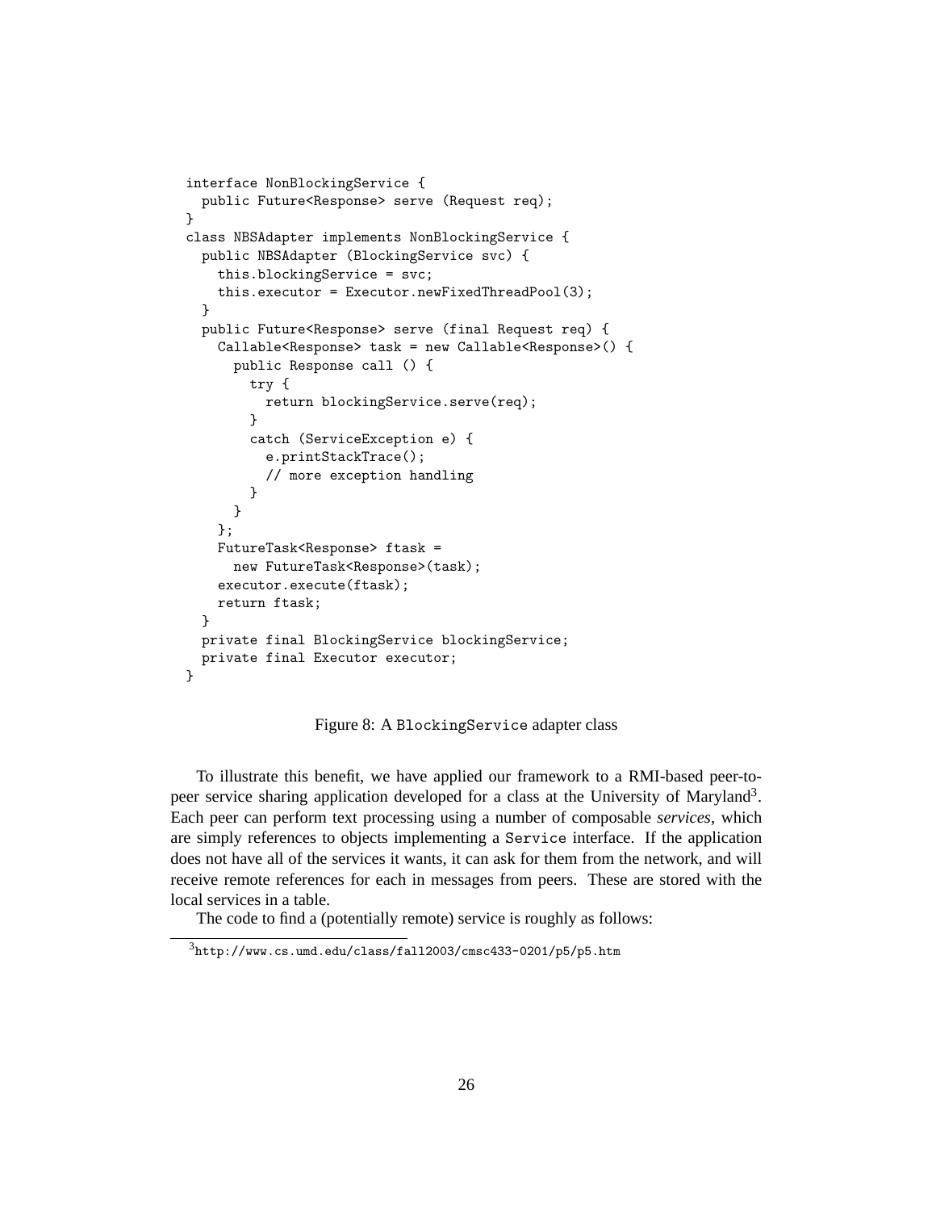```
interface NonBlockingService {
  public Future<Response> serve (Request req);
}
class NBSAdapter implements NonBlockingService {
  public NBSAdapter (BlockingService svc) {
    this.blockingService = svc;
    this.executor = Executor.newFixedThreadPool(3);
  }
  public Future<Response> serve (final Request req) {
    Callable<Response> task = new Callable<Response>() {
      public Response call () {
        try {
          return blockingService.serve(req);
        }
        catch (ServiceException e) {
          e.printStackTrace();
          // more exception handling
        }
      }
    };
    FutureTask<Response> ftask =
      new FutureTask<Response>(task);
    executor.execute(ftask);
    return ftask;
  }
  private final BlockingService blockingService;
  private final Executor executor;
}
```

Figure 8: A `BlockingService` adapter class

To illustrate this benefit, we have applied our framework to a RMI-based peer-to-peer service sharing application developed for a class at the University of Maryland[3]. Each peer can perform text processing using a number of composable *services*, which are simply references to objects implementing a `Service` interface. If the application does not have all of the services it wants, it can ask for them from the network, and will receive remote references for each in messages from peers. These are stored with the local services in a table.

The code to find a (potentially remote) service is roughly as follows:

[3] `http://www.cs.umd.edu/class/fall2003/cmsc433-0201/p5/p5.htm`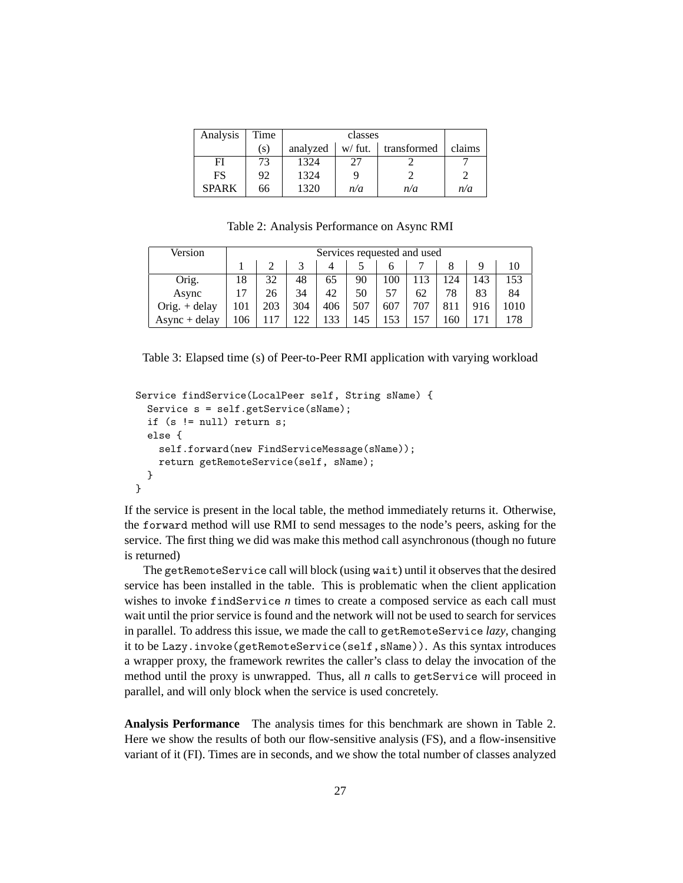| Analysis | Time | classes | | | |
|---|---|---|---|---|---|
| | (s) | analyzed | w/ fut. | transformed | claims |
| FI | 73 | 1324 | 27 | 2 | 7 |
| FS | 92 | 1324 | 9 | 2 | 2 |
| SPARK | 66 | 1320 | *n/a* | *n/a* | *n/a* |

Table 2: Analysis Performance on Async RMI

| Version | Services requested and used | | | | | | | | | |
|---|---|---|---|---|---|---|---|---|---|---|
| | 1 | 2 | 3 | 4 | 5 | 6 | 7 | 8 | 9 | 10 |
| Orig. | 18 | 32 | 48 | 65 | 90 | 100 | 113 | 124 | 143 | 153 |
| Async | 17 | 26 | 34 | 42 | 50 | 57 | 62 | 78 | 83 | 84 |
| Orig. + delay | 101 | 203 | 304 | 406 | 507 | 607 | 707 | 811 | 916 | 1010 |
| Async + delay | 106 | 117 | 122 | 133 | 145 | 153 | 157 | 160 | 171 | 178 |

Table 3: Elapsed time (s) of Peer-to-Peer RMI application with varying workload

```
Service findService(LocalPeer self, String sName) {
  Service s = self.getService(sName);
  if (s != null) return s;
  else {
    self.forward(new FindServiceMessage(sName));
    return getRemoteService(self, sName);
  }
}
```

If the service is present in the local table, the method immediately returns it. Otherwise, the `forward` method will use RMI to send messages to the node's peers, asking for the service. The first thing we did was make this method call asynchronous (though no future is returned)

The `getRemoteService` call will block (using `wait`) until it observes that the desired service has been installed in the table. This is problematic when the client application wishes to invoke `findService` *n* times to create a composed service as each call must wait until the prior service is found and the network will not be used to search for services in parallel. To address this issue, we made the call to `getRemoteService` *lazy*, changing it to be `Lazy.invoke(getRemoteService(self,sName))`. As this syntax introduces a wrapper proxy, the framework rewrites the caller's class to delay the invocation of the method until the proxy is unwrapped. Thus, all *n* calls to `getService` will proceed in parallel, and will only block when the service is used concretely.

**Analysis Performance** The analysis times for this benchmark are shown in Table 2. Here we show the results of both our flow-sensitive analysis (FS), and a flow-insensitive variant of it (FI). Times are in seconds, and we show the total number of classes analyzed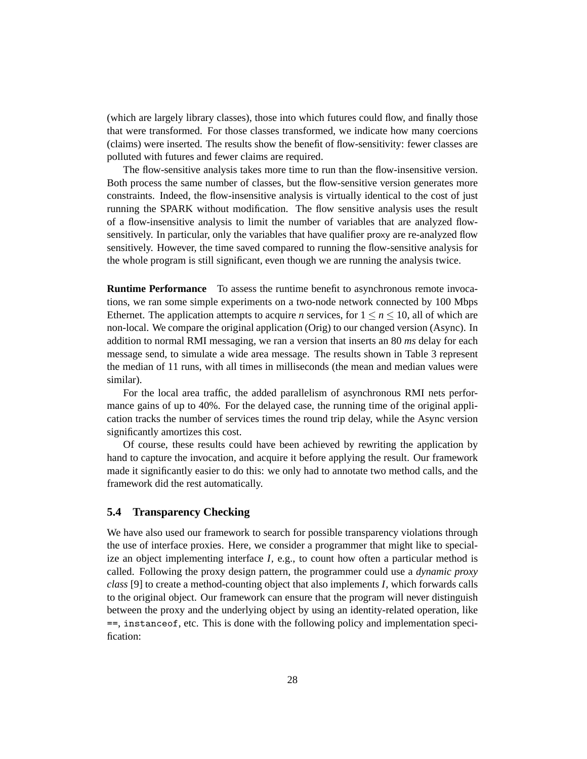(which are largely library classes), those into which futures could flow, and finally those that were transformed. For those classes transformed, we indicate how many coercions (claims) were inserted. The results show the benefit of flow-sensitivity: fewer classes are polluted with futures and fewer claims are required.

The flow-sensitive analysis takes more time to run than the flow-insensitive version. Both process the same number of classes, but the flow-sensitive version generates more constraints. Indeed, the flow-insensitive analysis is virtually identical to the cost of just running the SPARK without modification. The flow sensitive analysis uses the result of a flow-insensitive analysis to limit the number of variables that are analyzed flow-sensitively. In particular, only the variables that have qualifier proxy are re-analyzed flow sensitively. However, the time saved compared to running the flow-sensitive analysis for the whole program is still significant, even though we are running the analysis twice.

**Runtime Performance** To assess the runtime benefit to asynchronous remote invocations, we ran some simple experiments on a two-node network connected by 100 Mbps Ethernet. The application attempts to acquire $n$ services, for $1 \leq n \leq 10$, all of which are non-local. We compare the original application (Orig) to our changed version (Async). In addition to normal RMI messaging, we ran a version that inserts an 80 *ms* delay for each message send, to simulate a wide area message. The results shown in Table 3 represent the median of 11 runs, with all times in milliseconds (the mean and median values were similar).

For the local area traffic, the added parallelism of asynchronous RMI nets performance gains of up to 40%. For the delayed case, the running time of the original application tracks the number of services times the round trip delay, while the Async version significantly amortizes this cost.

Of course, these results could have been achieved by rewriting the application by hand to capture the invocation, and acquire it before applying the result. Our framework made it significantly easier to do this: we only had to annotate two method calls, and the framework did the rest automatically.

## 5.4 Transparency Checking

We have also used our framework to search for possible transparency violations through the use of interface proxies. Here, we consider a programmer that might like to specialize an object implementing interface $I$, e.g., to count how often a particular method is called. Following the proxy design pattern, the programmer could use a *dynamic proxy class* [9] to create a method-counting object that also implements $I$, which forwards calls to the original object. Our framework can ensure that the program will never distinguish between the proxy and the underlying object by using an identity-related operation, like `==`, `instanceof`, etc. This is done with the following policy and implementation specification: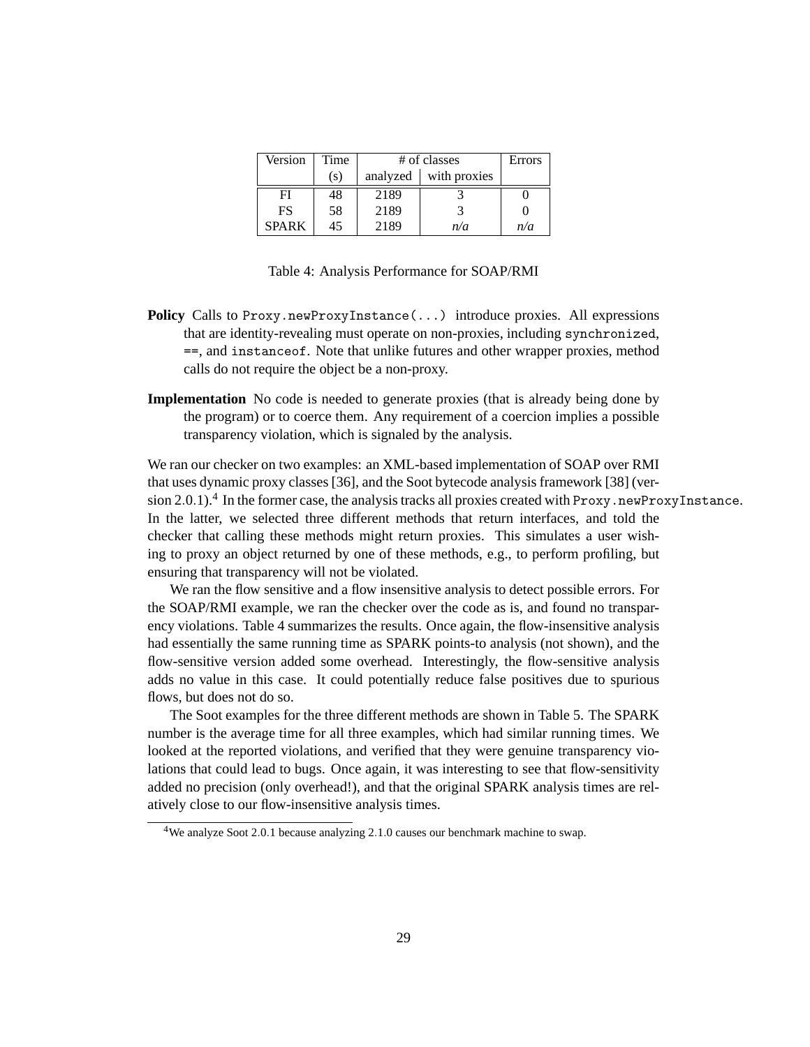| Version | Time | # of classes | | Errors |
|---|---|---|---|---|
| | (s) | analyzed | with proxies | |
| FI | 48 | 2189 | 3 | 0 |
| FS | 58 | 2189 | 3 | 0 |
| SPARK | 45 | 2189 | *n/a* | *n/a* |

Table 4: Analysis Performance for SOAP/RMI

**Policy** Calls to `Proxy.newProxyInstance(...)` introduce proxies. All expressions that are identity-revealing must operate on non-proxies, including `synchronized`, `==`, and `instanceof`. Note that unlike futures and other wrapper proxies, method calls do not require the object be a non-proxy.

**Implementation** No code is needed to generate proxies (that is already being done by the program) or to coerce them. Any requirement of a coercion implies a possible transparency violation, which is signaled by the analysis.

We ran our checker on two examples: an XML-based implementation of SOAP over RMI that uses dynamic proxy classes [36], and the Soot bytecode analysis framework [38] (version 2.0.1).[4] In the former case, the analysis tracks all proxies created with `Proxy.newProxyInstance`. In the latter, we selected three different methods that return interfaces, and told the checker that calling these methods might return proxies. This simulates a user wishing to proxy an object returned by one of these methods, e.g., to perform profiling, but ensuring that transparency will not be violated.

We ran the flow sensitive and a flow insensitive analysis to detect possible errors. For the SOAP/RMI example, we ran the checker over the code as is, and found no transparency violations. Table 4 summarizes the results. Once again, the flow-insensitive analysis had essentially the same running time as SPARK points-to analysis (not shown), and the flow-sensitive version added some overhead. Interestingly, the flow-sensitive analysis adds no value in this case. It could potentially reduce false positives due to spurious flows, but does not do so.

The Soot examples for the three different methods are shown in Table 5. The SPARK number is the average time for all three examples, which had similar running times. We looked at the reported violations, and verified that they were genuine transparency violations that could lead to bugs. Once again, it was interesting to see that flow-sensitivity added no precision (only overhead!), and that the original SPARK analysis times are relatively close to our flow-insensitive analysis times.

[4] We analyze Soot 2.0.1 because analyzing 2.1.0 causes our benchmark machine to swap.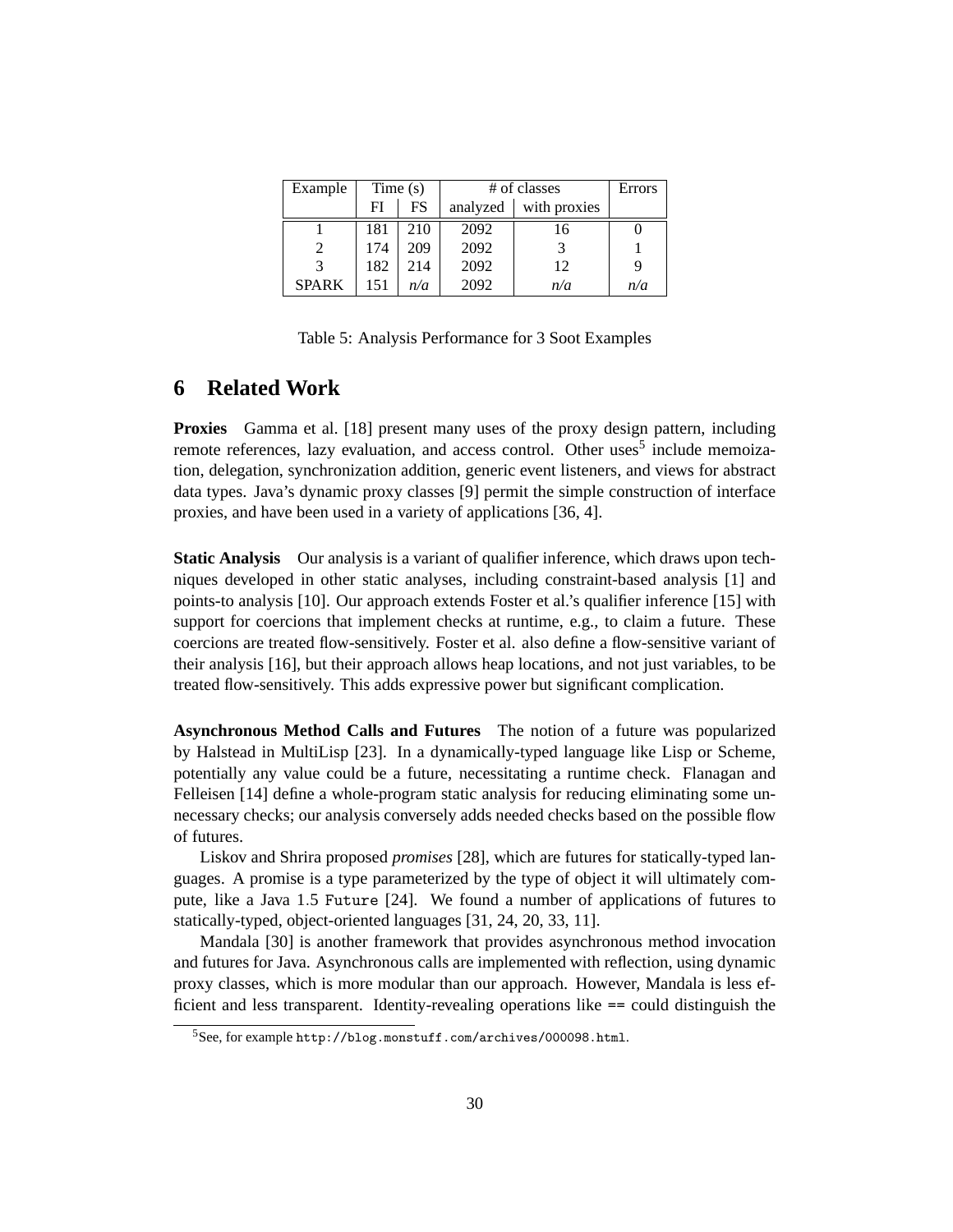| Example | Time (s) | | # of classes | | Errors |
|---|---|---|---|---|---|
| | FI | FS | analyzed | with proxies | |
| 1 | 181 | 210 | 2092 | 16 | 0 |
| 2 | 174 | 209 | 2092 | 3 | 1 |
| 3 | 182 | 214 | 2092 | 12 | 9 |
| SPARK | 151 | *n/a* | 2092 | *n/a* | *n/a* |

Table 5: Analysis Performance for 3 Soot Examples

# 6 Related Work

**Proxies** Gamma et al. [18] present many uses of the proxy design pattern, including remote references, lazy evaluation, and access control. Other uses[5] include memoization, delegation, synchronization addition, generic event listeners, and views for abstract data types. Java's dynamic proxy classes [9] permit the simple construction of interface proxies, and have been used in a variety of applications [36, 4].

**Static Analysis** Our analysis is a variant of qualifier inference, which draws upon techniques developed in other static analyses, including constraint-based analysis [1] and points-to analysis [10]. Our approach extends Foster et al.'s qualifier inference [15] with support for coercions that implement checks at runtime, e.g., to claim a future. These coercions are treated flow-sensitively. Foster et al. also define a flow-sensitive variant of their analysis [16], but their approach allows heap locations, and not just variables, to be treated flow-sensitively. This adds expressive power but significant complication.

**Asynchronous Method Calls and Futures** The notion of a future was popularized by Halstead in MultiLisp [23]. In a dynamically-typed language like Lisp or Scheme, potentially any value could be a future, necessitating a runtime check. Flanagan and Felleisen [14] define a whole-program static analysis for reducing eliminating some unnecessary checks; our analysis conversely adds needed checks based on the possible flow of futures.

Liskov and Shrira proposed *promises* [28], which are futures for statically-typed languages. A promise is a type parameterized by the type of object it will ultimately compute, like a Java 1.5 `Future` [24]. We found a number of applications of futures to statically-typed, object-oriented languages [31, 24, 20, 33, 11].

Mandala [30] is another framework that provides asynchronous method invocation and futures for Java. Asynchronous calls are implemented with reflection, using dynamic proxy classes, which is more modular than our approach. However, Mandala is less efficient and less transparent. Identity-revealing operations like `==` could distinguish the

[5] See, for example `http://blog.monstuff.com/archives/000098.html`.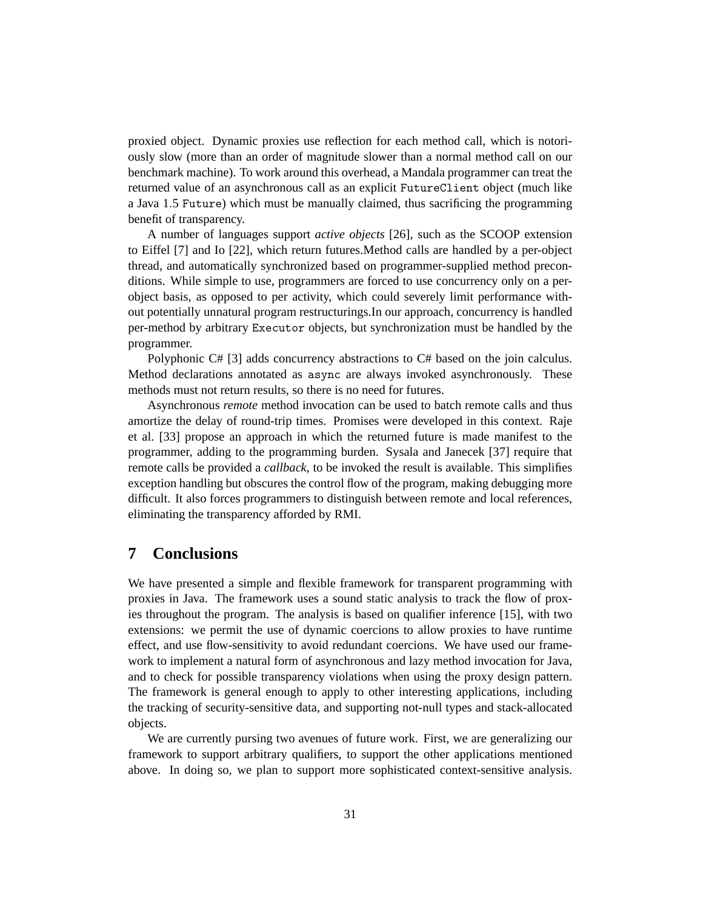proxied object. Dynamic proxies use reflection for each method call, which is notoriously slow (more than an order of magnitude slower than a normal method call on our benchmark machine). To work around this overhead, a Mandala programmer can treat the returned value of an asynchronous call as an explicit `FutureClient` object (much like a Java 1.5 `Future`) which must be manually claimed, thus sacrificing the programming benefit of transparency.

A number of languages support *active objects* [26], such as the SCOOP extension to Eiffel [7] and Io [22], which return futures.Method calls are handled by a per-object thread, and automatically synchronized based on programmer-supplied method preconditions. While simple to use, programmers are forced to use concurrency only on a per-object basis, as opposed to per activity, which could severely limit performance without potentially unnatural program restructurings.In our approach, concurrency is handled per-method by arbitrary `Executor` objects, but synchronization must be handled by the programmer.

Polyphonic C# [3] adds concurrency abstractions to C# based on the join calculus. Method declarations annotated as `async` are always invoked asynchronously. These methods must not return results, so there is no need for futures.

Asynchronous *remote* method invocation can be used to batch remote calls and thus amortize the delay of round-trip times. Promises were developed in this context. Raje et al. [33] propose an approach in which the returned future is made manifest to the programmer, adding to the programming burden. Sysala and Janecek [37] require that remote calls be provided a *callback*, to be invoked the result is available. This simplifies exception handling but obscures the control flow of the program, making debugging more difficult. It also forces programmers to distinguish between remote and local references, eliminating the transparency afforded by RMI.

# 7 Conclusions

We have presented a simple and flexible framework for transparent programming with proxies in Java. The framework uses a sound static analysis to track the flow of proxies throughout the program. The analysis is based on qualifier inference [15], with two extensions: we permit the use of dynamic coercions to allow proxies to have runtime effect, and use flow-sensitivity to avoid redundant coercions. We have used our framework to implement a natural form of asynchronous and lazy method invocation for Java, and to check for possible transparency violations when using the proxy design pattern. The framework is general enough to apply to other interesting applications, including the tracking of security-sensitive data, and supporting not-null types and stack-allocated objects.

We are currently pursing two avenues of future work. First, we are generalizing our framework to support arbitrary qualifiers, to support the other applications mentioned above. In doing so, we plan to support more sophisticated context-sensitive analysis.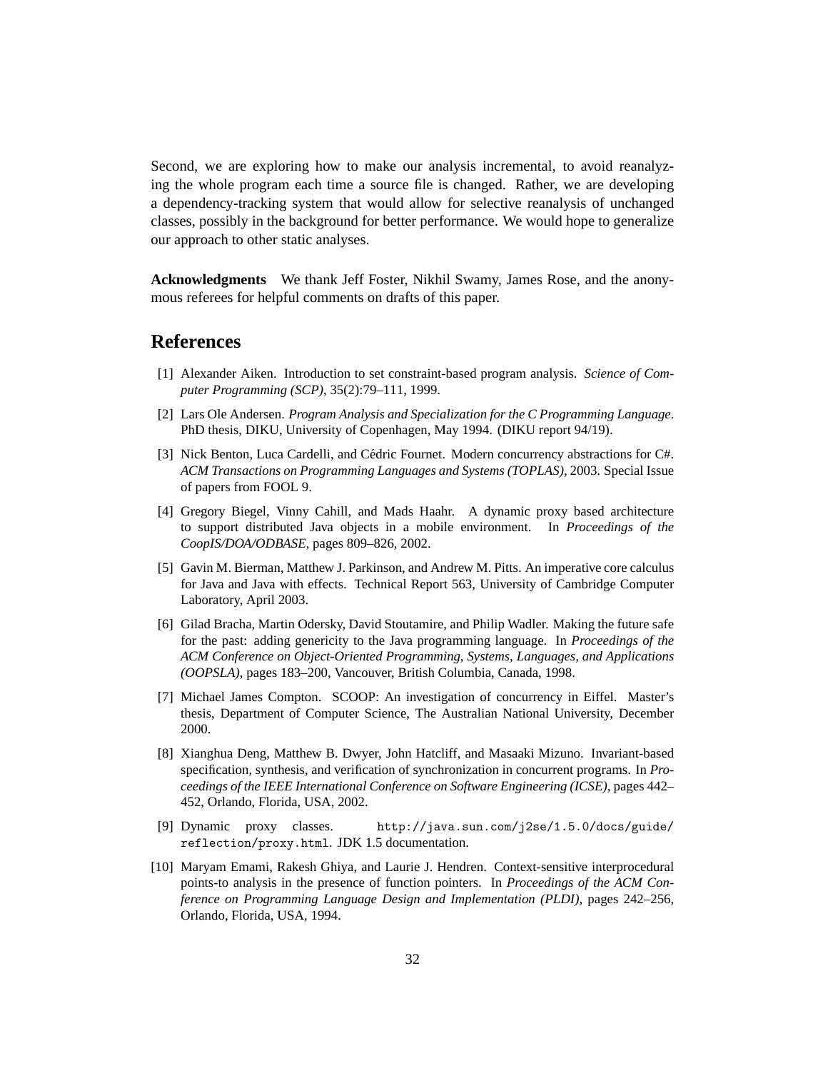Second, we are exploring how to make our analysis incremental, to avoid reanalyzing the whole program each time a source file is changed. Rather, we are developing a dependency-tracking system that would allow for selective reanalysis of unchanged classes, possibly in the background for better performance. We would hope to generalize our approach to other static analyses.

**Acknowledgments** We thank Jeff Foster, Nikhil Swamy, James Rose, and the anonymous referees for helpful comments on drafts of this paper.

# References

[1] Alexander Aiken. Introduction to set constraint-based program analysis. *Science of Computer Programming (SCP)*, 35(2):79–111, 1999.

[2] Lars Ole Andersen. *Program Analysis and Specialization for the C Programming Language*. PhD thesis, DIKU, University of Copenhagen, May 1994. (DIKU report 94/19).

[3] Nick Benton, Luca Cardelli, and Cédric Fournet. Modern concurrency abstractions for C#. *ACM Transactions on Programming Languages and Systems (TOPLAS)*, 2003. Special Issue of papers from FOOL 9.

[4] Gregory Biegel, Vinny Cahill, and Mads Haahr. A dynamic proxy based architecture to support distributed Java objects in a mobile environment. In *Proceedings of the CoopIS/DOA/ODBASE*, pages 809–826, 2002.

[5] Gavin M. Bierman, Matthew J. Parkinson, and Andrew M. Pitts. An imperative core calculus for Java and Java with effects. Technical Report 563, University of Cambridge Computer Laboratory, April 2003.

[6] Gilad Bracha, Martin Odersky, David Stoutamire, and Philip Wadler. Making the future safe for the past: adding genericity to the Java programming language. In *Proceedings of the ACM Conference on Object-Oriented Programming, Systems, Languages, and Applications (OOPSLA)*, pages 183–200, Vancouver, British Columbia, Canada, 1998.

[7] Michael James Compton. SCOOP: An investigation of concurrency in Eiffel. Master's thesis, Department of Computer Science, The Australian National University, December 2000.

[8] Xianghua Deng, Matthew B. Dwyer, John Hatcliff, and Masaaki Mizuno. Invariant-based specification, synthesis, and verification of synchronization in concurrent programs. In *Proceedings of the IEEE International Conference on Software Engineering (ICSE)*, pages 442–452, Orlando, Florida, USA, 2002.

[9] Dynamic proxy classes. `http://java.sun.com/j2se/1.5.0/docs/guide/reflection/proxy.html`. JDK 1.5 documentation.

[10] Maryam Emami, Rakesh Ghiya, and Laurie J. Hendren. Context-sensitive interprocedural points-to analysis in the presence of function pointers. In *Proceedings of the ACM Conference on Programming Language Design and Implementation (PLDI)*, pages 242–256, Orlando, Florida, USA, 1994.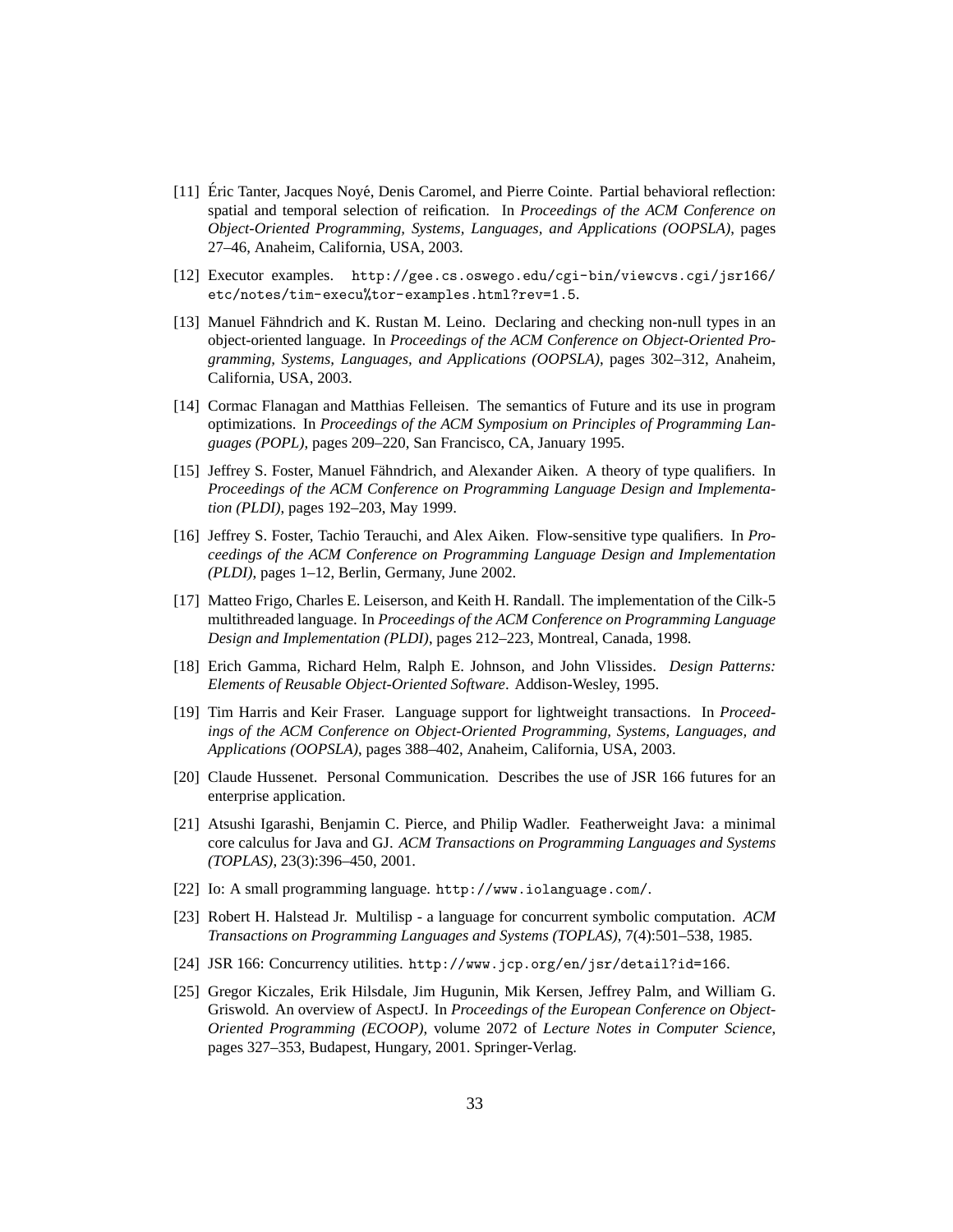[11] Éric Tanter, Jacques Noyé, Denis Caromel, and Pierre Cointe. Partial behavioral reflection: spatial and temporal selection of reification. In *Proceedings of the ACM Conference on Object-Oriented Programming, Systems, Languages, and Applications (OOPSLA)*, pages 27–46, Anaheim, California, USA, 2003.

[12] Executor examples. `http://gee.cs.oswego.edu/cgi-bin/viewcvs.cgi/jsr166/etc/notes/tim-execu%tor-examples.html?rev=1.5`.

[13] Manuel Fähndrich and K. Rustan M. Leino. Declaring and checking non-null types in an object-oriented language. In *Proceedings of the ACM Conference on Object-Oriented Programming, Systems, Languages, and Applications (OOPSLA)*, pages 302–312, Anaheim, California, USA, 2003.

[14] Cormac Flanagan and Matthias Felleisen. The semantics of Future and its use in program optimizations. In *Proceedings of the ACM Symposium on Principles of Programming Languages (POPL)*, pages 209–220, San Francisco, CA, January 1995.

[15] Jeffrey S. Foster, Manuel Fähndrich, and Alexander Aiken. A theory of type qualifiers. In *Proceedings of the ACM Conference on Programming Language Design and Implementation (PLDI)*, pages 192–203, May 1999.

[16] Jeffrey S. Foster, Tachio Terauchi, and Alex Aiken. Flow-sensitive type qualifiers. In *Proceedings of the ACM Conference on Programming Language Design and Implementation (PLDI)*, pages 1–12, Berlin, Germany, June 2002.

[17] Matteo Frigo, Charles E. Leiserson, and Keith H. Randall. The implementation of the Cilk-5 multithreaded language. In *Proceedings of the ACM Conference on Programming Language Design and Implementation (PLDI)*, pages 212–223, Montreal, Canada, 1998.

[18] Erich Gamma, Richard Helm, Ralph E. Johnson, and John Vlissides. *Design Patterns: Elements of Reusable Object-Oriented Software*. Addison-Wesley, 1995.

[19] Tim Harris and Keir Fraser. Language support for lightweight transactions. In *Proceedings of the ACM Conference on Object-Oriented Programming, Systems, Languages, and Applications (OOPSLA)*, pages 388–402, Anaheim, California, USA, 2003.

[20] Claude Hussenet. Personal Communication. Describes the use of JSR 166 futures for an enterprise application.

[21] Atsushi Igarashi, Benjamin C. Pierce, and Philip Wadler. Featherweight Java: a minimal core calculus for Java and GJ. *ACM Transactions on Programming Languages and Systems (TOPLAS)*, 23(3):396–450, 2001.

[22] Io: A small programming language. `http://www.iolanguage.com/`.

[23] Robert H. Halstead Jr. Multilisp - a language for concurrent symbolic computation. *ACM Transactions on Programming Languages and Systems (TOPLAS)*, 7(4):501–538, 1985.

[24] JSR 166: Concurrency utilities. `http://www.jcp.org/en/jsr/detail?id=166`.

[25] Gregor Kiczales, Erik Hilsdale, Jim Hugunin, Mik Kersen, Jeffrey Palm, and William G. Griswold. An overview of AspectJ. In *Proceedings of the European Conference on Object-Oriented Programming (ECOOP)*, volume 2072 of *Lecture Notes in Computer Science*, pages 327–353, Budapest, Hungary, 2001. Springer-Verlag.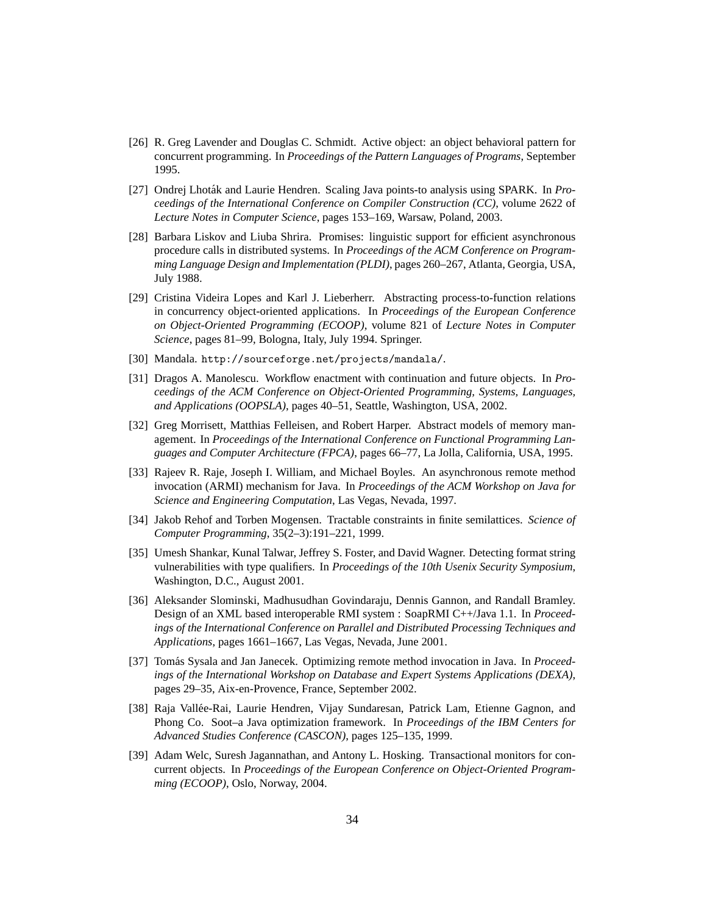[26] R. Greg Lavender and Douglas C. Schmidt. Active object: an object behavioral pattern for concurrent programming. In *Proceedings of the Pattern Languages of Programs*, September 1995.

[27] Ondrej Lhoták and Laurie Hendren. Scaling Java points-to analysis using SPARK. In *Proceedings of the International Conference on Compiler Construction (CC)*, volume 2622 of *Lecture Notes in Computer Science*, pages 153–169, Warsaw, Poland, 2003.

[28] Barbara Liskov and Liuba Shrira. Promises: linguistic support for efficient asynchronous procedure calls in distributed systems. In *Proceedings of the ACM Conference on Programming Language Design and Implementation (PLDI)*, pages 260–267, Atlanta, Georgia, USA, July 1988.

[29] Cristina Videira Lopes and Karl J. Lieberherr. Abstracting process-to-function relations in concurrency object-oriented applications. In *Proceedings of the European Conference on Object-Oriented Programming (ECOOP)*, volume 821 of *Lecture Notes in Computer Science*, pages 81–99, Bologna, Italy, July 1994. Springer.

[30] Mandala. `http://sourceforge.net/projects/mandala/`.

[31] Dragos A. Manolescu. Workflow enactment with continuation and future objects. In *Proceedings of the ACM Conference on Object-Oriented Programming, Systems, Languages, and Applications (OOPSLA)*, pages 40–51, Seattle, Washington, USA, 2002.

[32] Greg Morrisett, Matthias Felleisen, and Robert Harper. Abstract models of memory management. In *Proceedings of the International Conference on Functional Programming Languages and Computer Architecture (FPCA)*, pages 66–77, La Jolla, California, USA, 1995.

[33] Rajeev R. Raje, Joseph I. William, and Michael Boyles. An asynchronous remote method invocation (ARMI) mechanism for Java. In *Proceedings of the ACM Workshop on Java for Science and Engineering Computation*, Las Vegas, Nevada, 1997.

[34] Jakob Rehof and Torben Mogensen. Tractable constraints in finite semilattices. *Science of Computer Programming*, 35(2–3):191–221, 1999.

[35] Umesh Shankar, Kunal Talwar, Jeffrey S. Foster, and David Wagner. Detecting format string vulnerabilities with type qualifiers. In *Proceedings of the 10th Usenix Security Symposium*, Washington, D.C., August 2001.

[36] Aleksander Slominski, Madhusudhan Govindaraju, Dennis Gannon, and Randall Bramley. Design of an XML based interoperable RMI system : SoapRMI C++/Java 1.1. In *Proceedings of the International Conference on Parallel and Distributed Processing Techniques and Applications*, pages 1661–1667, Las Vegas, Nevada, June 2001.

[37] Tomás Sysala and Jan Janecek. Optimizing remote method invocation in Java. In *Proceedings of the International Workshop on Database and Expert Systems Applications (DEXA)*, pages 29–35, Aix-en-Provence, France, September 2002.

[38] Raja Vallée-Rai, Laurie Hendren, Vijay Sundaresan, Patrick Lam, Etienne Gagnon, and Phong Co. Soot–a Java optimization framework. In *Proceedings of the IBM Centers for Advanced Studies Conference (CASCON)*, pages 125–135, 1999.

[39] Adam Welc, Suresh Jagannathan, and Antony L. Hosking. Transactional monitors for concurrent objects. In *Proceedings of the European Conference on Object-Oriented Programming (ECOOP)*, Oslo, Norway, 2004.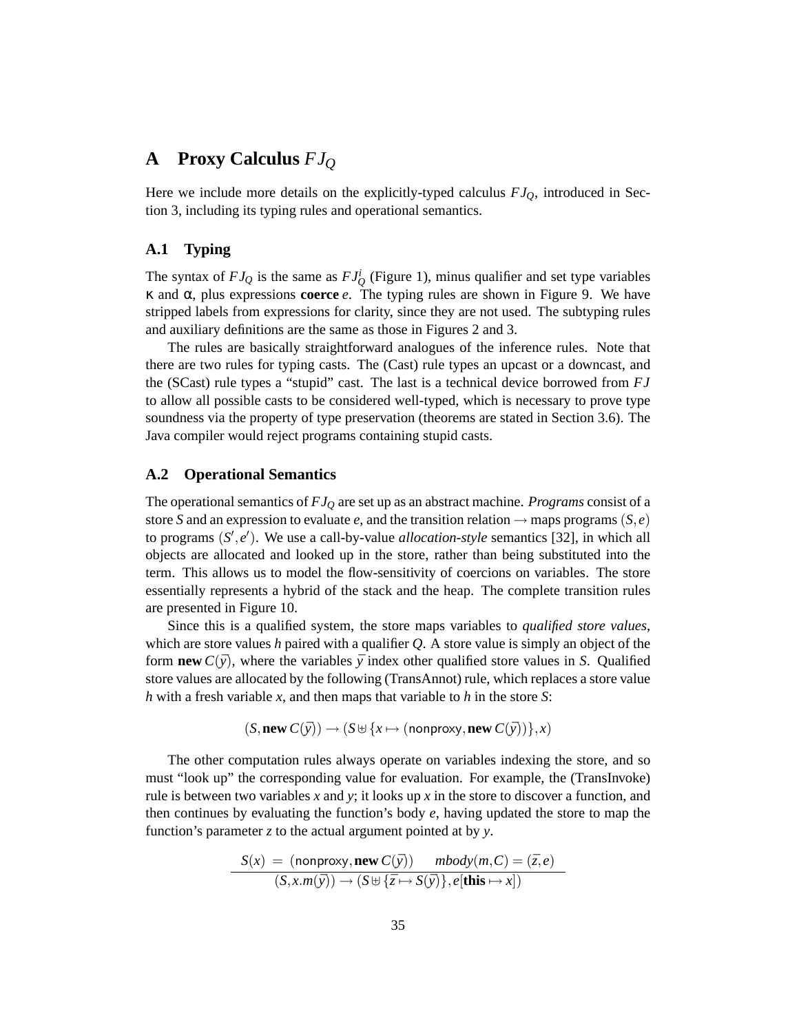# A Proxy Calculus $FJ_Q$

Here we include more details on the explicitly-typed calculus $FJ_Q$, introduced in Section 3, including its typing rules and operational semantics.

## A.1 Typing

The syntax of $FJ_Q$ is the same as $FJ_Q^i$ (Figure 1), minus qualifier and set type variables $\kappa$ and $\alpha$, plus expressions **coerce** $e$. The typing rules are shown in Figure 9. We have stripped labels from expressions for clarity, since they are not used. The subtyping rules and auxiliary definitions are the same as those in Figures 2 and 3.

The rules are basically straightforward analogues of the inference rules. Note that there are two rules for typing casts. The (Cast) rule types an upcast or a downcast, and the (SCast) rule types a "stupid" cast. The last is a technical device borrowed from $FJ$ to allow all possible casts to be considered well-typed, which is necessary to prove type soundness via the property of type preservation (theorems are stated in Section 3.6). The Java compiler would reject programs containing stupid casts.

## A.2 Operational Semantics

The operational semantics of $FJ_Q$ are set up as an abstract machine. *Programs* consist of a store $S$ and an expression to evaluate $e$, and the transition relation $\rightarrow$ maps programs $(S,e)$ to programs $(S',e')$. We use a call-by-value *allocation-style* semantics [32], in which all objects are allocated and looked up in the store, rather than being substituted into the term. This allows us to model the flow-sensitivity of coercions on variables. The store essentially represents a hybrid of the stack and the heap. The complete transition rules are presented in Figure 10.

Since this is a qualified system, the store maps variables to *qualified store values*, which are store values $h$ paired with a qualifier $Q$. A store value is simply an object of the form **new** $C(\bar{y})$, where the variables $\bar{y}$ index other qualified store values in $S$. Qualified store values are allocated by the following (TransAnnot) rule, which replaces a store value $h$ with a fresh variable $x$, and then maps that variable to $h$ in the store $S$:

$$(S, \mathbf{new}\, C(\bar{y})) \rightarrow (S \uplus \{x \mapsto (\mathsf{nonproxy}, \mathbf{new}\, C(\bar{y}))\}, x)$$

The other computation rules always operate on variables indexing the store, and so must "look up" the corresponding value for evaluation. For example, the (TransInvoke) rule is between two variables $x$ and $y$; it looks up $x$ in the store to discover a function, and then continues by evaluating the function's body $e$, having updated the store to map the function's parameter $z$ to the actual argument pointed at by $y$.

$$\frac{S(x) \;=\; (\mathsf{nonproxy}, \mathbf{new}\, C(\bar{y})) \qquad \mathit{mbody}(m,C) = (\bar{z}, e)}{(S, x.m(\bar{y})) \rightarrow (S \uplus \{\bar{z} \mapsto S(\bar{y})\}, e[\mathbf{this} \mapsto x])}$$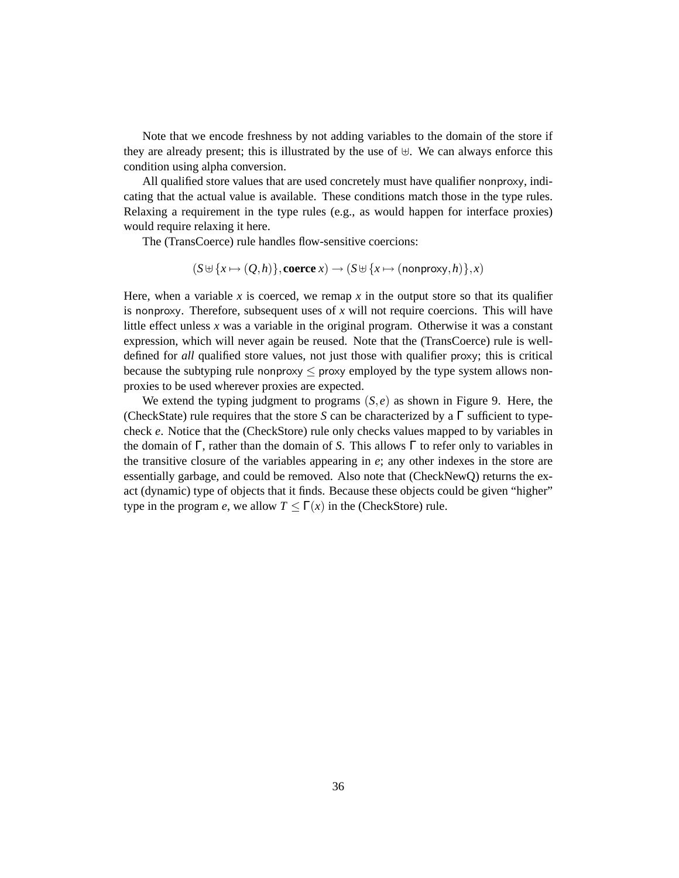Note that we encode freshness by not adding variables to the domain of the store if they are already present; this is illustrated by the use of $\uplus$. We can always enforce this condition using alpha conversion.

All qualified store values that are used concretely must have qualifier $\mathsf{nonproxy}$, indicating that the actual value is available. These conditions match those in the type rules. Relaxing a requirement in the type rules (e.g., as would happen for interface proxies) would require relaxing it here.

The (TransCoerce) rule handles flow-sensitive coercions:

$$(S \uplus \{x \mapsto (Q,h)\}, \textbf{coerce}\ x) \rightarrow (S \uplus \{x \mapsto (\mathsf{nonproxy}, h)\}, x)$$

Here, when a variable $x$ is coerced, we remap $x$ in the output store so that its qualifier is $\mathsf{nonproxy}$. Therefore, subsequent uses of $x$ will not require coercions. This will have little effect unless $x$ was a variable in the original program. Otherwise it was a constant expression, which will never again be reused. Note that the (TransCoerce) rule is well-defined for *all* qualified store values, not just those with qualifier $\mathsf{proxy}$; this is critical because the subtyping rule $\mathsf{nonproxy} \leq \mathsf{proxy}$ employed by the type system allows non-proxies to be used wherever proxies are expected.

We extend the typing judgment to programs $(S,e)$ as shown in Figure 9. Here, the (CheckState) rule requires that the store $S$ can be characterized by a $\Gamma$ sufficient to type-check $e$. Notice that the (CheckStore) rule only checks values mapped to by variables in the domain of $\Gamma$, rather than the domain of $S$. This allows $\Gamma$ to refer only to variables in the transitive closure of the variables appearing in $e$; any other indexes in the store are essentially garbage, and could be removed. Also note that (CheckNewQ) returns the exact (dynamic) type of objects that it finds. Because these objects could be given "higher" type in the program $e$, we allow $T \leq \Gamma(x)$ in the (CheckStore) rule.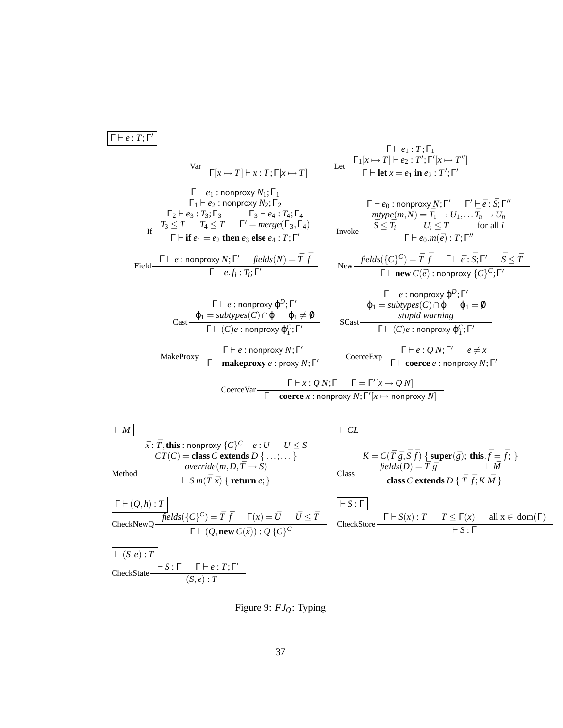$\boxed{\Gamma \vdash e : T; \Gamma'}$

$$\text{Var}\ \frac{}{\Gamma[x \mapsto T] \vdash x : T; \Gamma[x \mapsto T]} \qquad \text{Let}\ \frac{\Gamma \vdash e_1 : T; \Gamma_1 \quad \Gamma_1[x \mapsto T] \vdash e_2 : T'; \Gamma'[x \mapsto T'']}{\Gamma \vdash \textbf{let}\ x = e_1\ \textbf{in}\ e_2 : T'; \Gamma'}$$

$$\text{If}\ \frac{\begin{array}{c}\Gamma \vdash e_1 : \mathsf{nonproxy}\ N_1; \Gamma_1 \\ \Gamma_1 \vdash e_2 : \mathsf{nonproxy}\ N_2; \Gamma_2 \\ \Gamma_2 \vdash e_3 : T_3; \Gamma_3 \qquad \Gamma_3 \vdash e_4 : T_4; \Gamma_4 \\ T_3 \leq T \quad T_4 \leq T \quad \Gamma' = merge(\Gamma_3, \Gamma_4)\end{array}}{\Gamma \vdash \textbf{if}\ e_1 = e_2\ \textbf{then}\ e_3\ \textbf{else}\ e_4 : T; \Gamma'} \qquad \text{Invoke}\ \frac{\begin{array}{c}\Gamma \vdash e_0 : \mathsf{nonproxy}\ N; \Gamma' \quad \Gamma' \vdash \bar{e} : \bar{S}; \Gamma'' \\ mtype(m, N) = \bar{T}_1 \rightarrow U_1, \ldots \bar{T}_n \rightarrow U_n \\ \bar{S} \leq \bar{T}_i \qquad U_i \leq T \qquad \text{for all } i\end{array}}{\Gamma \vdash e_0.m(\bar{e}) : T; \Gamma''}$$

$$\text{Field}\ \frac{\Gamma \vdash e : \mathsf{nonproxy}\ N; \Gamma' \quad fields(N) = \bar{T}\ \bar{f}}{\Gamma \vdash e.f_i : T_i; \Gamma'} \qquad \text{New}\ \frac{fields(\{C\}^C) = \bar{T}\ \bar{f} \quad \Gamma \vdash \bar{e} : \bar{S}; \Gamma' \quad \bar{S} \leq \bar{T}}{\Gamma \vdash \textbf{new}\ C(\bar{e}) : \mathsf{nonproxy}\ \{C\}^C; \Gamma'}$$

$$\text{Cast}\ \frac{\begin{array}{c}\Gamma \vdash e : \mathsf{nonproxy}\ \varphi^D; \Gamma' \\ \varphi_1 = subtypes(C) \cap \varphi \quad \varphi_1 \neq \emptyset\end{array}}{\Gamma \vdash (C)e : \mathsf{nonproxy}\ \varphi_1^C; \Gamma'} \qquad \text{SCast}\ \frac{\begin{array}{c}\Gamma \vdash e : \mathsf{nonproxy}\ \varphi^D; \Gamma' \\ \varphi_1 = subtypes(C) \cap \varphi \quad \varphi_1 = \emptyset \\ \textit{stupid warning}\end{array}}{\Gamma \vdash (C)e : \mathsf{nonproxy}\ \varphi_1^C; \Gamma'}$$

$$\text{MakeProxy}\ \frac{\Gamma \vdash e : \mathsf{nonproxy}\ N; \Gamma'}{\Gamma \vdash \textbf{makeproxy}\ e : \mathsf{proxy}\ N; \Gamma'} \qquad \text{CoerceExp}\ \frac{\Gamma \vdash e : Q\ N; \Gamma' \quad e \neq x}{\Gamma \vdash \textbf{coerce}\ e : \mathsf{nonproxy}\ N; \Gamma'}$$

$$\text{CoerceVar}\ \frac{\Gamma \vdash x : Q\ N; \Gamma \quad \Gamma = \Gamma'[x \mapsto Q\ N]}{\Gamma \vdash \textbf{coerce}\ x : \mathsf{nonproxy}\ N; \Gamma'[x \mapsto \mathsf{nonproxy}\ N]}$$

$\boxed{\vdash M}$

$$\text{Method}\ \frac{\begin{array}{c}\bar{x} : \bar{T}, \textbf{this} : \mathsf{nonproxy}\ \{C\}^C \vdash e : U \quad U \leq S \\ CT(C) = \textbf{class}\ C\ \textbf{extends}\ D\ \{\ \ldots; \ldots\ \} \\ override(m, D, \bar{T} \rightarrow S)\end{array}}{\vdash S\ m(\bar{T}\ \bar{x})\ \{\ \textbf{return}\ e; \}}$$

$\boxed{\vdash CL}$

$$\text{Class}\ \frac{\begin{array}{c}K = C(\bar{T}\ \bar{g}, \bar{S}\ \bar{f})\ \{\ \textbf{super}(\bar{g});\ \textbf{this}.\bar{f} = \bar{f};\ \} \\ fields(D) = \bar{T}\ \bar{g} \qquad \vdash \bar{M}\end{array}}{\vdash \textbf{class}\ C\ \textbf{extends}\ D\ \{\ \bar{T}\ \bar{f}; K\ \bar{M}\ \}}$$

$\boxed{\Gamma \vdash (Q, h) : T}$

$$\text{CheckNewQ}\ \frac{fields(\{C\}^C) = \bar{T}\ \bar{f} \quad \Gamma(\bar{x}) = \bar{U} \quad \bar{U} \leq \bar{T}}{\Gamma \vdash (Q, \textbf{new}\ C(\bar{x})) : Q\ \{C\}^C}$$

$\boxed{\vdash S : \Gamma}$

$$\text{CheckStore}\ \frac{\Gamma \vdash S(x) : T \quad T \leq \Gamma(x) \quad \text{all x} \in \text{dom}(\Gamma)}{\vdash S : \Gamma}$$

$\boxed{\vdash (S, e) : T}$

$$\text{CheckState}\ \frac{\vdash S : \Gamma \quad \Gamma \vdash e : T; \Gamma'}{\vdash (S, e) : T}$$

Figure 9: $FJ_Q$: Typing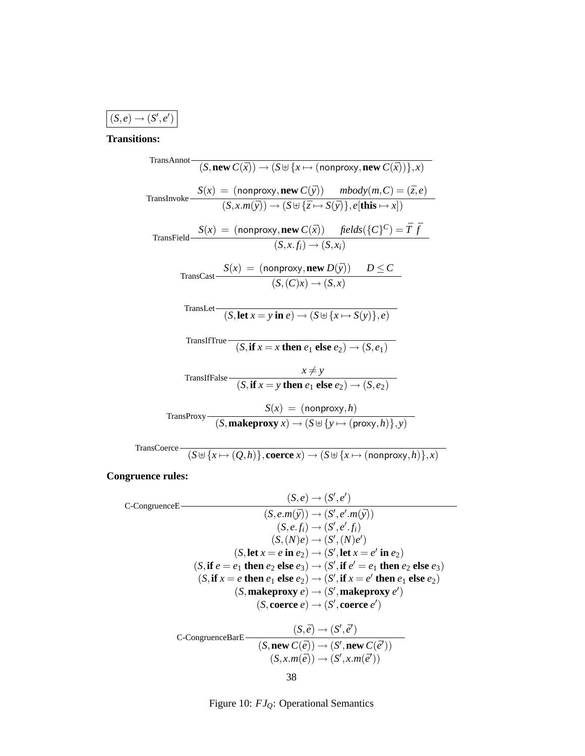$$\boxed{(S,e) \rightarrow (S',e')}$$

**Transitions:**

$$\text{TransAnnot}\;\frac{}{(S, \mathbf{new}\; C(\bar{x})) \rightarrow (S \uplus \{x \mapsto (\mathsf{nonproxy}, \mathbf{new}\; C(\bar{x}))\}, x)}$$

$$\text{TransInvoke}\;\frac{S(x) \;=\; (\mathsf{nonproxy}, \mathbf{new}\; C(\bar{y})) \qquad mbody(m,C) = (\bar{z}, e)}{(S, x.m(\bar{y})) \rightarrow (S \uplus \{\bar{z} \mapsto S(\bar{y})\}, e[\mathbf{this} \mapsto x])}$$

$$\text{TransField}\;\frac{S(x) \;=\; (\mathsf{nonproxy}, \mathbf{new}\; C(\bar{x})) \qquad fields(\{C\}^C) = \bar{T}\;\bar{f}}{(S, x.f_i) \rightarrow (S, x_i)}$$

$$\text{TransCast}\;\frac{S(x) \;=\; (\mathsf{nonproxy}, \mathbf{new}\; D(\bar{y})) \qquad D \leq C}{(S, (C)x) \rightarrow (S, x)}$$

$$\text{TransLet}\;\frac{}{(S, \mathbf{let}\; x = y\; \mathbf{in}\; e) \rightarrow (S \uplus \{x \mapsto S(y)\}, e)}$$

$$\text{TransIfTrue}\;\frac{}{(S, \mathbf{if}\; x = x\; \mathbf{then}\; e_1\; \mathbf{else}\; e_2) \rightarrow (S, e_1)}$$

$$\text{TransIfFalse}\;\frac{x \neq y}{(S, \mathbf{if}\; x = y\; \mathbf{then}\; e_1\; \mathbf{else}\; e_2) \rightarrow (S, e_2)}$$

$$\text{TransProxy}\;\frac{S(x) \;=\; (\mathsf{nonproxy}, h)}{(S, \mathbf{makeproxy}\; x) \rightarrow (S \uplus \{y \mapsto (\mathsf{proxy}, h)\}, y)}$$

$$\text{TransCoerce}\;\frac{}{(S \uplus \{x \mapsto (Q,h)\}, \mathbf{coerce}\; x) \rightarrow (S \uplus \{x \mapsto (\mathsf{nonproxy}, h)\}, x)}$$

**Congruence rules:**

$$\text{C-CongruenceE}\;\frac{(S,e) \rightarrow (S',e')}{\begin{array}{c}(S, e.m(\bar{y})) \rightarrow (S', e'.m(\bar{y}))\\ (S, e.f_i) \rightarrow (S', e'.f_i)\\ (S, (N)e) \rightarrow (S', (N)e')\\ (S, \mathbf{let}\; x = e\; \mathbf{in}\; e_2) \rightarrow (S', \mathbf{let}\; x = e'\; \mathbf{in}\; e_2)\\ (S, \mathbf{if}\; e = e_1\; \mathbf{then}\; e_2\; \mathbf{else}\; e_3) \rightarrow (S', \mathbf{if}\; e' = e_1\; \mathbf{then}\; e_2\; \mathbf{else}\; e_3)\\ (S, \mathbf{if}\; x = e\; \mathbf{then}\; e_1\; \mathbf{else}\; e_2) \rightarrow (S', \mathbf{if}\; x = e'\; \mathbf{then}\; e_1\; \mathbf{else}\; e_2)\\ (S, \mathbf{makeproxy}\; e) \rightarrow (S', \mathbf{makeproxy}\; e')\\ (S, \mathbf{coerce}\; e) \rightarrow (S', \mathbf{coerce}\; e')\end{array}}$$

$$\text{C-CongruenceBarE}\;\frac{(S,\bar{e}) \rightarrow (S',\bar{e'})}{\begin{array}{c}(S, \mathbf{new}\; C(\bar{e})) \rightarrow (S', \mathbf{new}\; C(\bar{e'}))\\ (S, x.m(\bar{e})) \rightarrow (S', x.m(\bar{e'}))\end{array}}$$

Figure 10: $FJ_Q$: Operational Semantics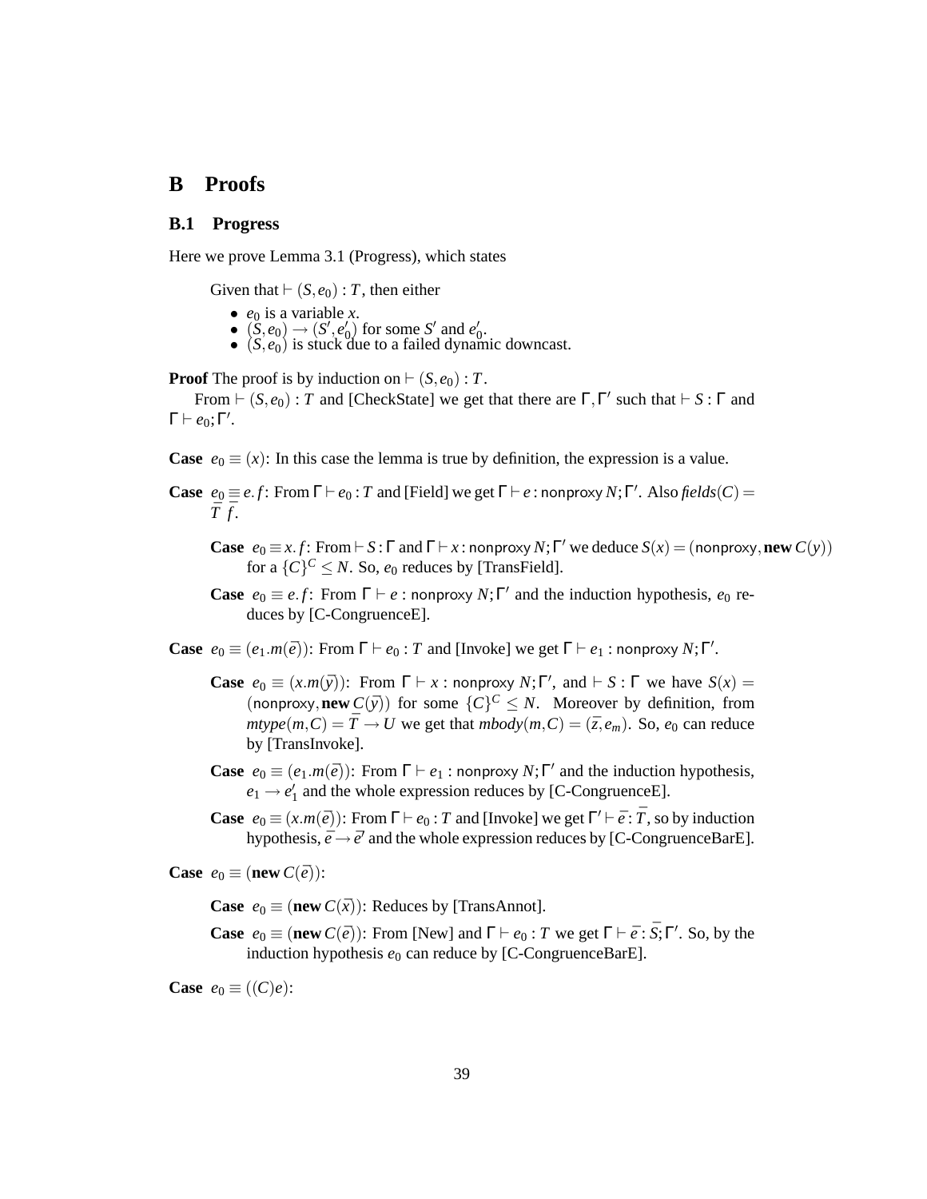# B Proofs

## B.1 Progress

Here we prove Lemma 3.1 (Progress), which states

> Given that $\vdash (S, e_0) : T$, then either
>
> - $e_0$ is a variable $x$.
> - $(S, e_0) \rightarrow (S', e_0')$ for some $S'$ and $e_0'$.
> - $(S, e_0)$ is stuck due to a failed dynamic downcast.

**Proof** The proof is by induction on $\vdash (S, e_0) : T$.

From $\vdash (S, e_0) : T$ and [CheckState] we get that there are $\Gamma, \Gamma'$ such that $\vdash S : \Gamma$ and $\Gamma \vdash e_0; \Gamma'$.

**Case** $e_0 \equiv (x)$: In this case the lemma is true by definition, the expression is a value.

**Case** $e_0 \equiv e.f$: From $\Gamma \vdash e_0 : T$ and [Field] we get $\Gamma \vdash e : \mathsf{nonproxy}\ N; \Gamma'$. Also $\mathit{fields}(C) = \bar{T}\ \bar{f}$.

> **Case** $e_0 \equiv x.f$: From $\vdash S : \Gamma$ and $\Gamma \vdash x : \mathsf{nonproxy}\ N; \Gamma'$ we deduce $S(x) = (\mathsf{nonproxy}, \textbf{new}\ C(y))$ for a $\{C\}^C \leq N$. So, $e_0$ reduces by [TransField].
>
> **Case** $e_0 \equiv e.f$: From $\Gamma \vdash e : \mathsf{nonproxy}\ N; \Gamma'$ and the induction hypothesis, $e_0$ reduces by [C-CongruenceE].

**Case** $e_0 \equiv (e_1.m(\bar{e}))$: From $\Gamma \vdash e_0 : T$ and [Invoke] we get $\Gamma \vdash e_1 : \mathsf{nonproxy}\ N; \Gamma'$.

> **Case** $e_0 \equiv (x.m(\bar{y}))$: From $\Gamma \vdash x : \mathsf{nonproxy}\ N; \Gamma'$, and $\vdash S : \Gamma$ we have $S(x) = (\mathsf{nonproxy}, \textbf{new}\ C(\bar{y}))$ for some $\{C\}^C \leq N$. Moreover by definition, from $\mathit{mtype}(m, C) = \bar{T} \rightarrow U$ we get that $\mathit{mbody}(m, C) = (\bar{z}, e_m)$. So, $e_0$ can reduce by [TransInvoke].
>
> **Case** $e_0 \equiv (e_1.m(\bar{e}))$: From $\Gamma \vdash e_1 : \mathsf{nonproxy}\ N; \Gamma'$ and the induction hypothesis, $e_1 \rightarrow e_1'$ and the whole expression reduces by [C-CongruenceE].
>
> **Case** $e_0 \equiv (x.m(\bar{e}))$: From $\Gamma \vdash e_0 : T$ and [Invoke] we get $\Gamma' \vdash \bar{e} : \bar{T}$, so by induction hypothesis, $\bar{e} \rightarrow \bar{e'}$ and the whole expression reduces by [C-CongruenceBarE].

**Case** $e_0 \equiv (\textbf{new}\ C(\bar{e}))$:

> **Case** $e_0 \equiv (\textbf{new}\ C(\bar{x}))$: Reduces by [TransAnnot].
>
> **Case** $e_0 \equiv (\textbf{new}\ C(\bar{e}))$: From [New] and $\Gamma \vdash e_0 : T$ we get $\Gamma \vdash \bar{e} : \bar{S}; \Gamma'$. So, by the induction hypothesis $e_0$ can reduce by [C-CongruenceBarE].

**Case** $e_0 \equiv ((C)e)$: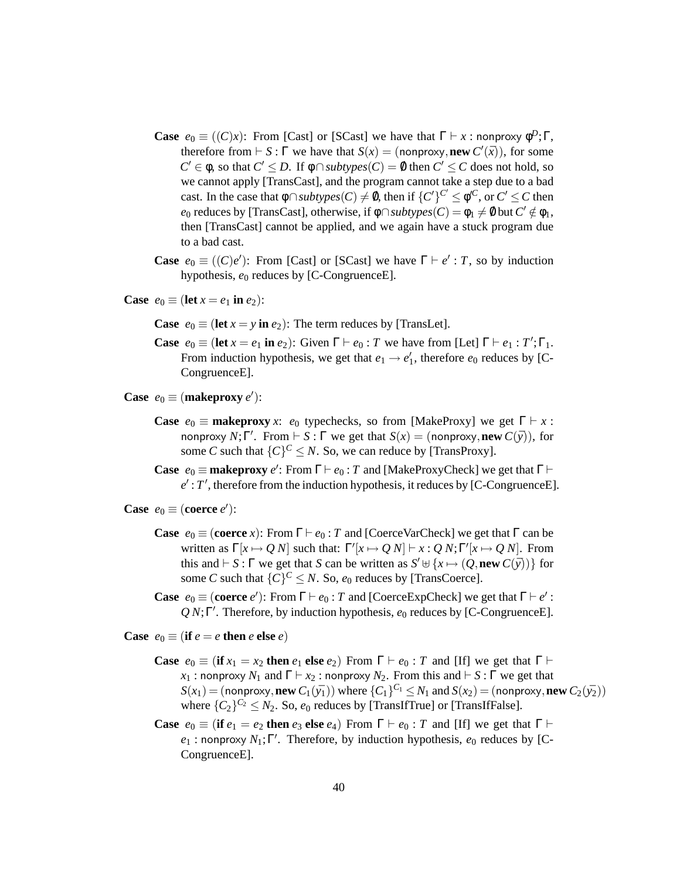**Case** $e_0 \equiv ((C)x)$: From [Cast] or [SCast] we have that $\Gamma \vdash x : \mathsf{nonproxy}\ \phi^D;\Gamma$, therefore from $\vdash S : \Gamma$ we have that $S(x) = (\mathsf{nonproxy}, \textbf{new}\ C'(\bar{x}))$, for some $C' \in \phi$, so that $C' \leq D$. If $\phi \cap \mathit{subtypes}(C) = \emptyset$ then $C' \leq C$ does not hold, so we cannot apply [TransCast], and the program cannot take a step due to a bad cast. In the case that $\phi \cap \mathit{subtypes}(C) \neq \emptyset$, then if $\{C'\}^{C'} \leq \phi'^C$, or $C' \leq C$ then $e_0$ reduces by [TransCast], otherwise, if $\phi \cap \mathit{subtypes}(C) = \phi_1 \neq \emptyset$ but $C' \notin \phi_1$, then [TransCast] cannot be applied, and we again have a stuck program due to a bad cast.

**Case** $e_0 \equiv ((C)e')$: From [Cast] or [SCast] we have $\Gamma \vdash e' : T$, so by induction hypothesis, $e_0$ reduces by [C-CongruenceE].

**Case** $e_0 \equiv (\textbf{let}\ x = e_1\ \textbf{in}\ e_2)$:

**Case** $e_0 \equiv (\textbf{let}\ x = y\ \textbf{in}\ e_2)$: The term reduces by [TransLet].

**Case** $e_0 \equiv (\textbf{let}\ x = e_1\ \textbf{in}\ e_2)$: Given $\Gamma \vdash e_0 : T$ we have from [Let] $\Gamma \vdash e_1 : T';\Gamma_1$. From induction hypothesis, we get that $e_1 \rightarrow e_1'$, therefore $e_0$ reduces by [C-CongruenceE].

**Case** $e_0 \equiv (\textbf{makeproxy}\ e')$:

**Case** $e_0 \equiv \textbf{makeproxy}\ x$: $e_0$ typechecks, so from [MakeProxy] we get $\Gamma \vdash x : \mathsf{nonproxy}\ N;\Gamma'$. From $\vdash S : \Gamma$ we get that $S(x) = (\mathsf{nonproxy}, \textbf{new}\ C(\bar{y}))$, for some $C$ such that $\{C\}^C \leq N$. So, we can reduce by [TransProxy].

**Case** $e_0 \equiv \textbf{makeproxy}\ e'$: From $\Gamma \vdash e_0 : T$ and [MakeProxyCheck] we get that $\Gamma \vdash e' : T'$, therefore from the induction hypothesis, it reduces by [C-CongruenceE].

**Case** $e_0 \equiv (\textbf{coerce}\ e')$:

**Case** $e_0 \equiv (\textbf{coerce}\ x)$: From $\Gamma \vdash e_0 : T$ and [CoerceVarCheck] we get that $\Gamma$ can be written as $\Gamma[x \mapsto Q\ N]$ such that: $\Gamma'[x \mapsto Q\ N] \vdash x : Q\ N;\Gamma'[x \mapsto Q\ N]$. From this and $\vdash S : \Gamma$ we get that $S$ can be written as $S' \uplus \{x \mapsto (Q, \textbf{new}\ C(\bar{y}))\}$ for some $C$ such that $\{C\}^C \leq N$. So, $e_0$ reduces by [TransCoerce].

**Case** $e_0 \equiv (\textbf{coerce}\ e')$: From $\Gamma \vdash e_0 : T$ and [CoerceExpCheck] we get that $\Gamma \vdash e' : Q\ N;\Gamma'$. Therefore, by induction hypothesis, $e_0$ reduces by [C-CongruenceE].

**Case** $e_0 \equiv (\textbf{if}\ e = e\ \textbf{then}\ e\ \textbf{else}\ e)$

**Case** $e_0 \equiv (\textbf{if}\ x_1 = x_2\ \textbf{then}\ e_1\ \textbf{else}\ e_2)$ From $\Gamma \vdash e_0 : T$ and [If] we get that $\Gamma \vdash x_1 : \mathsf{nonproxy}\ N_1$ and $\Gamma \vdash x_2 : \mathsf{nonproxy}\ N_2$. From this and $\vdash S : \Gamma$ we get that $S(x_1) = (\mathsf{nonproxy}, \textbf{new}\ C_1(\bar{y_1}))$ where $\{C_1\}^{C_1} \leq N_1$ and $S(x_2) = (\mathsf{nonproxy}, \textbf{new}\ C_2(\bar{y_2}))$ where $\{C_2\}^{C_2} \leq N_2$. So, $e_0$ reduces by [TransIfTrue] or [TransIfFalse].

**Case** $e_0 \equiv (\textbf{if}\ e_1 = e_2\ \textbf{then}\ e_3\ \textbf{else}\ e_4)$ From $\Gamma \vdash e_0 : T$ and [If] we get that $\Gamma \vdash e_1 : \mathsf{nonproxy}\ N_1;\Gamma'$. Therefore, by induction hypothesis, $e_0$ reduces by [C-CongruenceE].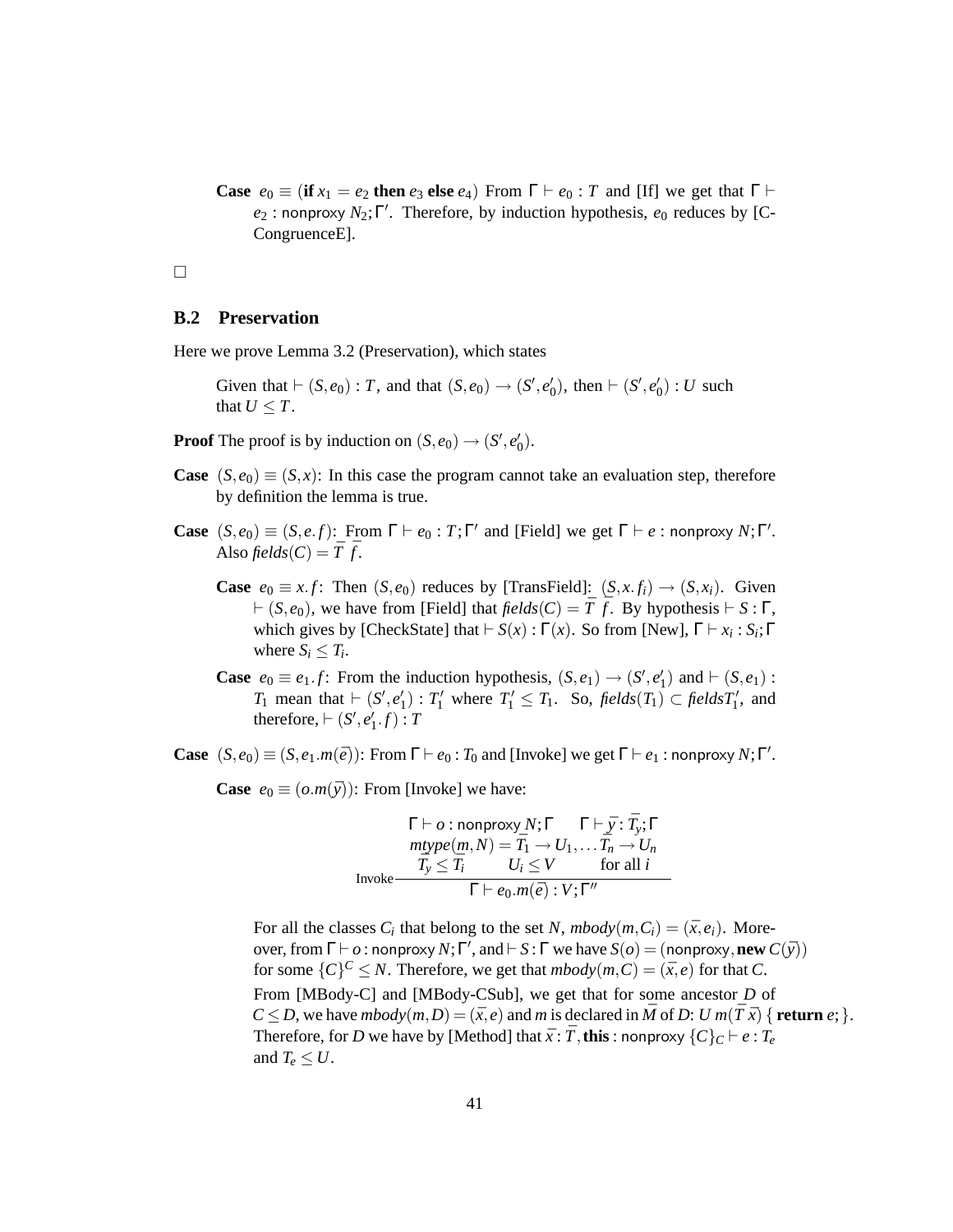**Case** $e_0 \equiv (\textbf{if } x_1 = e_2 \textbf{ then } e_3 \textbf{ else } e_4)$ From $\Gamma \vdash e_0 : T$ and [If] we get that $\Gamma \vdash e_2 : \mathsf{nonproxy}\ N_2; \Gamma'$. Therefore, by induction hypothesis, $e_0$ reduces by [C-CongruenceE].

□

## B.2 Preservation

Here we prove Lemma 3.2 (Preservation), which states

> Given that $\vdash (S, e_0) : T$, and that $(S, e_0) \rightarrow (S', e_0')$, then $\vdash (S', e_0') : U$ such that $U \leq T$.

**Proof** The proof is by induction on $(S, e_0) \rightarrow (S', e_0')$.

**Case** $(S, e_0) \equiv (S, x)$: In this case the program cannot take an evaluation step, therefore by definition the lemma is true.

**Case** $(S, e_0) \equiv (S, e.f)$: From $\Gamma \vdash e_0 : T; \Gamma'$ and [Field] we get $\Gamma \vdash e : \mathsf{nonproxy}\ N; \Gamma'$. Also $\mathit{fields}(C) = \bar{T}\ \bar{f}$.

**Case** $e_0 \equiv x.f$: Then $(S, e_0)$ reduces by [TransField]: $(S, x.f_i) \rightarrow (S, x_i)$. Given $\vdash (S, e_0)$, we have from [Field] that $\mathit{fields}(C) = \bar{T}\ \bar{f}$. By hypothesis $\vdash S : \Gamma$, which gives by [CheckState] that $\vdash S(x) : \Gamma(x)$. So from [New], $\Gamma \vdash x_i : S_i; \Gamma$ where $S_i \leq T_i$.

**Case** $e_0 \equiv e_1.f$: From the induction hypothesis, $(S, e_1) \rightarrow (S', e_1')$ and $\vdash (S, e_1) : T_1$ mean that $\vdash (S', e_1') : T_1'$ where $T_1' \leq T_1$. So, $\mathit{fields}(T_1) \subset \mathit{fields}T_1'$, and therefore, $\vdash (S', e_1'.f) : T$

**Case** $(S, e_0) \equiv (S, e_1.m(\bar{e}))$: From $\Gamma \vdash e_0 : T_0$ and [Invoke] we get $\Gamma \vdash e_1 : \mathsf{nonproxy}\ N; \Gamma'$.

**Case** $e_0 \equiv (o.m(\bar{y}))$: From [Invoke] we have:

$$\text{Invoke}\ \frac{\begin{array}{c}\Gamma \vdash o : \mathsf{nonproxy}\ N; \Gamma \qquad \Gamma \vdash \bar{y} : \bar{T_y}; \Gamma \\ \mathit{mtype}(m, N) = \bar{T_1} \rightarrow U_1, \ldots \bar{T_n} \rightarrow U_n \\ \bar{T_y} \leq \bar{T_i} \qquad U_i \leq V \qquad \text{for all } i\end{array}}{\Gamma \vdash e_0.m(\bar{e}) : V; \Gamma''}$$

For all the classes $C_i$ that belong to the set $N$, $\mathit{mbody}(m, C_i) = (\bar{x}, e_i)$. Moreover, from $\Gamma \vdash o : \mathsf{nonproxy}\ N; \Gamma'$, and $\vdash S : \Gamma$ we have $S(o) = (\mathsf{nonproxy}, \textbf{new } C(\bar{y}))$ for some $\{C\}^C \leq N$. Therefore, we get that $\mathit{mbody}(m, C) = (\bar{x}, e)$ for that $C$.

From [MBody-C] and [MBody-CSub], we get that for some ancestor $D$ of $C \leq D$, we have $\mathit{mbody}(m, D) = (\bar{x}, e)$ and $m$ is declared in $\bar{M}$ of $D$: $U\ m(\bar{T}\ \bar{x})\ \{\ \textbf{return } e; \}$. Therefore, for $D$ we have by [Method] that $\bar{x} : \bar{T}, \textbf{this} : \mathsf{nonproxy}\ \{C\}_C \vdash e : T_e$ and $T_e \leq U$.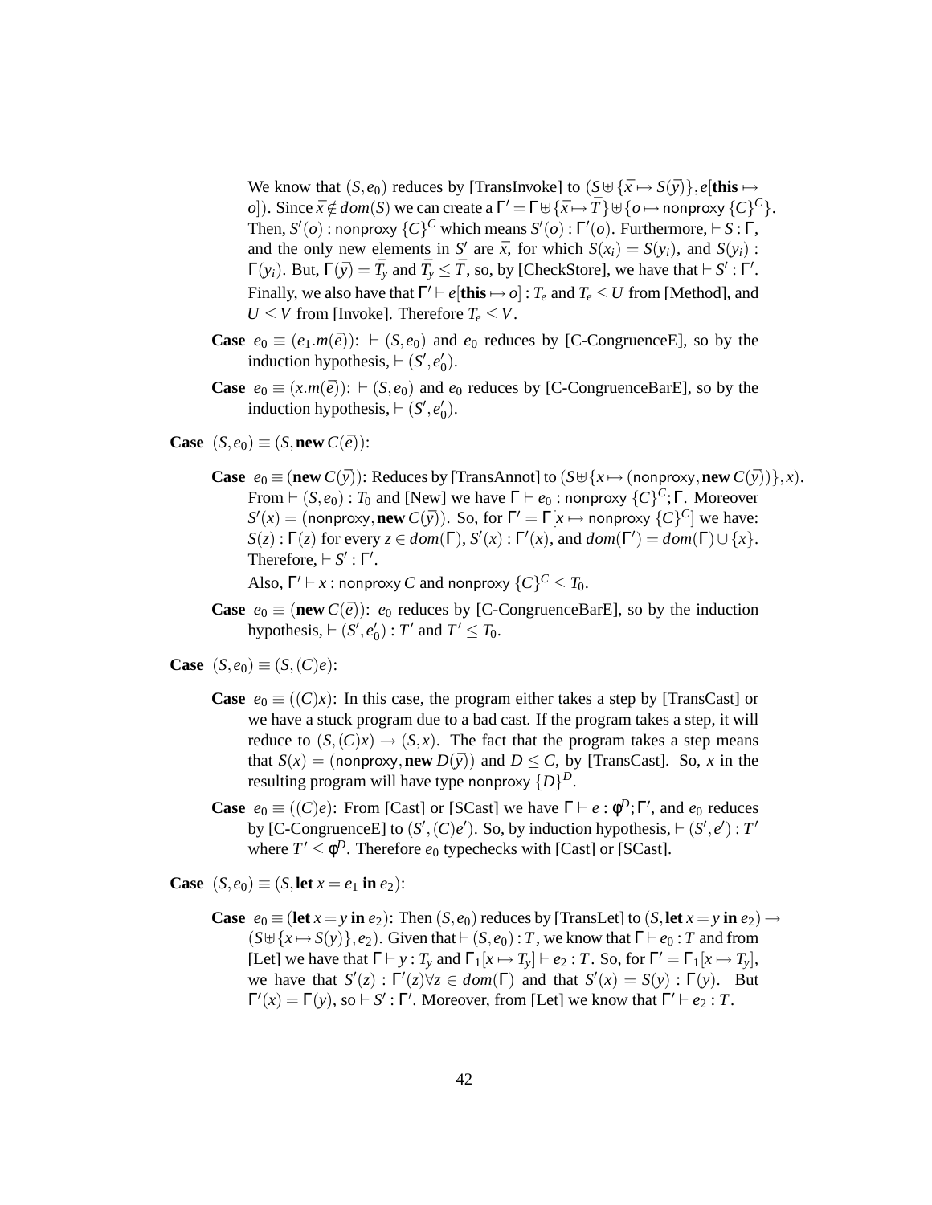We know that $(S, e_0)$ reduces by [TransInvoke] to $(S \uplus \{\bar{x} \mapsto S(\bar{y})\}, e[\mathbf{this} \mapsto o])$. Since $\bar{x} \notin dom(S)$ we can create a $\Gamma' = \Gamma \uplus \{\bar{x} \mapsto \bar{T}\} \uplus \{o \mapsto \mathsf{nonproxy}\ \{C\}^C\}$. Then, $S'(o) : \mathsf{nonproxy}\ \{C\}^C$ which means $S'(o) : \Gamma'(o)$. Furthermore, $\vdash S : \Gamma$, and the only new elements in $S'$ are $\bar{x}$, for which $S(x_i) = S(y_i)$, and $S(y_i) : \Gamma(y_i)$. But, $\Gamma(\bar{y}) = \bar{T_y}$ and $\bar{T_y} \leq \bar{T}$, so, by [CheckStore], we have that $\vdash S' : \Gamma'$. Finally, we also have that $\Gamma' \vdash e[\mathbf{this} \mapsto o] : T_e$ and $T_e \leq U$ from [Method], and $U \leq V$ from [Invoke]. Therefore $T_e \leq V$.

**Case** $e_0 \equiv (e_1.m(\bar{e}))$: $\vdash (S, e_0)$ and $e_0$ reduces by [C-CongruenceE], so by the induction hypothesis, $\vdash (S', e_0')$.

**Case** $e_0 \equiv (x.m(\bar{e}))$: $\vdash (S, e_0)$ and $e_0$ reduces by [C-CongruenceBarE], so by the induction hypothesis, $\vdash (S', e_0')$.

**Case** $(S, e_0) \equiv (S, \mathbf{new}\ C(\bar{e}))$:

**Case** $e_0 \equiv (\mathbf{new}\ C(\bar{y}))$: Reduces by [TransAnnot] to $(S \uplus \{x \mapsto (\mathsf{nonproxy}, \mathbf{new}\ C(\bar{y}))\}, x)$. From $\vdash (S, e_0) : T_0$ and [New] we have $\Gamma \vdash e_0 : \mathsf{nonproxy}\ \{C\}^C; \Gamma$. Moreover $S'(x) = (\mathsf{nonproxy}, \mathbf{new}\ C(\bar{y}))$. So, for $\Gamma' = \Gamma[x \mapsto \mathsf{nonproxy}\ \{C\}^C]$ we have: $S(z) : \Gamma(z)$ for every $z \in dom(\Gamma)$, $S'(x) : \Gamma'(x)$, and $dom(\Gamma') = dom(\Gamma) \cup \{x\}$. Therefore, $\vdash S' : \Gamma'$.

Also, $\Gamma' \vdash x : \mathsf{nonproxy}\ C$ and $\mathsf{nonproxy}\ \{C\}^C \leq T_0$.

**Case** $e_0 \equiv (\mathbf{new}\ C(\bar{e}))$: $e_0$ reduces by [C-CongruenceBarE], so by the induction hypothesis, $\vdash (S', e_0') : T'$ and $T' \leq T_0$.

**Case** $(S, e_0) \equiv (S, (C)e)$:

**Case** $e_0 \equiv ((C)x)$: In this case, the program either takes a step by [TransCast] or we have a stuck program due to a bad cast. If the program takes a step, it will reduce to $(S, (C)x) \rightarrow (S, x)$. The fact that the program takes a step means that $S(x) = (\mathsf{nonproxy}, \mathbf{new}\ D(\bar{y}))$ and $D \leq C$, by [TransCast]. So, $x$ in the resulting program will have type $\mathsf{nonproxy}\ \{D\}^D$.

**Case** $e_0 \equiv ((C)e)$: From [Cast] or [SCast] we have $\Gamma \vdash e : \phi^D; \Gamma'$, and $e_0$ reduces by [C-CongruenceE] to $(S', (C)e')$. So, by induction hypothesis, $\vdash (S', e') : T'$ where $T' \leq \phi^D$. Therefore $e_0$ typechecks with [Cast] or [SCast].

**Case** $(S, e_0) \equiv (S, \mathbf{let}\ x = e_1\ \mathbf{in}\ e_2)$:

**Case** $e_0 \equiv (\mathbf{let}\ x = y\ \mathbf{in}\ e_2)$: Then $(S, e_0)$ reduces by [TransLet] to $(S, \mathbf{let}\ x = y\ \mathbf{in}\ e_2) \rightarrow (S \uplus \{x \mapsto S(y)\}, e_2)$. Given that $\vdash (S, e_0) : T$, we know that $\Gamma \vdash e_0 : T$ and from [Let] we have that $\Gamma \vdash y : T_y$ and $\Gamma_1[x \mapsto T_y] \vdash e_2 : T$. So, for $\Gamma' = \Gamma_1[x \mapsto T_y]$, we have that $S'(z) : \Gamma'(z) \forall z \in dom(\Gamma)$ and that $S'(x) = S(y) : \Gamma(y)$. But $\Gamma'(x) = \Gamma(y)$, so $\vdash S' : \Gamma'$. Moreover, from [Let] we know that $\Gamma' \vdash e_2 : T$.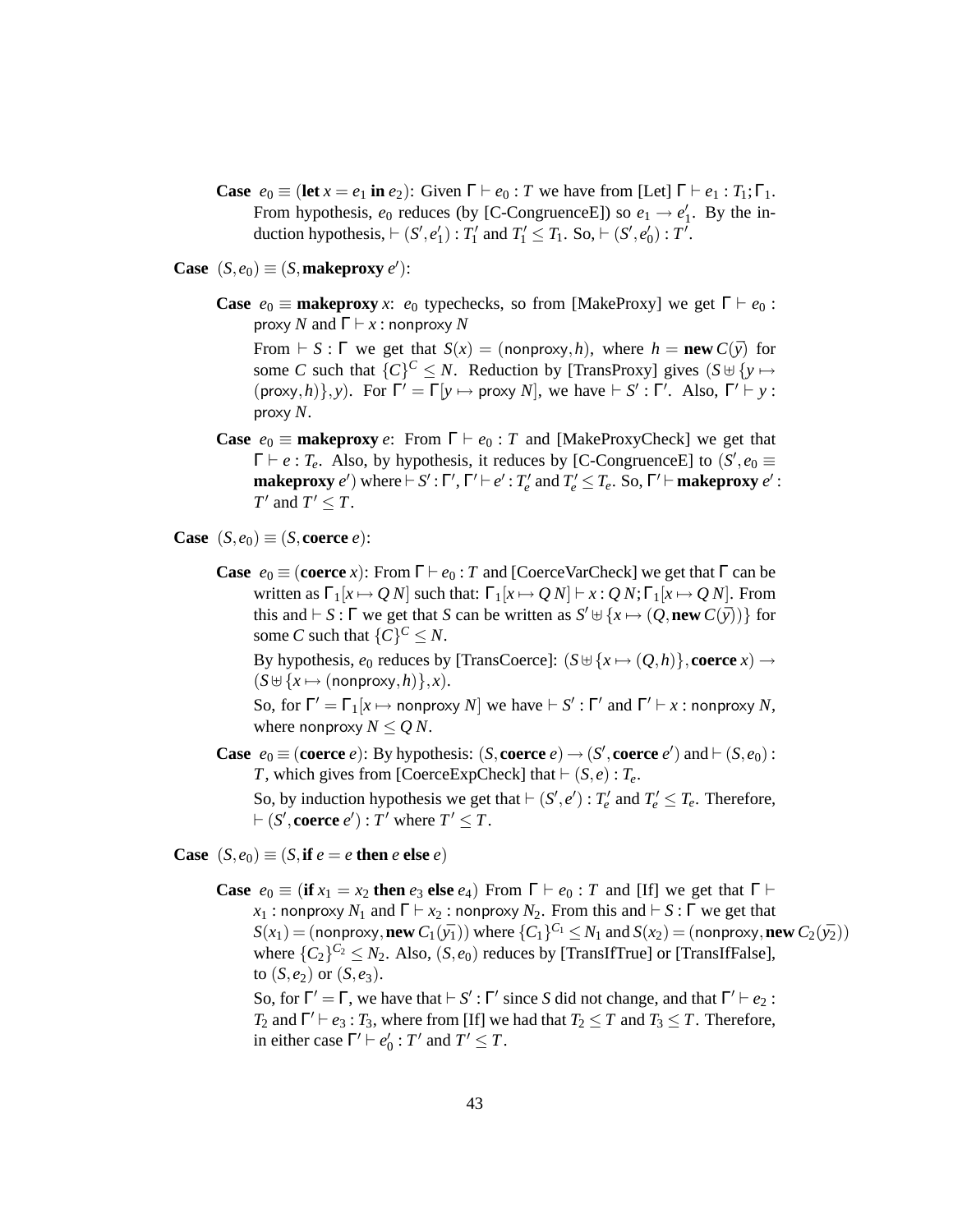**Case** $e_0 \equiv (\textbf{let}\ x = e_1\ \textbf{in}\ e_2)$: Given $\Gamma \vdash e_0 : T$ we have from [Let] $\Gamma \vdash e_1 : T_1; \Gamma_1$. From hypothesis, $e_0$ reduces (by [C-CongruenceE]) so $e_1 \rightarrow e_1'$. By the induction hypothesis, $\vdash (S', e_1') : T_1'$ and $T_1' \leq T_1$. So, $\vdash (S', e_0') : T'$.

**Case** $(S, e_0) \equiv (S, \textbf{makeproxy}\ e')$:

**Case** $e_0 \equiv \textbf{makeproxy}\ x$: $e_0$ typechecks, so from [MakeProxy] we get $\Gamma \vdash e_0 : \mathsf{proxy}\ N$ and $\Gamma \vdash x : \mathsf{nonproxy}\ N$

From $\vdash S : \Gamma$ we get that $S(x) = (\mathsf{nonproxy}, h)$, where $h = \textbf{new}\ C(\bar{y})$ for some $C$ such that $\{C\}^C \leq N$. Reduction by [TransProxy] gives $(S \uplus \{y \mapsto (\mathsf{proxy}, h)\}, y)$. For $\Gamma' = \Gamma[y \mapsto \mathsf{proxy}\ N]$, we have $\vdash S' : \Gamma'$. Also, $\Gamma' \vdash y : \mathsf{proxy}\ N$.

**Case** $e_0 \equiv \textbf{makeproxy}\ e$: From $\Gamma \vdash e_0 : T$ and [MakeProxyCheck] we get that $\Gamma \vdash e : T_e$. Also, by hypothesis, it reduces by [C-CongruenceE] to $(S', e_0 \equiv \textbf{makeproxy}\ e')$ where $\vdash S' : \Gamma'$, $\Gamma' \vdash e' : T_e'$ and $T_e' \leq T_e$. So, $\Gamma' \vdash \textbf{makeproxy}\ e' : T'$ and $T' \leq T$.

**Case** $(S, e_0) \equiv (S, \textbf{coerce}\ e)$:

**Case** $e_0 \equiv (\textbf{coerce}\ x)$: From $\Gamma \vdash e_0 : T$ and [CoerceVarCheck] we get that $\Gamma$ can be written as $\Gamma_1[x \mapsto Q\ N]$ such that: $\Gamma_1[x \mapsto Q\ N] \vdash x : Q\ N; \Gamma_1[x \mapsto Q\ N]$. From this and $\vdash S : \Gamma$ we get that $S$ can be written as $S' \uplus \{x \mapsto (Q, \textbf{new}\ C(\bar{y}))\}$ for some $C$ such that $\{C\}^C \leq N$.

By hypothesis, $e_0$ reduces by [TransCoerce]: $(S \uplus \{x \mapsto (Q, h)\}, \textbf{coerce}\ x) \rightarrow (S \uplus \{x \mapsto (\mathsf{nonproxy}, h)\}, x)$.

So, for $\Gamma' = \Gamma_1[x \mapsto \mathsf{nonproxy}\ N]$ we have $\vdash S' : \Gamma'$ and $\Gamma' \vdash x : \mathsf{nonproxy}\ N$, where $\mathsf{nonproxy}\ N \leq Q\ N$.

**Case** $e_0 \equiv (\textbf{coerce}\ e)$: By hypothesis: $(S, \textbf{coerce}\ e) \rightarrow (S', \textbf{coerce}\ e')$ and $\vdash (S, e_0) : T$, which gives from [CoerceExpCheck] that $\vdash (S, e) : T_e$.

So, by induction hypothesis we get that $\vdash (S', e') : T_e'$ and $T_e' \leq T_e$. Therefore, $\vdash (S', \textbf{coerce}\ e') : T'$ where $T' \leq T$.

**Case** $(S, e_0) \equiv (S, \textbf{if}\ e = e\ \textbf{then}\ e\ \textbf{else}\ e)$

**Case** $e_0 \equiv (\textbf{if}\ x_1 = x_2\ \textbf{then}\ e_3\ \textbf{else}\ e_4)$ From $\Gamma \vdash e_0 : T$ and [If] we get that $\Gamma \vdash x_1 : \mathsf{nonproxy}\ N_1$ and $\Gamma \vdash x_2 : \mathsf{nonproxy}\ N_2$. From this and $\vdash S : \Gamma$ we get that $S(x_1) = (\mathsf{nonproxy}, \textbf{new}\ C_1(\bar{y_1}))$ where $\{C_1\}^{C_1} \leq N_1$ and $S(x_2) = (\mathsf{nonproxy}, \textbf{new}\ C_2(\bar{y_2}))$ where $\{C_2\}^{C_2} \leq N_2$. Also, $(S, e_0)$ reduces by [TransIfTrue] or [TransIfFalse], to $(S, e_2)$ or $(S, e_3)$.

So, for $\Gamma' = \Gamma$, we have that $\vdash S' : \Gamma'$ since $S$ did not change, and that $\Gamma' \vdash e_2 : T_2$ and $\Gamma' \vdash e_3 : T_3$, where from [If] we had that $T_2 \leq T$ and $T_3 \leq T$. Therefore, in either case $\Gamma' \vdash e_0' : T'$ and $T' \leq T$.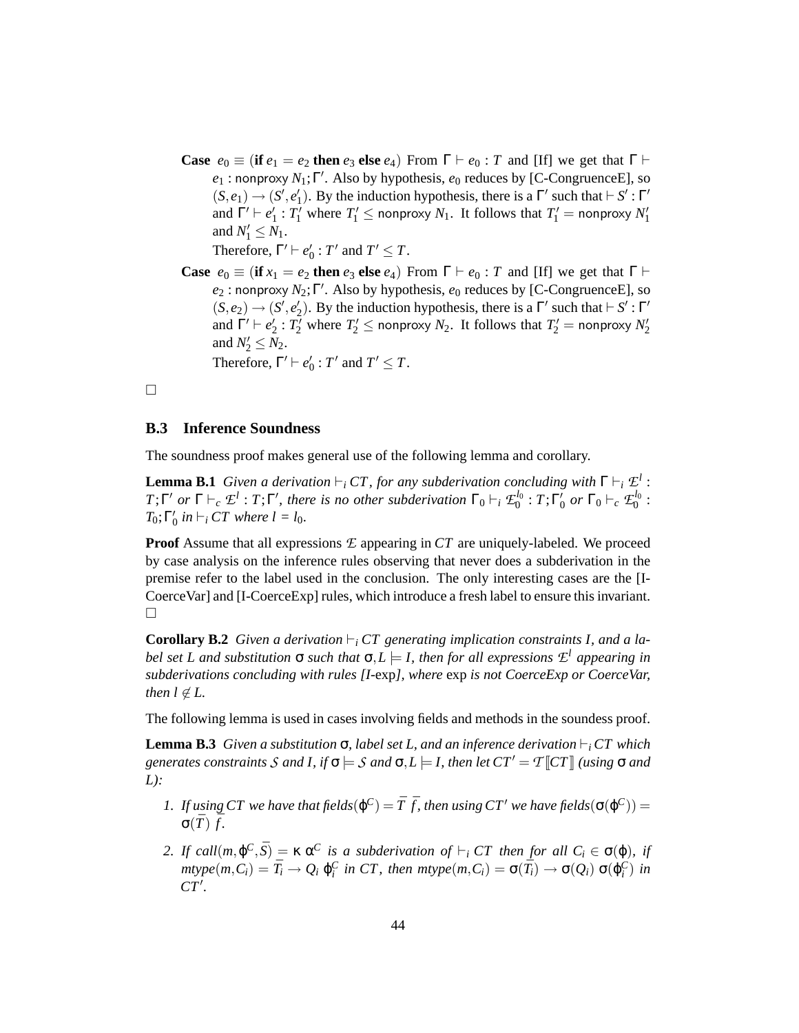**Case** $e_0 \equiv (\textbf{if}\ e_1 = e_2\ \textbf{then}\ e_3\ \textbf{else}\ e_4)$ From $\Gamma \vdash e_0 : T$ and [If] we get that $\Gamma \vdash e_1 : \mathsf{nonproxy}\ N_1; \Gamma'$. Also by hypothesis, $e_0$ reduces by [C-CongruenceE], so $(S, e_1) \rightarrow (S', e_1')$. By the induction hypothesis, there is a $\Gamma'$ such that $\vdash S' : \Gamma'$ and $\Gamma' \vdash e_1' : T_1'$ where $T_1' \leq \mathsf{nonproxy}\ N_1$. It follows that $T_1' = \mathsf{nonproxy}\ N_1'$ and $N_1' \leq N_1$.

Therefore, $\Gamma' \vdash e_0' : T'$ and $T' \leq T$.

**Case** $e_0 \equiv (\textbf{if}\ x_1 = e_2\ \textbf{then}\ e_3\ \textbf{else}\ e_4)$ From $\Gamma \vdash e_0 : T$ and [If] we get that $\Gamma \vdash e_2 : \mathsf{nonproxy}\ N_2; \Gamma'$. Also by hypothesis, $e_0$ reduces by [C-CongruenceE], so $(S, e_2) \rightarrow (S', e_2')$. By the induction hypothesis, there is a $\Gamma'$ such that $\vdash S' : \Gamma'$ and $\Gamma' \vdash e_2' : T_2'$ where $T_2' \leq \mathsf{nonproxy}\ N_2$. It follows that $T_2' = \mathsf{nonproxy}\ N_2'$ and $N_2' \leq N_2$.

Therefore, $\Gamma' \vdash e_0' : T'$ and $T' \leq T$.

□

### B.3 Inference Soundness

The soundness proof makes general use of the following lemma and corollary.

**Lemma B.1** *Given a derivation* $\vdash_i CT$*, for any subderivation concluding with* $\Gamma \vdash_i \mathcal{E}^l : T; \Gamma'$ *or* $\Gamma \vdash_c \mathcal{E}^l : T; \Gamma'$*, there is no other subderivation* $\Gamma_0 \vdash_i \mathcal{E}_0^{l_0} : T; \Gamma_0'$ *or* $\Gamma_0 \vdash_c \mathcal{E}_0^{l_0} : T_0; \Gamma_0'$ *in* $\vdash_i CT$ *where* $l = l_0$*.*

**Proof** Assume that all expressions $\mathcal{E}$ appearing in $CT$ are uniquely-labeled. We proceed by case analysis on the inference rules observing that never does a subderivation in the premise refer to the label used in the conclusion. The only interesting cases are the [I-CoerceVar] and [I-CoerceExp] rules, which introduce a fresh label to ensure this invariant. □

**Corollary B.2** *Given a derivation* $\vdash_i CT$ *generating implication constraints* $I$*, and a label set* $L$ *and substitution* $\sigma$ *such that* $\sigma, L \models I$*, then for all expressions* $\mathcal{E}^l$ *appearing in subderivations concluding with rules [I-*exp*], where* exp *is not CoerceExp or CoerceVar, then* $l \notin L$*.*

The following lemma is used in cases involving fields and methods in the soundess proof.

**Lemma B.3** *Given a substitution* $\sigma$*, label set* $L$*, and an inference derivation* $\vdash_i CT$ *which generates constraints* $\mathcal{S}$ *and* $I$*, if* $\sigma \models \mathcal{S}$ *and* $\sigma, L \models I$*, then let* $CT' = \mathcal{T}[\![CT]\!]$ *(using* $\sigma$ *and* $L$*):*

1. *If using* $CT$ *we have that* $fields(\varphi^C) = \bar{T}\ \bar{f}$*, then using* $CT'$ *we have* $fields(\sigma(\varphi^C)) = \sigma(\bar{T})\ \bar{f}$*.*
2. *If* $call(m, \varphi^C, \bar{S}) = \kappa\ \alpha^C$ *is a subderivation of* $\vdash_i CT$ *then for all* $C_i \in \sigma(\varphi)$*, if* $mtype(m, C_i) = \bar{T_i} \rightarrow Q_i\ \varphi_i^C$ *in* $CT$*, then* $mtype(m, C_i) = \sigma(\bar{T_i}) \rightarrow \sigma(Q_i)\ \sigma(\varphi_i^C)$ *in* $CT'$*.*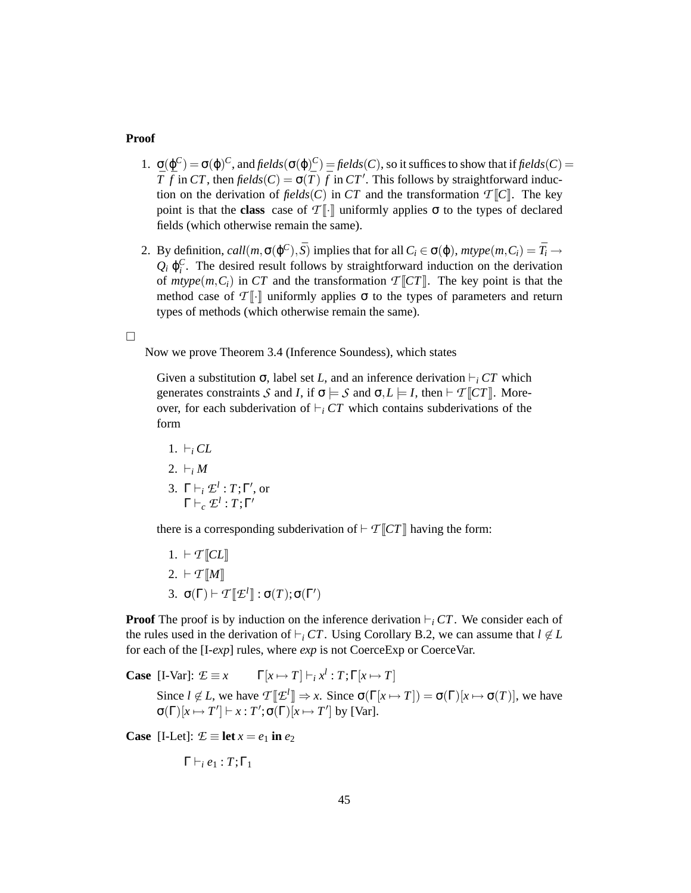**Proof**

1. $\sigma(\varphi^C) = \sigma(\varphi)^C$, and $fields(\sigma(\varphi)^C) = fields(C)$, so it suffices to show that if $fields(C) = \overline{T}\ \overline{f}$ in $CT$, then $fields(C) = \sigma(\overline{T})\ \overline{f}$ in $CT'$. This follows by straightforward induction on the derivation of $fields(C)$ in $CT$ and the transformation $\mathcal{T}[\![C]\!]$. The key point is that the **class** case of $\mathcal{T}[\![\cdot]\!]$ uniformly applies $\sigma$ to the types of declared fields (which otherwise remain the same).

2. By definition, $call(m, \sigma(\varphi^C), \overline{S})$ implies that for all $C_i \in \sigma(\varphi)$, $mtype(m, C_i) = \overline{T_i} \rightarrow Q_i\ \varphi_i^C$. The desired result follows by straightforward induction on the derivation of $mtype(m, C_i)$ in $CT$ and the transformation $\mathcal{T}[\![CT]\!]$. The key point is that the method case of $\mathcal{T}[\![\cdot]\!]$ uniformly applies $\sigma$ to the types of parameters and return types of methods (which otherwise remain the same).

□

Now we prove Theorem 3.4 (Inference Soundess), which states

> Given a substitution $\sigma$, label set $L$, and an inference derivation $\vdash_i CT$ which generates constraints $\mathcal{S}$ and $I$, if $\sigma \models \mathcal{S}$ and $\sigma, L \models I$, then $\vdash \mathcal{T}[\![CT]\!]$. Moreover, for each subderivation of $\vdash_i CT$ which contains subderivations of the form
>
> 1. $\vdash_i CL$
> 2. $\vdash_i M$
> 3. $\Gamma \vdash_i \mathcal{E}^l : T; \Gamma'$, or
>    $\Gamma \vdash_c \mathcal{E}^l : T; \Gamma'$
>
> there is a corresponding subderivation of $\vdash \mathcal{T}[\![CT]\!]$ having the form:
>
> 1. $\vdash \mathcal{T}[\![CL]\!]$
> 2. $\vdash \mathcal{T}[\![M]\!]$
> 3. $\sigma(\Gamma) \vdash \mathcal{T}[\![\mathcal{E}^l]\!] : \sigma(T); \sigma(\Gamma')$

**Proof** The proof is by induction on the inference derivation $\vdash_i CT$. We consider each of the rules used in the derivation of $\vdash_i CT$. Using Corollary B.2, we can assume that $l \notin L$ for each of the [I-*exp*] rules, where *exp* is not CoerceExp or CoerceVar.

**Case** [I-Var]: $\mathcal{E} \equiv x \qquad \Gamma[x \mapsto T] \vdash_i x^l : T; \Gamma[x \mapsto T]$

Since $l \notin L$, we have $\mathcal{T}[\![\mathcal{E}^l]\!] \Rightarrow x$. Since $\sigma(\Gamma[x \mapsto T]) = \sigma(\Gamma)[x \mapsto \sigma(T)]$, we have $\sigma(\Gamma)[x \mapsto T'] \vdash x : T'; \sigma(\Gamma)[x \mapsto T']$ by [Var].

**Case** [I-Let]: $\mathcal{E} \equiv \textbf{let}\ x = e_1\ \textbf{in}\ e_2$

$$\Gamma \vdash_i e_1 : T; \Gamma_1$$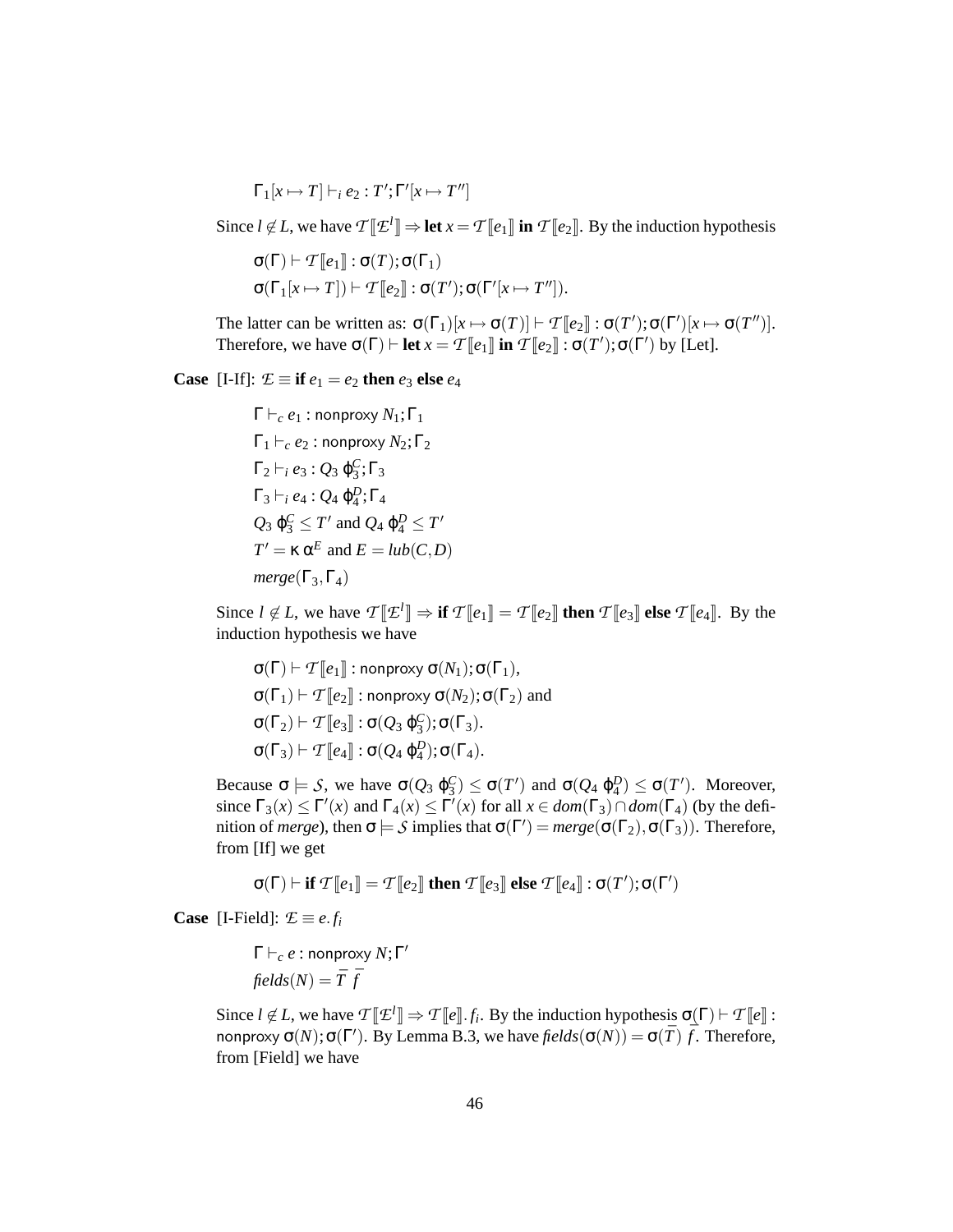$$\Gamma_1[x \mapsto T] \vdash_i e_2 : T'; \Gamma'[x \mapsto T'']$$

Since $l \notin L$, we have $\mathcal{T}[\![\mathcal{E}^l]\!] \Rightarrow$ **let** $x = \mathcal{T}[\![e_1]\!]$ **in** $\mathcal{T}[\![e_2]\!]$. By the induction hypothesis

$$\sigma(\Gamma) \vdash \mathcal{T}[\![e_1]\!] : \sigma(T); \sigma(\Gamma_1)$$
$$\sigma(\Gamma_1[x \mapsto T]) \vdash \mathcal{T}[\![e_2]\!] : \sigma(T'); \sigma(\Gamma'[x \mapsto T'']).$$

The latter can be written as: $\sigma(\Gamma_1)[x \mapsto \sigma(T)] \vdash \mathcal{T}[\![e_2]\!] : \sigma(T'); \sigma(\Gamma')[x \mapsto \sigma(T'')]$. Therefore, we have $\sigma(\Gamma) \vdash$ **let** $x = \mathcal{T}[\![e_1]\!]$ **in** $\mathcal{T}[\![e_2]\!] : \sigma(T'); \sigma(\Gamma')$ by [Let].

**Case** [I-If]: $\mathcal{E} \equiv$ **if** $e_1 = e_2$ **then** $e_3$ **else** $e_4$

$$\Gamma \vdash_c e_1 : \mathsf{nonproxy}\ N_1; \Gamma_1$$
$$\Gamma_1 \vdash_c e_2 : \mathsf{nonproxy}\ N_2; \Gamma_2$$
$$\Gamma_2 \vdash_i e_3 : Q_3\ \phi_3^C; \Gamma_3$$
$$\Gamma_3 \vdash_i e_4 : Q_4\ \phi_4^D; \Gamma_4$$
$$Q_3\ \phi_3^C \leq T' \text{ and } Q_4\ \phi_4^D \leq T'$$
$$T' = \kappa\ \alpha^E \text{ and } E = lub(C, D)$$
$$merge(\Gamma_3, \Gamma_4)$$

Since $l \notin L$, we have $\mathcal{T}[\![\mathcal{E}^l]\!] \Rightarrow$ **if** $\mathcal{T}[\![e_1]\!] = \mathcal{T}[\![e_2]\!]$ **then** $\mathcal{T}[\![e_3]\!]$ **else** $\mathcal{T}[\![e_4]\!]$. By the induction hypothesis we have

$$\sigma(\Gamma) \vdash \mathcal{T}[\![e_1]\!] : \mathsf{nonproxy}\ \sigma(N_1); \sigma(\Gamma_1),$$
$$\sigma(\Gamma_1) \vdash \mathcal{T}[\![e_2]\!] : \mathsf{nonproxy}\ \sigma(N_2); \sigma(\Gamma_2) \text{ and}$$
$$\sigma(\Gamma_2) \vdash \mathcal{T}[\![e_3]\!] : \sigma(Q_3\ \phi_3^C); \sigma(\Gamma_3).$$
$$\sigma(\Gamma_3) \vdash \mathcal{T}[\![e_4]\!] : \sigma(Q_4\ \phi_4^D); \sigma(\Gamma_4).$$

Because $\sigma \models \mathcal{S}$, we have $\sigma(Q_3\ \phi_3^C) \leq \sigma(T')$ and $\sigma(Q_4\ \phi_4^D) \leq \sigma(T')$. Moreover, since $\Gamma_3(x) \leq \Gamma'(x)$ and $\Gamma_4(x) \leq \Gamma'(x)$ for all $x \in dom(\Gamma_3) \cap dom(\Gamma_4)$ (by the definition of *merge*), then $\sigma \models \mathcal{S}$ implies that $\sigma(\Gamma') = merge(\sigma(\Gamma_2), \sigma(\Gamma_3))$. Therefore, from [If] we get

$$\sigma(\Gamma) \vdash \textbf{if } \mathcal{T}[\![e_1]\!] = \mathcal{T}[\![e_2]\!] \textbf{ then } \mathcal{T}[\![e_3]\!] \textbf{ else } \mathcal{T}[\![e_4]\!] : \sigma(T'); \sigma(\Gamma')$$

**Case** [I-Field]: $\mathcal{E} \equiv e.f_i$

$$\Gamma \vdash_c e : \mathsf{nonproxy}\ N; \Gamma'$$
$$fields(N) = \bar{T}\ \bar{f}$$

Since $l \notin L$, we have $\mathcal{T}[\![\mathcal{E}^l]\!] \Rightarrow \mathcal{T}[\![e]\!].f_i$. By the induction hypothesis $\sigma(\Gamma) \vdash \mathcal{T}[\![e]\!] :$ $\mathsf{nonproxy}\ \sigma(N); \sigma(\Gamma')$. By Lemma B.3, we have $fields(\sigma(N)) = \sigma(\bar{T})\ \bar{f}$. Therefore, from [Field] we have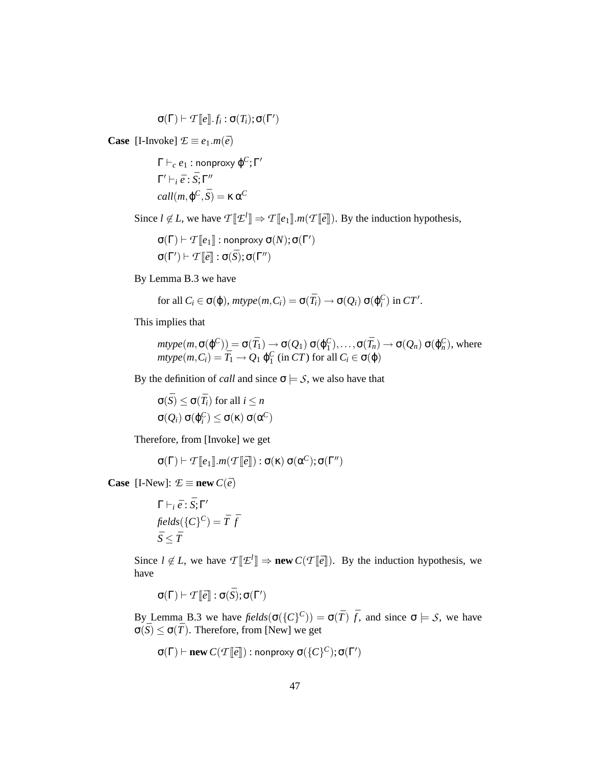$$\sigma(\Gamma) \vdash \mathcal{T}[\![e]\!].f_i : \sigma(T_i); \sigma(\Gamma')$$

**Case** [I-Invoke] $\mathcal{E} \equiv e_1.m(\bar{e})$

$$\Gamma \vdash_c e_1 : \mathsf{nonproxy}\ \varphi^C; \Gamma'$$
$$\Gamma' \vdash_i \bar{e} : \bar{S}; \Gamma''$$
$$call(m, \varphi^C, \bar{S}) = \kappa\ \alpha^C$$

Since $l \notin L$, we have $\mathcal{T}[\![\mathcal{E}^l]\!] \Rightarrow \mathcal{T}[\![e_1]\!].m(\mathcal{T}[\![\bar{e}]\!])$. By the induction hypothesis,

$$\sigma(\Gamma) \vdash \mathcal{T}[\![e_1]\!] : \mathsf{nonproxy}\ \sigma(N); \sigma(\Gamma')$$
$$\sigma(\Gamma') \vdash \mathcal{T}[\![\bar{e}]\!] : \sigma(\bar{S}); \sigma(\Gamma'')$$

By Lemma B.3 we have

for all $C_i \in \sigma(\varphi)$, $mtype(m, C_i) = \sigma(\bar{T_i}) \rightarrow \sigma(Q_i)\ \sigma(\varphi_i^C)$ in $CT'$.

This implies that

$mtype(m, \sigma(\varphi^C)) = \sigma(\bar{T_1}) \rightarrow \sigma(Q_1)\ \sigma(\varphi_1^C), \ldots, \sigma(\bar{T_n}) \rightarrow \sigma(Q_n)\ \sigma(\varphi_n^C)$, where $mtype(m, C_i) = \bar{T_1} \rightarrow Q_1\ \varphi_1^C$ (in $CT$) for all $C_i \in \sigma(\varphi)$

By the definition of *call* and since $\sigma \models \mathcal{S}$, we also have that

$$\sigma(\bar{S}) \leq \sigma(\bar{T_i}) \text{ for all } i \leq n$$
$$\sigma(Q_i)\ \sigma(\varphi_i^C) \leq \sigma(\kappa)\ \sigma(\alpha^C)$$

Therefore, from [Invoke] we get

$$\sigma(\Gamma) \vdash \mathcal{T}[\![e_1]\!].m(\mathcal{T}[\![\bar{e}]\!]) : \sigma(\kappa)\ \sigma(\alpha^C); \sigma(\Gamma'')$$

**Case** [I-New]: $\mathcal{E} \equiv \textbf{new}\ C(\bar{e})$

$$\Gamma \vdash_i \bar{e} : \bar{S}; \Gamma'$$
$$fields(\{C\}^C) = \bar{T}\ \bar{f}$$
$$\bar{S} \leq \bar{T}$$

Since $l \notin L$, we have $\mathcal{T}[\![\mathcal{E}^l]\!] \Rightarrow \textbf{new}\ C(\mathcal{T}[\![\bar{e}]\!])$. By the induction hypothesis, we have

$$\sigma(\Gamma) \vdash \mathcal{T}[\![\bar{e}]\!] : \sigma(\bar{S}); \sigma(\Gamma')$$

By Lemma B.3 we have $fields(\sigma(\{C\}^C)) = \sigma(\bar{T})\ \bar{f}$, and since $\sigma \models \mathcal{S}$, we have $\sigma(\bar{S}) \leq \sigma(\bar{T})$. Therefore, from [New] we get

$$\sigma(\Gamma) \vdash \textbf{new}\ C(\mathcal{T}[\![\bar{e}]\!]) : \mathsf{nonproxy}\ \sigma(\{C\}^C); \sigma(\Gamma')$$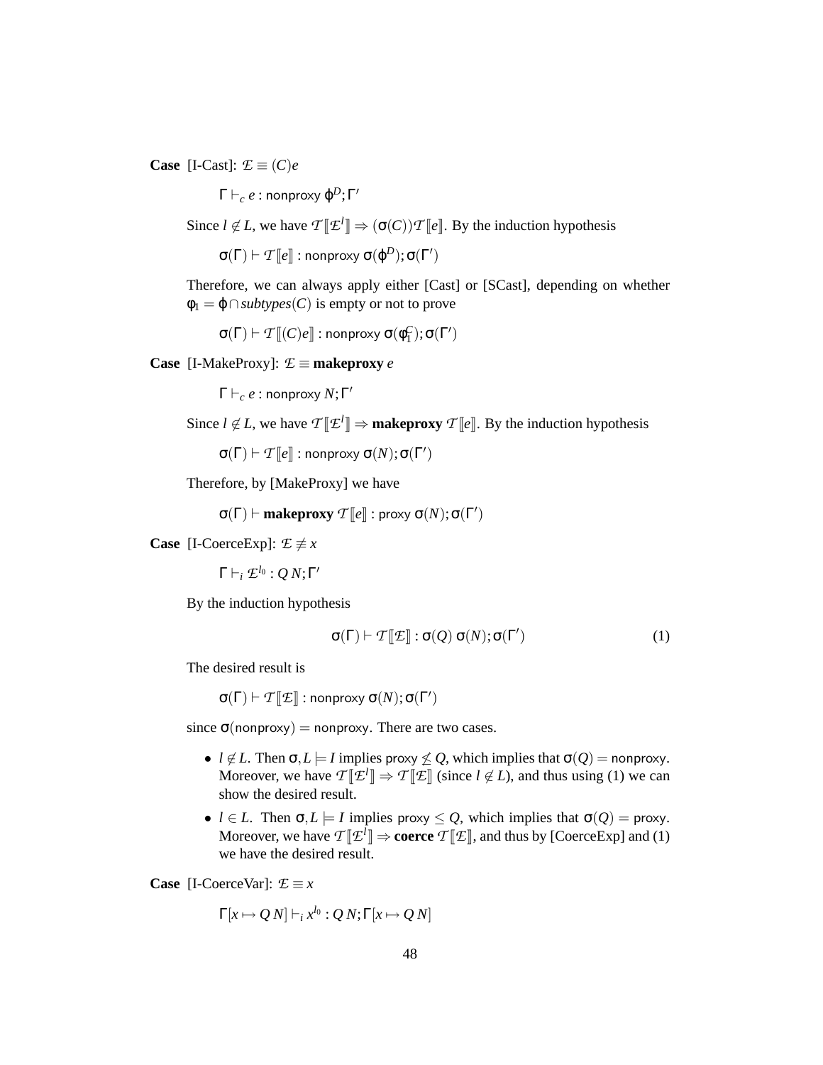**Case** [I-Cast]: $\mathcal{E} \equiv (C)e$

$$\Gamma \vdash_c e : \mathsf{nonproxy}\ \varphi^D; \Gamma'$$

Since $l \notin L$, we have $\mathcal{T}[\![\mathcal{E}^l]\!] \Rightarrow (\sigma(C))\mathcal{T}[\![e]\!]$. By the induction hypothesis

$$\sigma(\Gamma) \vdash \mathcal{T}[\![e]\!] : \mathsf{nonproxy}\ \sigma(\varphi^D); \sigma(\Gamma')$$

Therefore, we can always apply either [Cast] or [SCast], depending on whether $\varphi_1 = \varphi \cap \mathit{subtypes}(C)$ is empty or not to prove

$$\sigma(\Gamma) \vdash \mathcal{T}[\![(C)e]\!] : \mathsf{nonproxy}\ \sigma(\varphi_1^C); \sigma(\Gamma')$$

**Case** [I-MakeProxy]: $\mathcal{E} \equiv$ **makeproxy** $e$

$$\Gamma \vdash_c e : \mathsf{nonproxy}\ N; \Gamma'$$

Since $l \notin L$, we have $\mathcal{T}[\![\mathcal{E}^l]\!] \Rightarrow$ **makeproxy** $\mathcal{T}[\![e]\!]$. By the induction hypothesis

$$\sigma(\Gamma) \vdash \mathcal{T}[\![e]\!] : \mathsf{nonproxy}\ \sigma(N); \sigma(\Gamma')$$

Therefore, by [MakeProxy] we have

$$\sigma(\Gamma) \vdash \textbf{makeproxy}\ \mathcal{T}[\![e]\!] : \mathsf{proxy}\ \sigma(N); \sigma(\Gamma')$$

**Case** [I-CoerceExp]: $\mathcal{E} \not\equiv x$

$$\Gamma \vdash_i \mathcal{E}^{l_0} : Q\ N; \Gamma'$$

By the induction hypothesis

$$\sigma(\Gamma) \vdash \mathcal{T}[\![\mathcal{E}]\!] : \sigma(Q)\ \sigma(N); \sigma(\Gamma') \tag{1}$$

The desired result is

$$\sigma(\Gamma) \vdash \mathcal{T}[\![\mathcal{E}]\!] : \mathsf{nonproxy}\ \sigma(N); \sigma(\Gamma')$$

since $\sigma(\mathsf{nonproxy}) = \mathsf{nonproxy}$. There are two cases.

- $l \notin L$. Then $\sigma, L \models I$ implies $\mathsf{proxy} \not\leq Q$, which implies that $\sigma(Q) = \mathsf{nonproxy}$. Moreover, we have $\mathcal{T}[\![\mathcal{E}^l]\!] \Rightarrow \mathcal{T}[\![\mathcal{E}]\!]$ (since $l \notin L$), and thus using (1) we can show the desired result.
- $l \in L$. Then $\sigma, L \models I$ implies $\mathsf{proxy} \leq Q$, which implies that $\sigma(Q) = \mathsf{proxy}$. Moreover, we have $\mathcal{T}[\![\mathcal{E}^l]\!] \Rightarrow$ **coerce** $\mathcal{T}[\![\mathcal{E}]\!]$, and thus by [CoerceExp] and (1) we have the desired result.

**Case** [I-CoerceVar]: $\mathcal{E} \equiv x$

$$\Gamma[x \mapsto Q\ N] \vdash_i x^{l_0} : Q\ N; \Gamma[x \mapsto Q\ N]$$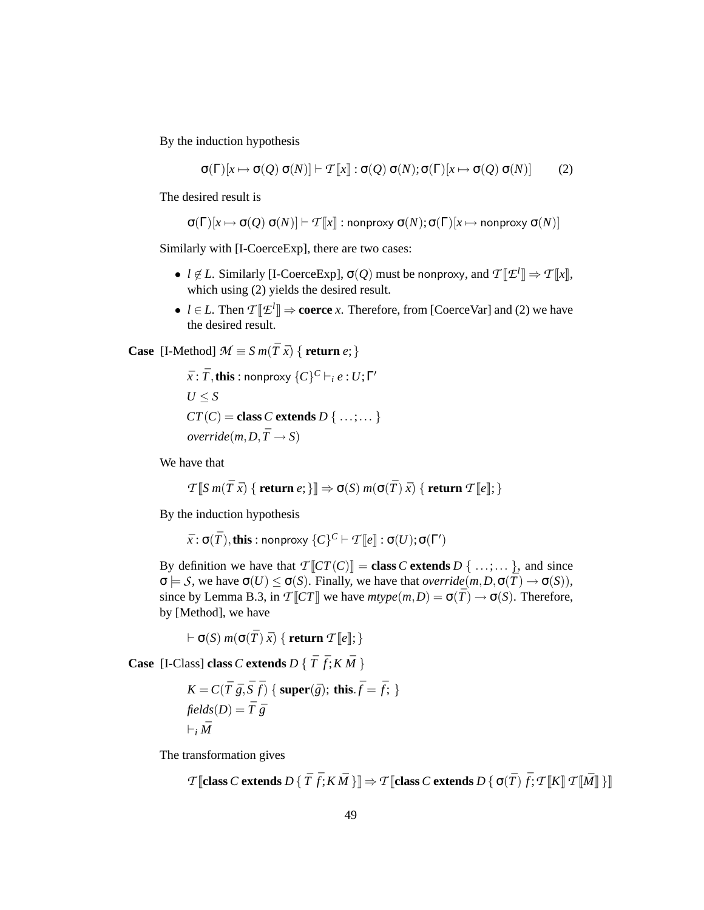By the induction hypothesis

$$\sigma(\Gamma)[x \mapsto \sigma(Q)\ \sigma(N)] \vdash \mathcal{T}[\![x]\!] : \sigma(Q)\ \sigma(N); \sigma(\Gamma)[x \mapsto \sigma(Q)\ \sigma(N)] \qquad (2)$$

The desired result is

$$\sigma(\Gamma)[x \mapsto \sigma(Q)\ \sigma(N)] \vdash \mathcal{T}[\![x]\!] : \mathsf{nonproxy}\ \sigma(N); \sigma(\Gamma)[x \mapsto \mathsf{nonproxy}\ \sigma(N)]$$

Similarly with [I-CoerceExp], there are two cases:

- $l \notin L$. Similarly [I-CoerceExp], $\sigma(Q)$ must be $\mathsf{nonproxy}$, and $\mathcal{T}[\![\mathcal{E}^l]\!] \Rightarrow \mathcal{T}[\![x]\!]$, which using (2) yields the desired result.
- $l \in L$. Then $\mathcal{T}[\![\mathcal{E}^l]\!] \Rightarrow \textbf{coerce}\ x$. Therefore, from [CoerceVar] and (2) we have the desired result.

**Case** [I-Method] $\mathcal{M} \equiv S\ m(\bar{T}\ \bar{x})\ \{\ \textbf{return}\ e; \}$

$$\bar{x} : \bar{T}, \textbf{this} : \mathsf{nonproxy}\ \{C\}^C \vdash_i e : U; \Gamma'$$
$$U \leq S$$
$$CT(C) = \textbf{class}\ C\ \textbf{extends}\ D\ \{\ \ldots; \ldots\ \}$$
$$\mathit{override}(m, D, \bar{T} \to S)$$

We have that

$$\mathcal{T}[\![S\ m(\bar{T}\ \bar{x})\ \{\ \textbf{return}\ e; \}]\!] \Rightarrow \sigma(S)\ m(\sigma(\bar{T})\ \bar{x})\ \{\ \textbf{return}\ \mathcal{T}[\![e]\!]; \}$$

By the induction hypothesis

$$\bar{x} : \sigma(\bar{T}), \textbf{this} : \mathsf{nonproxy}\ \{C\}^C \vdash \mathcal{T}[\![e]\!] : \sigma(U); \sigma(\Gamma')$$

By definition we have that $\mathcal{T}[\![CT(C)]\!] = \textbf{class}\ C\ \textbf{extends}\ D\ \{\ \ldots; \ldots\ \}$, and since $\sigma \models \mathcal{S}$, we have $\sigma(U) \leq \sigma(S)$. Finally, we have that $\mathit{override}(m, D, \sigma(\bar{T}) \to \sigma(S))$, since by Lemma B.3, in $\mathcal{T}[\![CT]\!]$ we have $\mathit{mtype}(m, D) = \sigma(\bar{T}) \to \sigma(S)$. Therefore, by [Method], we have

$$\vdash \sigma(S)\ m(\sigma(\bar{T})\ \bar{x})\ \{\ \textbf{return}\ \mathcal{T}[\![e]\!]; \}$$

**Case** [I-Class] $\textbf{class}\ C\ \textbf{extends}\ D\ \{\ \bar{T}\ \bar{f}; K\ \bar{M}\ \}$

$$K = C(\bar{T}\ \bar{g}, \bar{S}\ \bar{f})\ \{\ \textbf{super}(\bar{g});\ \textbf{this}.\bar{f} = \bar{f};\ \}$$
$$\mathit{fields}(D) = \bar{T}\ \bar{g}$$
$$\vdash_i \bar{M}$$

The transformation gives

$$\mathcal{T}[\![\textbf{class}\ C\ \textbf{extends}\ D\ \{\ \bar{T}\ \bar{f}; K\ \bar{M}\ \}]\!] \Rightarrow \mathcal{T}[\![\textbf{class}\ C\ \textbf{extends}\ D\ \{\ \sigma(\bar{T})\ \bar{f}; \mathcal{T}[\![K]\!]\ \mathcal{T}[\![\bar{M}]\!]\ \}]\!]$$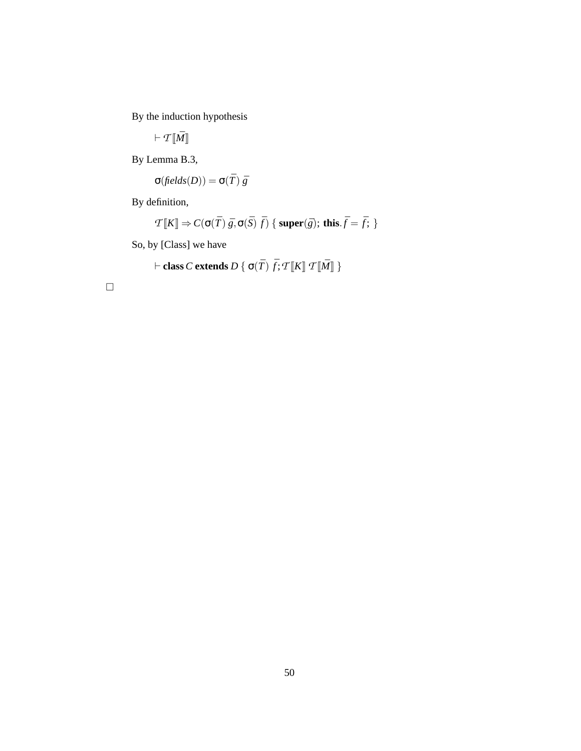By the induction hypothesis

$$\vdash \mathcal{T}[\![\bar{M}]\!]$$

By Lemma B.3,

$$\sigma(\mathit{fields}(D)) = \sigma(\bar{T})\ \bar{g}$$

By definition,

$$\mathcal{T}[\![K]\!] \Rightarrow C(\sigma(\bar{T})\ \bar{g}, \sigma(\bar{S})\ \bar{f})\ \{\ \mathbf{super}(\bar{g});\ \mathbf{this}.\bar{f} = \bar{f};\ \}$$

So, by [Class] we have

$$\vdash \mathbf{class}\ C\ \mathbf{extends}\ D\ \{\ \sigma(\bar{T})\ \bar{f}; \mathcal{T}[\![K]\!]\ \mathcal{T}[\![\bar{M}]\!]\ \}$$

□